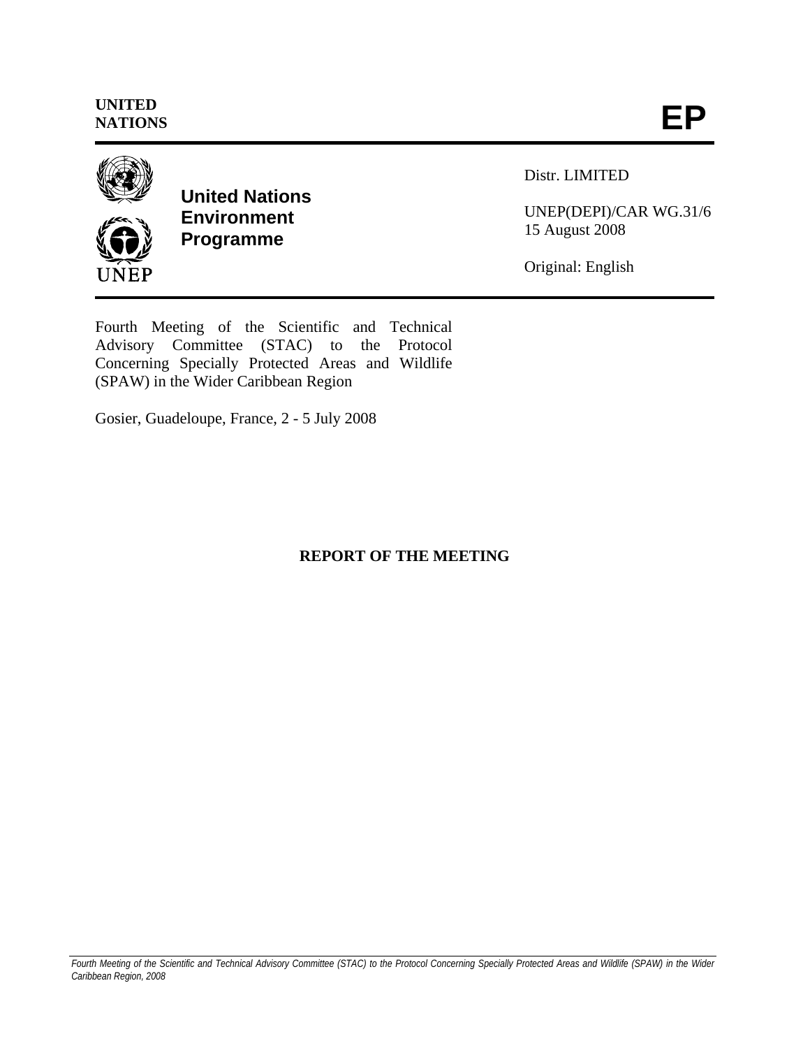UNITED NATIONS

**EP**

**United Nations Environment Programme**

UNEP

Distr. LIMITED

UNEP(DEPI)/CAR WG.31/6
15 August 2008

Original: English

Fourth Meeting of the Scientific and Technical Advisory Committee (STAC) to the Protocol Concerning Specially Protected Areas and Wildlife (SPAW) in the Wider Caribbean Region

Gosier, Guadeloupe, France, 2 - 5 July 2008

**REPORT OF THE MEETING**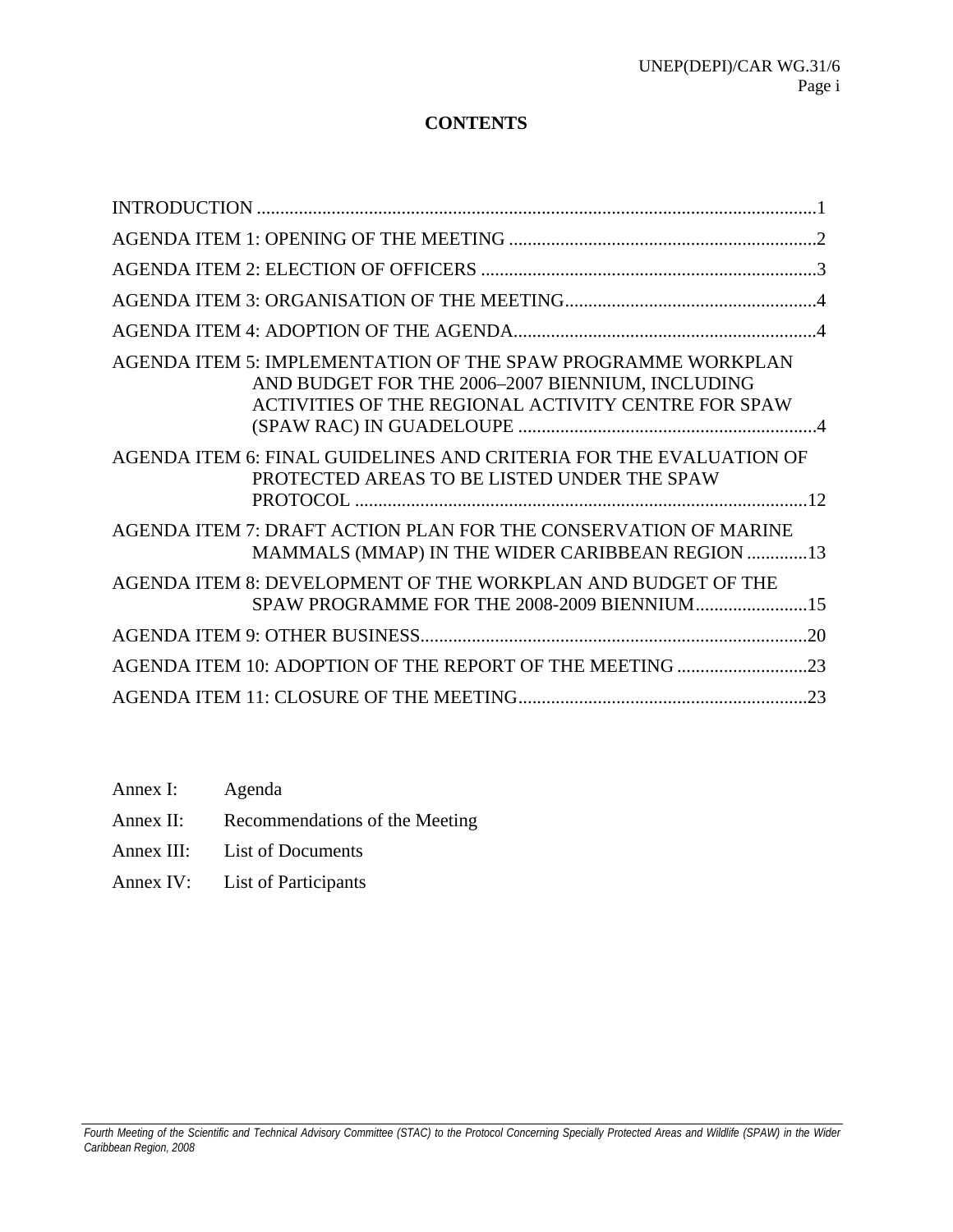# CONTENTS

INTRODUCTION .......................................................................................................................1

AGENDA ITEM 1: OPENING OF THE MEETING .................................................................2

AGENDA ITEM 2: ELECTION OF OFFICERS .......................................................................3

AGENDA ITEM 3: ORGANISATION OF THE MEETING.....................................................4

AGENDA ITEM 4: ADOPTION OF THE AGENDA................................................................4

AGENDA ITEM 5: IMPLEMENTATION OF THE SPAW PROGRAMME WORKPLAN AND BUDGET FOR THE 2006–2007 BIENNIUM, INCLUDING ACTIVITIES OF THE REGIONAL ACTIVITY CENTRE FOR SPAW (SPAW RAC) IN GUADELOUPE ...............................................................4

AGENDA ITEM 6: FINAL GUIDELINES AND CRITERIA FOR THE EVALUATION OF PROTECTED AREAS TO BE LISTED UNDER THE SPAW PROTOCOL ................................................................................................12

AGENDA ITEM 7: DRAFT ACTION PLAN FOR THE CONSERVATION OF MARINE MAMMALS (MMAP) IN THE WIDER CARIBBEAN REGION .............13

AGENDA ITEM 8: DEVELOPMENT OF THE WORKPLAN AND BUDGET OF THE SPAW PROGRAMME FOR THE 2008-2009 BIENNIUM........................15

AGENDA ITEM 9: OTHER BUSINESS..................................................................................20

AGENDA ITEM 10: ADOPTION OF THE REPORT OF THE MEETING ............................23

AGENDA ITEM 11: CLOSURE OF THE MEETING.............................................................23

Annex I: Agenda

Annex II: Recommendations of the Meeting

Annex III: List of Documents

Annex IV: List of Participants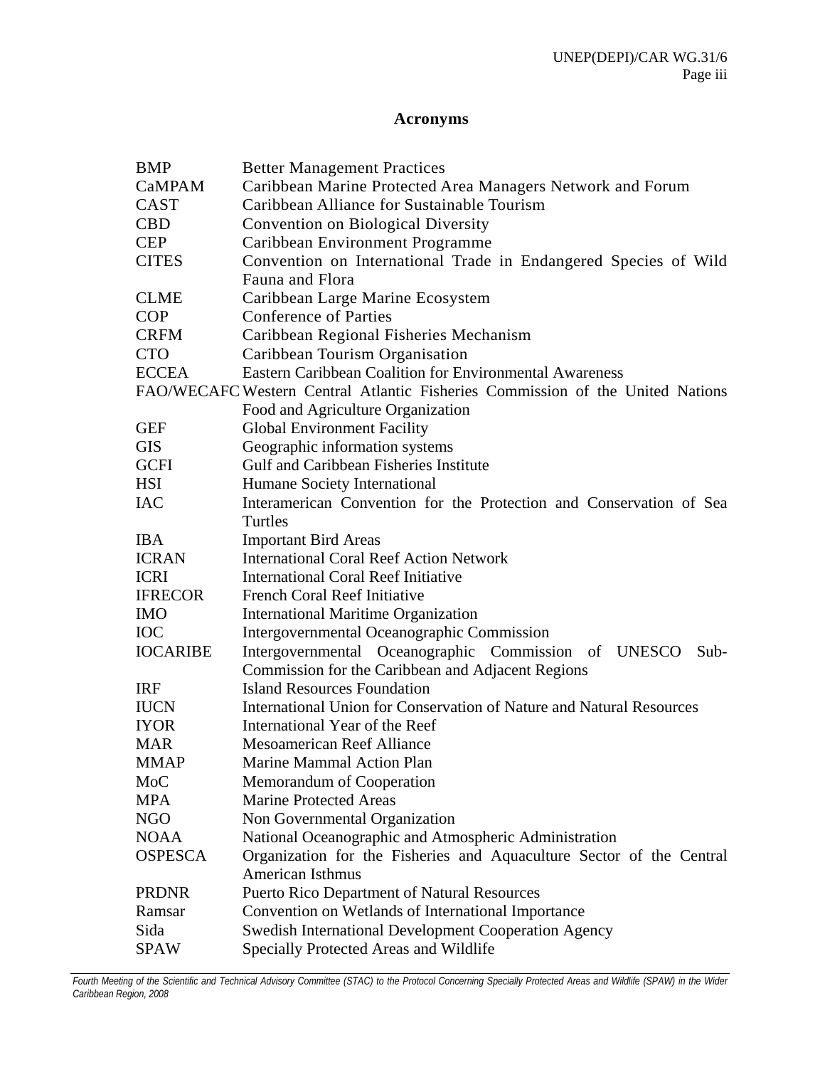## Acronyms

| | |
|---|---|
| BMP | Better Management Practices |
| CaMPAM | Caribbean Marine Protected Area Managers Network and Forum |
| CAST | Caribbean Alliance for Sustainable Tourism |
| CBD | Convention on Biological Diversity |
| CEP | Caribbean Environment Programme |
| CITES | Convention on International Trade in Endangered Species of Wild Fauna and Flora |
| CLME | Caribbean Large Marine Ecosystem |
| COP | Conference of Parties |
| CRFM | Caribbean Regional Fisheries Mechanism |
| CTO | Caribbean Tourism Organisation |
| ECCEA | Eastern Caribbean Coalition for Environmental Awareness |
| FAO/WECAFC | Western Central Atlantic Fisheries Commission of the United Nations Food and Agriculture Organization |
| GEF | Global Environment Facility |
| GIS | Geographic information systems |
| GCFI | Gulf and Caribbean Fisheries Institute |
| HSI | Humane Society International |
| IAC | Interamerican Convention for the Protection and Conservation of Sea Turtles |
| IBA | Important Bird Areas |
| ICRAN | International Coral Reef Action Network |
| ICRI | International Coral Reef Initiative |
| IFRECOR | French Coral Reef Initiative |
| IMO | International Maritime Organization |
| IOC | Intergovernmental Oceanographic Commission |
| IOCARIBE | Intergovernmental Oceanographic Commission of UNESCO Sub-Commission for the Caribbean and Adjacent Regions |
| IRF | Island Resources Foundation |
| IUCN | International Union for Conservation of Nature and Natural Resources |
| IYOR | International Year of the Reef |
| MAR | Mesoamerican Reef Alliance |
| MMAP | Marine Mammal Action Plan |
| MoC | Memorandum of Cooperation |
| MPA | Marine Protected Areas |
| NGO | Non Governmental Organization |
| NOAA | National Oceanographic and Atmospheric Administration |
| OSPESCA | Organization for the Fisheries and Aquaculture Sector of the Central American Isthmus |
| PRDNR | Puerto Rico Department of Natural Resources |
| Ramsar | Convention on Wetlands of International Importance |
| Sida | Swedish International Development Cooperation Agency |
| SPAW | Specially Protected Areas and Wildlife |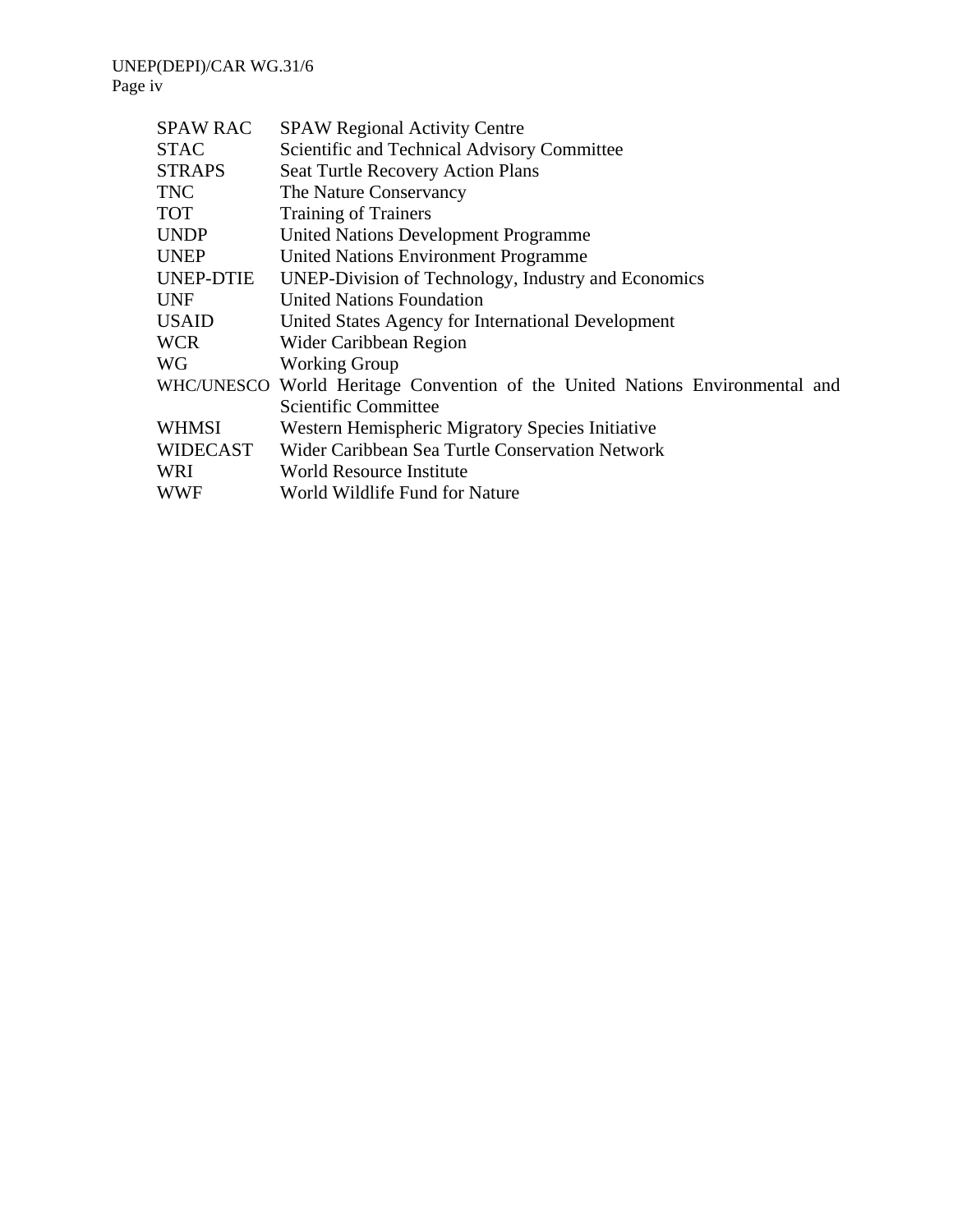| | |
|---|---|
| SPAW RAC | SPAW Regional Activity Centre |
| STAC | Scientific and Technical Advisory Committee |
| STRAPS | Seat Turtle Recovery Action Plans |
| TNC | The Nature Conservancy |
| TOT | Training of Trainers |
| UNDP | United Nations Development Programme |
| UNEP | United Nations Environment Programme |
| UNEP-DTIE | UNEP-Division of Technology, Industry and Economics |
| UNF | United Nations Foundation |
| USAID | United States Agency for International Development |
| WCR | Wider Caribbean Region |
| WG | Working Group |
| WHC/UNESCO | World Heritage Convention of the United Nations Environmental and Scientific Committee |
| WHMSI | Western Hemispheric Migratory Species Initiative |
| WIDECAST | Wider Caribbean Sea Turtle Conservation Network |
| WRI | World Resource Institute |
| WWF | World Wildlife Fund for Nature |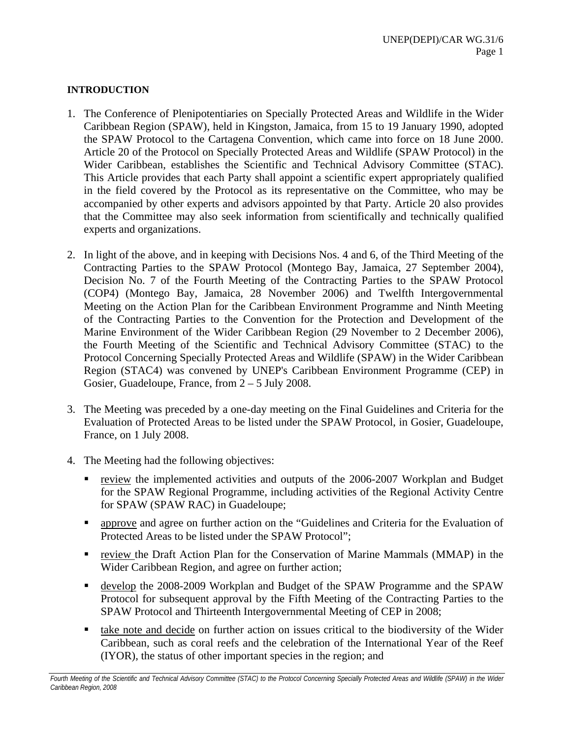**INTRODUCTION**

1. The Conference of Plenipotentiaries on Specially Protected Areas and Wildlife in the Wider Caribbean Region (SPAW), held in Kingston, Jamaica, from 15 to 19 January 1990, adopted the SPAW Protocol to the Cartagena Convention, which came into force on 18 June 2000. Article 20 of the Protocol on Specially Protected Areas and Wildlife (SPAW Protocol) in the Wider Caribbean, establishes the Scientific and Technical Advisory Committee (STAC). This Article provides that each Party shall appoint a scientific expert appropriately qualified in the field covered by the Protocol as its representative on the Committee, who may be accompanied by other experts and advisors appointed by that Party. Article 20 also provides that the Committee may also seek information from scientifically and technically qualified experts and organizations.

2. In light of the above, and in keeping with Decisions Nos. 4 and 6, of the Third Meeting of the Contracting Parties to the SPAW Protocol (Montego Bay, Jamaica, 27 September 2004), Decision No. 7 of the Fourth Meeting of the Contracting Parties to the SPAW Protocol (COP4) (Montego Bay, Jamaica, 28 November 2006) and Twelfth Intergovernmental Meeting on the Action Plan for the Caribbean Environment Programme and Ninth Meeting of the Contracting Parties to the Convention for the Protection and Development of the Marine Environment of the Wider Caribbean Region (29 November to 2 December 2006), the Fourth Meeting of the Scientific and Technical Advisory Committee (STAC) to the Protocol Concerning Specially Protected Areas and Wildlife (SPAW) in the Wider Caribbean Region (STAC4) was convened by UNEP's Caribbean Environment Programme (CEP) in Gosier, Guadeloupe, France, from 2 – 5 July 2008.

3. The Meeting was preceded by a one-day meeting on the Final Guidelines and Criteria for the Evaluation of Protected Areas to be listed under the SPAW Protocol, in Gosier, Guadeloupe, France, on 1 July 2008.

4. The Meeting had the following objectives:

   - review the implemented activities and outputs of the 2006-2007 Workplan and Budget for the SPAW Regional Programme, including activities of the Regional Activity Centre for SPAW (SPAW RAC) in Guadeloupe;
   - approve and agree on further action on the "Guidelines and Criteria for the Evaluation of Protected Areas to be listed under the SPAW Protocol";
   - review the Draft Action Plan for the Conservation of Marine Mammals (MMAP) in the Wider Caribbean Region, and agree on further action;
   - develop the 2008-2009 Workplan and Budget of the SPAW Programme and the SPAW Protocol for subsequent approval by the Fifth Meeting of the Contracting Parties to the SPAW Protocol and Thirteenth Intergovernmental Meeting of CEP in 2008;
   - take note and decide on further action on issues critical to the biodiversity of the Wider Caribbean, such as coral reefs and the celebration of the International Year of the Reef (IYOR), the status of other important species in the region; and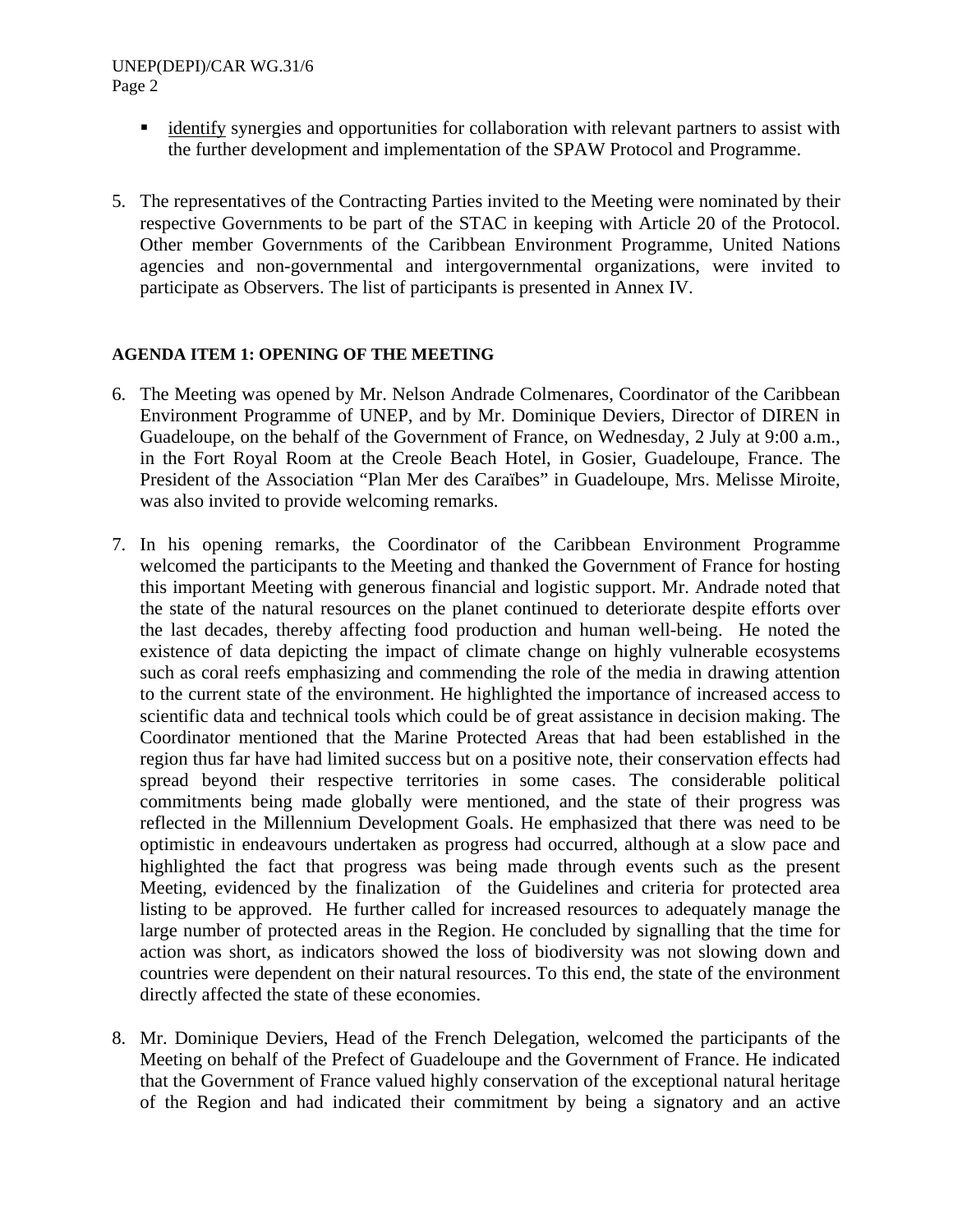- <u>identify</u> synergies and opportunities for collaboration with relevant partners to assist with the further development and implementation of the SPAW Protocol and Programme.

5. The representatives of the Contracting Parties invited to the Meeting were nominated by their respective Governments to be part of the STAC in keeping with Article 20 of the Protocol. Other member Governments of the Caribbean Environment Programme, United Nations agencies and non-governmental and intergovernmental organizations, were invited to participate as Observers. The list of participants is presented in Annex IV.

**AGENDA ITEM 1: OPENING OF THE MEETING**

6. The Meeting was opened by Mr. Nelson Andrade Colmenares, Coordinator of the Caribbean Environment Programme of UNEP, and by Mr. Dominique Deviers, Director of DIREN in Guadeloupe, on the behalf of the Government of France, on Wednesday, 2 July at 9:00 a.m., in the Fort Royal Room at the Creole Beach Hotel, in Gosier, Guadeloupe, France. The President of the Association "Plan Mer des Caraïbes" in Guadeloupe, Mrs. Melisse Miroite, was also invited to provide welcoming remarks.

7. In his opening remarks, the Coordinator of the Caribbean Environment Programme welcomed the participants to the Meeting and thanked the Government of France for hosting this important Meeting with generous financial and logistic support. Mr. Andrade noted that the state of the natural resources on the planet continued to deteriorate despite efforts over the last decades, thereby affecting food production and human well-being. He noted the existence of data depicting the impact of climate change on highly vulnerable ecosystems such as coral reefs emphasizing and commending the role of the media in drawing attention to the current state of the environment. He highlighted the importance of increased access to scientific data and technical tools which could be of great assistance in decision making. The Coordinator mentioned that the Marine Protected Areas that had been established in the region thus far have had limited success but on a positive note, their conservation effects had spread beyond their respective territories in some cases. The considerable political commitments being made globally were mentioned, and the state of their progress was reflected in the Millennium Development Goals. He emphasized that there was need to be optimistic in endeavours undertaken as progress had occurred, although at a slow pace and highlighted the fact that progress was being made through events such as the present Meeting, evidenced by the finalization of the Guidelines and criteria for protected area listing to be approved. He further called for increased resources to adequately manage the large number of protected areas in the Region. He concluded by signalling that the time for action was short, as indicators showed the loss of biodiversity was not slowing down and countries were dependent on their natural resources. To this end, the state of the environment directly affected the state of these economies.

8. Mr. Dominique Deviers, Head of the French Delegation, welcomed the participants of the Meeting on behalf of the Prefect of Guadeloupe and the Government of France. He indicated that the Government of France valued highly conservation of the exceptional natural heritage of the Region and had indicated their commitment by being a signatory and an active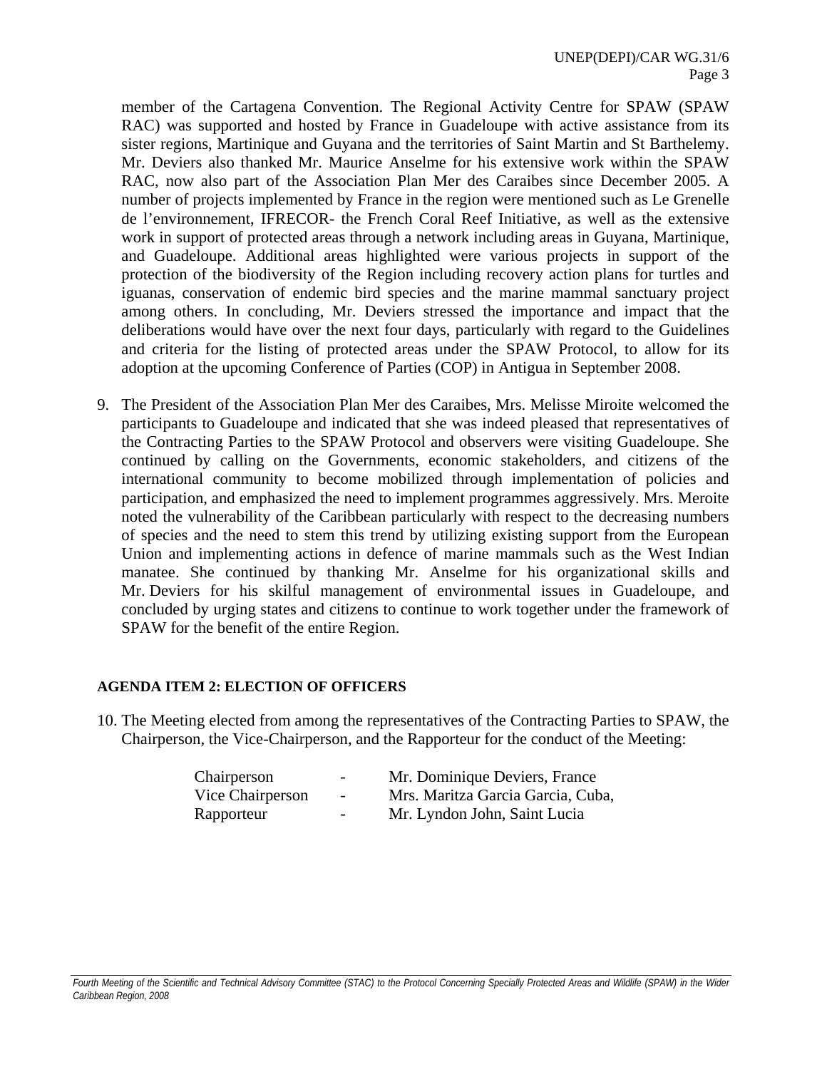member of the Cartagena Convention. The Regional Activity Centre for SPAW (SPAW RAC) was supported and hosted by France in Guadeloupe with active assistance from its sister regions, Martinique and Guyana and the territories of Saint Martin and St Barthelemy. Mr. Deviers also thanked Mr. Maurice Anselme for his extensive work within the SPAW RAC, now also part of the Association Plan Mer des Caraibes since December 2005. A number of projects implemented by France in the region were mentioned such as Le Grenelle de l'environnement, IFRECOR- the French Coral Reef Initiative, as well as the extensive work in support of protected areas through a network including areas in Guyana, Martinique, and Guadeloupe. Additional areas highlighted were various projects in support of the protection of the biodiversity of the Region including recovery action plans for turtles and iguanas, conservation of endemic bird species and the marine mammal sanctuary project among others. In concluding, Mr. Deviers stressed the importance and impact that the deliberations would have over the next four days, particularly with regard to the Guidelines and criteria for the listing of protected areas under the SPAW Protocol, to allow for its adoption at the upcoming Conference of Parties (COP) in Antigua in September 2008.

9. The President of the Association Plan Mer des Caraibes, Mrs. Melisse Miroite welcomed the participants to Guadeloupe and indicated that she was indeed pleased that representatives of the Contracting Parties to the SPAW Protocol and observers were visiting Guadeloupe. She continued by calling on the Governments, economic stakeholders, and citizens of the international community to become mobilized through implementation of policies and participation, and emphasized the need to implement programmes aggressively. Mrs. Meroite noted the vulnerability of the Caribbean particularly with respect to the decreasing numbers of species and the need to stem this trend by utilizing existing support from the European Union and implementing actions in defence of marine mammals such as the West Indian manatee. She continued by thanking Mr. Anselme for his organizational skills and Mr. Deviers for his skilful management of environmental issues in Guadeloupe, and concluded by urging states and citizens to continue to work together under the framework of SPAW for the benefit of the entire Region.

## AGENDA ITEM 2: ELECTION OF OFFICERS

10. The Meeting elected from among the representatives of the Contracting Parties to SPAW, the Chairperson, the Vice-Chairperson, and the Rapporteur for the conduct of the Meeting:

| | | |
|---|---|---|
| Chairperson | - | Mr. Dominique Deviers, France |
| Vice Chairperson | - | Mrs. Maritza Garcia Garcia, Cuba, |
| Rapporteur | - | Mr. Lyndon John, Saint Lucia |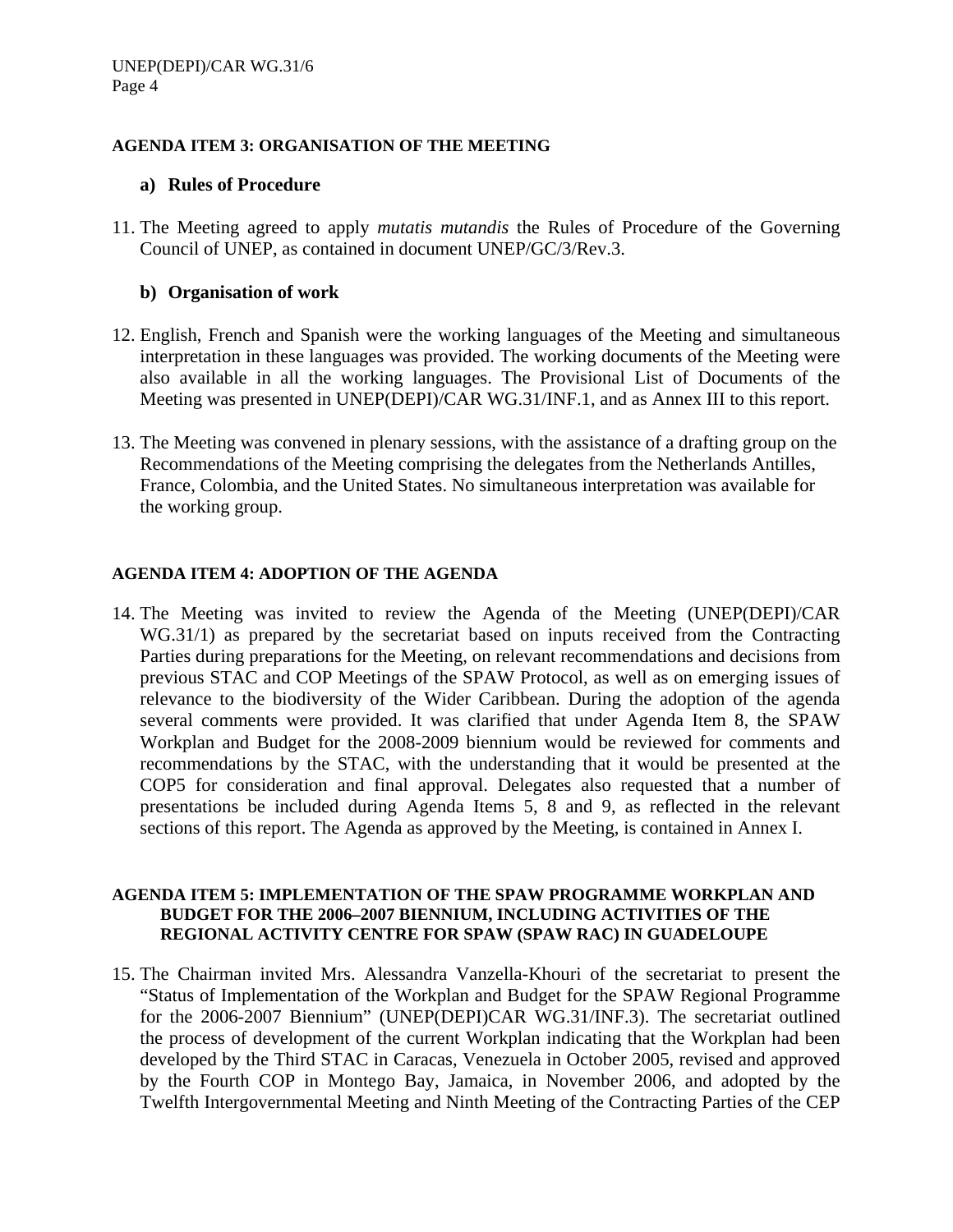## AGENDA ITEM 3: ORGANISATION OF THE MEETING

### a) Rules of Procedure

11. The Meeting agreed to apply *mutatis mutandis* the Rules of Procedure of the Governing Council of UNEP, as contained in document UNEP/GC/3/Rev.3.

### b) Organisation of work

12. English, French and Spanish were the working languages of the Meeting and simultaneous interpretation in these languages was provided. The working documents of the Meeting were also available in all the working languages. The Provisional List of Documents of the Meeting was presented in UNEP(DEPI)/CAR WG.31/INF.1, and as Annex III to this report.

13. The Meeting was convened in plenary sessions, with the assistance of a drafting group on the Recommendations of the Meeting comprising the delegates from the Netherlands Antilles, France, Colombia, and the United States. No simultaneous interpretation was available for the working group.

## AGENDA ITEM 4: ADOPTION OF THE AGENDA

14. The Meeting was invited to review the Agenda of the Meeting (UNEP(DEPI)/CAR WG.31/1) as prepared by the secretariat based on inputs received from the Contracting Parties during preparations for the Meeting, on relevant recommendations and decisions from previous STAC and COP Meetings of the SPAW Protocol, as well as on emerging issues of relevance to the biodiversity of the Wider Caribbean. During the adoption of the agenda several comments were provided. It was clarified that under Agenda Item 8, the SPAW Workplan and Budget for the 2008-2009 biennium would be reviewed for comments and recommendations by the STAC, with the understanding that it would be presented at the COP5 for consideration and final approval. Delegates also requested that a number of presentations be included during Agenda Items 5, 8 and 9, as reflected in the relevant sections of this report. The Agenda as approved by the Meeting, is contained in Annex I.

## AGENDA ITEM 5: IMPLEMENTATION OF THE SPAW PROGRAMME WORKPLAN AND BUDGET FOR THE 2006–2007 BIENNIUM, INCLUDING ACTIVITIES OF THE REGIONAL ACTIVITY CENTRE FOR SPAW (SPAW RAC) IN GUADELOUPE

15. The Chairman invited Mrs. Alessandra Vanzella-Khouri of the secretariat to present the "Status of Implementation of the Workplan and Budget for the SPAW Regional Programme for the 2006-2007 Biennium" (UNEP(DEPI)CAR WG.31/INF.3). The secretariat outlined the process of development of the current Workplan indicating that the Workplan had been developed by the Third STAC in Caracas, Venezuela in October 2005, revised and approved by the Fourth COP in Montego Bay, Jamaica, in November 2006, and adopted by the Twelfth Intergovernmental Meeting and Ninth Meeting of the Contracting Parties of the CEP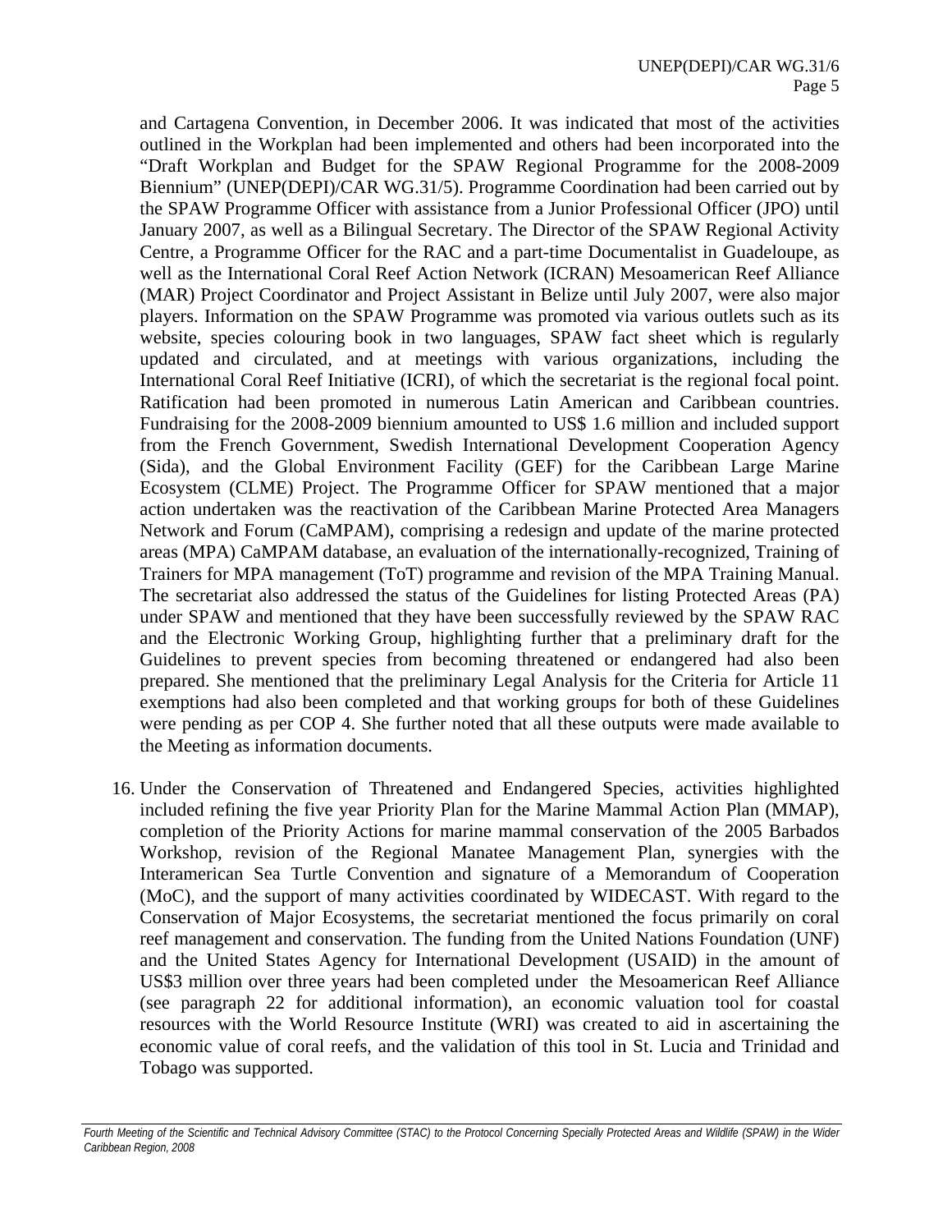and Cartagena Convention, in December 2006. It was indicated that most of the activities outlined in the Workplan had been implemented and others had been incorporated into the "Draft Workplan and Budget for the SPAW Regional Programme for the 2008-2009 Biennium" (UNEP(DEPI)/CAR WG.31/5). Programme Coordination had been carried out by the SPAW Programme Officer with assistance from a Junior Professional Officer (JPO) until January 2007, as well as a Bilingual Secretary. The Director of the SPAW Regional Activity Centre, a Programme Officer for the RAC and a part-time Documentalist in Guadeloupe, as well as the International Coral Reef Action Network (ICRAN) Mesoamerican Reef Alliance (MAR) Project Coordinator and Project Assistant in Belize until July 2007, were also major players. Information on the SPAW Programme was promoted via various outlets such as its website, species colouring book in two languages, SPAW fact sheet which is regularly updated and circulated, and at meetings with various organizations, including the International Coral Reef Initiative (ICRI), of which the secretariat is the regional focal point. Ratification had been promoted in numerous Latin American and Caribbean countries. Fundraising for the 2008-2009 biennium amounted to US$ 1.6 million and included support from the French Government, Swedish International Development Cooperation Agency (Sida), and the Global Environment Facility (GEF) for the Caribbean Large Marine Ecosystem (CLME) Project. The Programme Officer for SPAW mentioned that a major action undertaken was the reactivation of the Caribbean Marine Protected Area Managers Network and Forum (CaMPAM), comprising a redesign and update of the marine protected areas (MPA) CaMPAM database, an evaluation of the internationally-recognized, Training of Trainers for MPA management (ToT) programme and revision of the MPA Training Manual. The secretariat also addressed the status of the Guidelines for listing Protected Areas (PA) under SPAW and mentioned that they have been successfully reviewed by the SPAW RAC and the Electronic Working Group, highlighting further that a preliminary draft for the Guidelines to prevent species from becoming threatened or endangered had also been prepared. She mentioned that the preliminary Legal Analysis for the Criteria for Article 11 exemptions had also been completed and that working groups for both of these Guidelines were pending as per COP 4. She further noted that all these outputs were made available to the Meeting as information documents.

16. Under the Conservation of Threatened and Endangered Species, activities highlighted included refining the five year Priority Plan for the Marine Mammal Action Plan (MMAP), completion of the Priority Actions for marine mammal conservation of the 2005 Barbados Workshop, revision of the Regional Manatee Management Plan, synergies with the Interamerican Sea Turtle Convention and signature of a Memorandum of Cooperation (MoC), and the support of many activities coordinated by WIDECAST. With regard to the Conservation of Major Ecosystems, the secretariat mentioned the focus primarily on coral reef management and conservation. The funding from the United Nations Foundation (UNF) and the United States Agency for International Development (USAID) in the amount of US$3 million over three years had been completed under the Mesoamerican Reef Alliance (see paragraph 22 for additional information), an economic valuation tool for coastal resources with the World Resource Institute (WRI) was created to aid in ascertaining the economic value of coral reefs, and the validation of this tool in St. Lucia and Trinidad and Tobago was supported.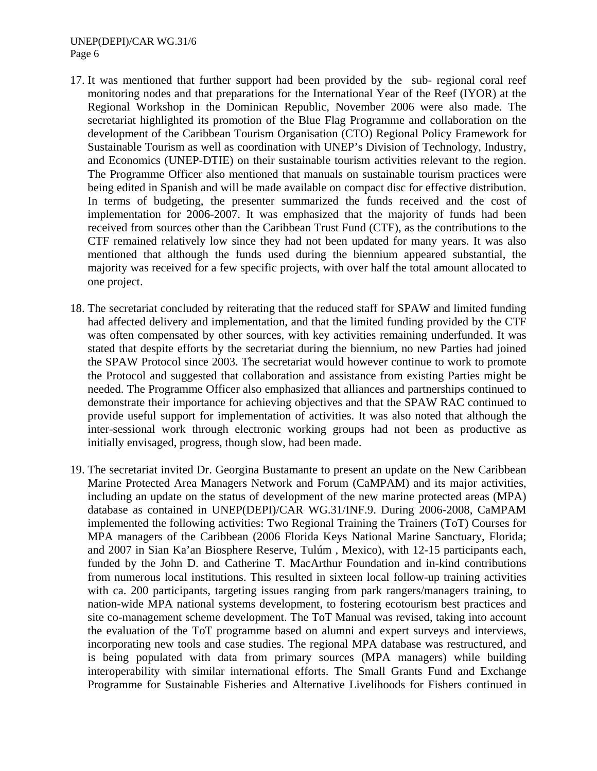17. It was mentioned that further support had been provided by the sub- regional coral reef monitoring nodes and that preparations for the International Year of the Reef (IYOR) at the Regional Workshop in the Dominican Republic, November 2006 were also made. The secretariat highlighted its promotion of the Blue Flag Programme and collaboration on the development of the Caribbean Tourism Organisation (CTO) Regional Policy Framework for Sustainable Tourism as well as coordination with UNEP's Division of Technology, Industry, and Economics (UNEP-DTIE) on their sustainable tourism activities relevant to the region. The Programme Officer also mentioned that manuals on sustainable tourism practices were being edited in Spanish and will be made available on compact disc for effective distribution. In terms of budgeting, the presenter summarized the funds received and the cost of implementation for 2006-2007. It was emphasized that the majority of funds had been received from sources other than the Caribbean Trust Fund (CTF), as the contributions to the CTF remained relatively low since they had not been updated for many years. It was also mentioned that although the funds used during the biennium appeared substantial, the majority was received for a few specific projects, with over half the total amount allocated to one project.

18. The secretariat concluded by reiterating that the reduced staff for SPAW and limited funding had affected delivery and implementation, and that the limited funding provided by the CTF was often compensated by other sources, with key activities remaining underfunded. It was stated that despite efforts by the secretariat during the biennium, no new Parties had joined the SPAW Protocol since 2003. The secretariat would however continue to work to promote the Protocol and suggested that collaboration and assistance from existing Parties might be needed. The Programme Officer also emphasized that alliances and partnerships continued to demonstrate their importance for achieving objectives and that the SPAW RAC continued to provide useful support for implementation of activities. It was also noted that although the inter-sessional work through electronic working groups had not been as productive as initially envisaged, progress, though slow, had been made.

19. The secretariat invited Dr. Georgina Bustamante to present an update on the New Caribbean Marine Protected Area Managers Network and Forum (CaMPAM) and its major activities, including an update on the status of development of the new marine protected areas (MPA) database as contained in UNEP(DEPI)/CAR WG.31/INF.9. During 2006-2008, CaMPAM implemented the following activities: Two Regional Training the Trainers (ToT) Courses for MPA managers of the Caribbean (2006 Florida Keys National Marine Sanctuary, Florida; and 2007 in Sian Ka'an Biosphere Reserve, Tulúm , Mexico), with 12-15 participants each, funded by the John D. and Catherine T. MacArthur Foundation and in-kind contributions from numerous local institutions. This resulted in sixteen local follow-up training activities with ca. 200 participants, targeting issues ranging from park rangers/managers training, to nation-wide MPA national systems development, to fostering ecotourism best practices and site co-management scheme development. The ToT Manual was revised, taking into account the evaluation of the ToT programme based on alumni and expert surveys and interviews, incorporating new tools and case studies. The regional MPA database was restructured, and is being populated with data from primary sources (MPA managers) while building interoperability with similar international efforts. The Small Grants Fund and Exchange Programme for Sustainable Fisheries and Alternative Livelihoods for Fishers continued in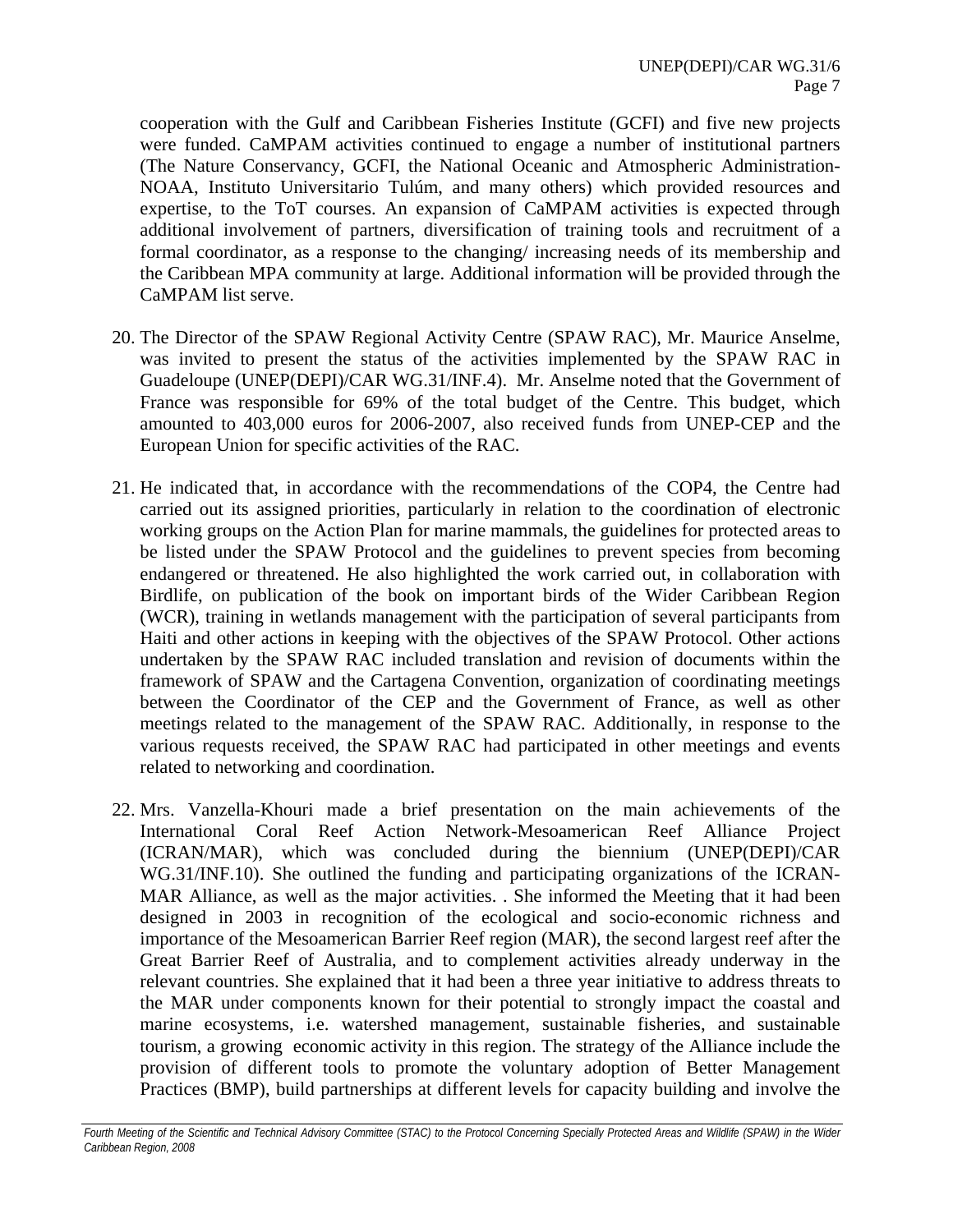cooperation with the Gulf and Caribbean Fisheries Institute (GCFI) and five new projects were funded. CaMPAM activities continued to engage a number of institutional partners (The Nature Conservancy, GCFI, the National Oceanic and Atmospheric Administration-NOAA, Instituto Universitario Tulúm, and many others) which provided resources and expertise, to the ToT courses. An expansion of CaMPAM activities is expected through additional involvement of partners, diversification of training tools and recruitment of a formal coordinator, as a response to the changing/ increasing needs of its membership and the Caribbean MPA community at large. Additional information will be provided through the CaMPAM list serve.

20. The Director of the SPAW Regional Activity Centre (SPAW RAC), Mr. Maurice Anselme, was invited to present the status of the activities implemented by the SPAW RAC in Guadeloupe (UNEP(DEPI)/CAR WG.31/INF.4). Mr. Anselme noted that the Government of France was responsible for 69% of the total budget of the Centre. This budget, which amounted to 403,000 euros for 2006-2007, also received funds from UNEP-CEP and the European Union for specific activities of the RAC.

21. He indicated that, in accordance with the recommendations of the COP4, the Centre had carried out its assigned priorities, particularly in relation to the coordination of electronic working groups on the Action Plan for marine mammals, the guidelines for protected areas to be listed under the SPAW Protocol and the guidelines to prevent species from becoming endangered or threatened. He also highlighted the work carried out, in collaboration with Birdlife, on publication of the book on important birds of the Wider Caribbean Region (WCR), training in wetlands management with the participation of several participants from Haiti and other actions in keeping with the objectives of the SPAW Protocol. Other actions undertaken by the SPAW RAC included translation and revision of documents within the framework of SPAW and the Cartagena Convention, organization of coordinating meetings between the Coordinator of the CEP and the Government of France, as well as other meetings related to the management of the SPAW RAC. Additionally, in response to the various requests received, the SPAW RAC had participated in other meetings and events related to networking and coordination.

22. Mrs. Vanzella-Khouri made a brief presentation on the main achievements of the International Coral Reef Action Network-Mesoamerican Reef Alliance Project (ICRAN/MAR), which was concluded during the biennium (UNEP(DEPI)/CAR WG.31/INF.10). She outlined the funding and participating organizations of the ICRAN-MAR Alliance, as well as the major activities. . She informed the Meeting that it had been designed in 2003 in recognition of the ecological and socio-economic richness and importance of the Mesoamerican Barrier Reef region (MAR), the second largest reef after the Great Barrier Reef of Australia, and to complement activities already underway in the relevant countries. She explained that it had been a three year initiative to address threats to the MAR under components known for their potential to strongly impact the coastal and marine ecosystems, i.e. watershed management, sustainable fisheries, and sustainable tourism, a growing economic activity in this region. The strategy of the Alliance include the provision of different tools to promote the voluntary adoption of Better Management Practices (BMP), build partnerships at different levels for capacity building and involve the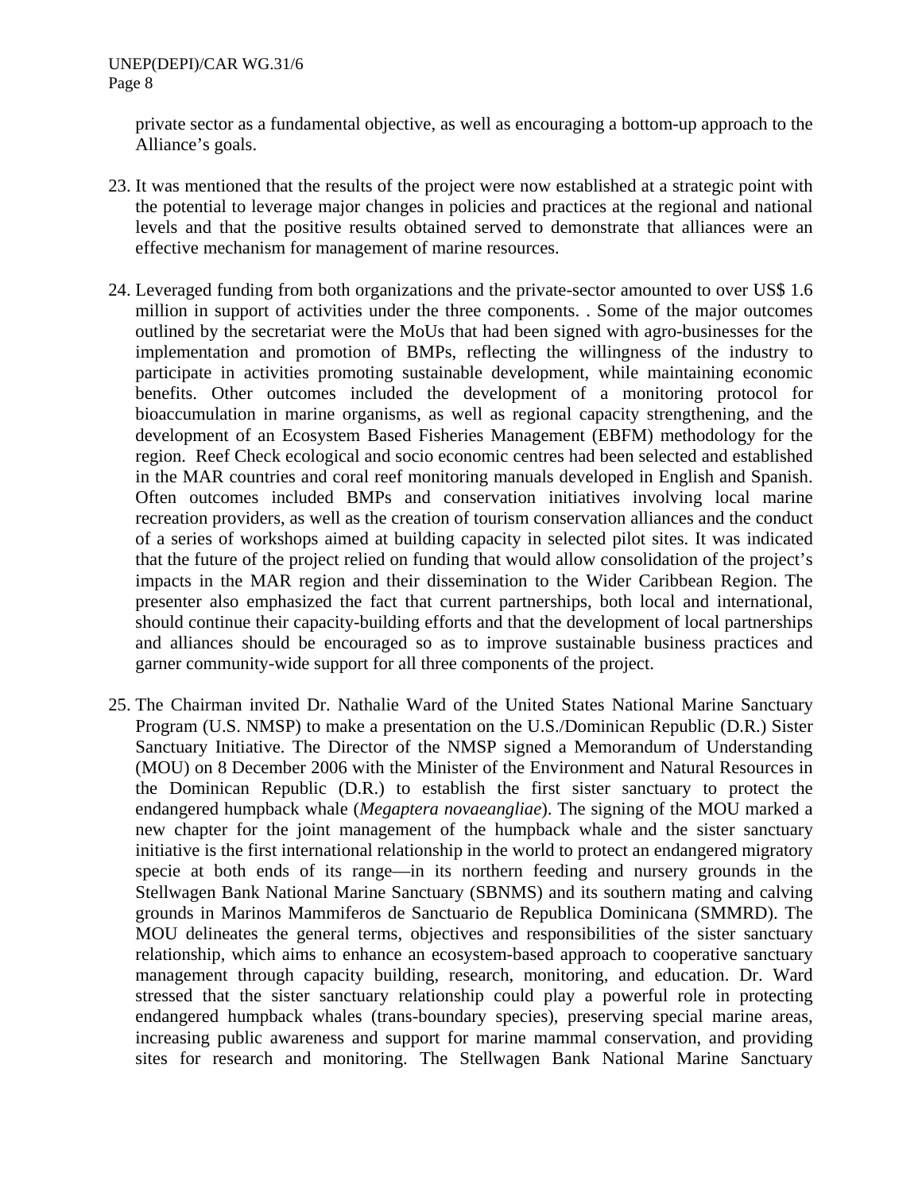private sector as a fundamental objective, as well as encouraging a bottom-up approach to the Alliance's goals.

23. It was mentioned that the results of the project were now established at a strategic point with the potential to leverage major changes in policies and practices at the regional and national levels and that the positive results obtained served to demonstrate that alliances were an effective mechanism for management of marine resources.

24. Leveraged funding from both organizations and the private-sector amounted to over US$ 1.6 million in support of activities under the three components. . Some of the major outcomes outlined by the secretariat were the MoUs that had been signed with agro-businesses for the implementation and promotion of BMPs, reflecting the willingness of the industry to participate in activities promoting sustainable development, while maintaining economic benefits. Other outcomes included the development of a monitoring protocol for bioaccumulation in marine organisms, as well as regional capacity strengthening, and the development of an Ecosystem Based Fisheries Management (EBFM) methodology for the region. Reef Check ecological and socio economic centres had been selected and established in the MAR countries and coral reef monitoring manuals developed in English and Spanish. Often outcomes included BMPs and conservation initiatives involving local marine recreation providers, as well as the creation of tourism conservation alliances and the conduct of a series of workshops aimed at building capacity in selected pilot sites. It was indicated that the future of the project relied on funding that would allow consolidation of the project's impacts in the MAR region and their dissemination to the Wider Caribbean Region. The presenter also emphasized the fact that current partnerships, both local and international, should continue their capacity-building efforts and that the development of local partnerships and alliances should be encouraged so as to improve sustainable business practices and garner community-wide support for all three components of the project.

25. The Chairman invited Dr. Nathalie Ward of the United States National Marine Sanctuary Program (U.S. NMSP) to make a presentation on the U.S./Dominican Republic (D.R.) Sister Sanctuary Initiative. The Director of the NMSP signed a Memorandum of Understanding (MOU) on 8 December 2006 with the Minister of the Environment and Natural Resources in the Dominican Republic (D.R.) to establish the first sister sanctuary to protect the endangered humpback whale (*Megaptera novaeangliae*). The signing of the MOU marked a new chapter for the joint management of the humpback whale and the sister sanctuary initiative is the first international relationship in the world to protect an endangered migratory specie at both ends of its range—in its northern feeding and nursery grounds in the Stellwagen Bank National Marine Sanctuary (SBNMS) and its southern mating and calving grounds in Marinos Mammiferos de Sanctuario de Republica Dominicana (SMMRD). The MOU delineates the general terms, objectives and responsibilities of the sister sanctuary relationship, which aims to enhance an ecosystem-based approach to cooperative sanctuary management through capacity building, research, monitoring, and education. Dr. Ward stressed that the sister sanctuary relationship could play a powerful role in protecting endangered humpback whales (trans-boundary species), preserving special marine areas, increasing public awareness and support for marine mammal conservation, and providing sites for research and monitoring. The Stellwagen Bank National Marine Sanctuary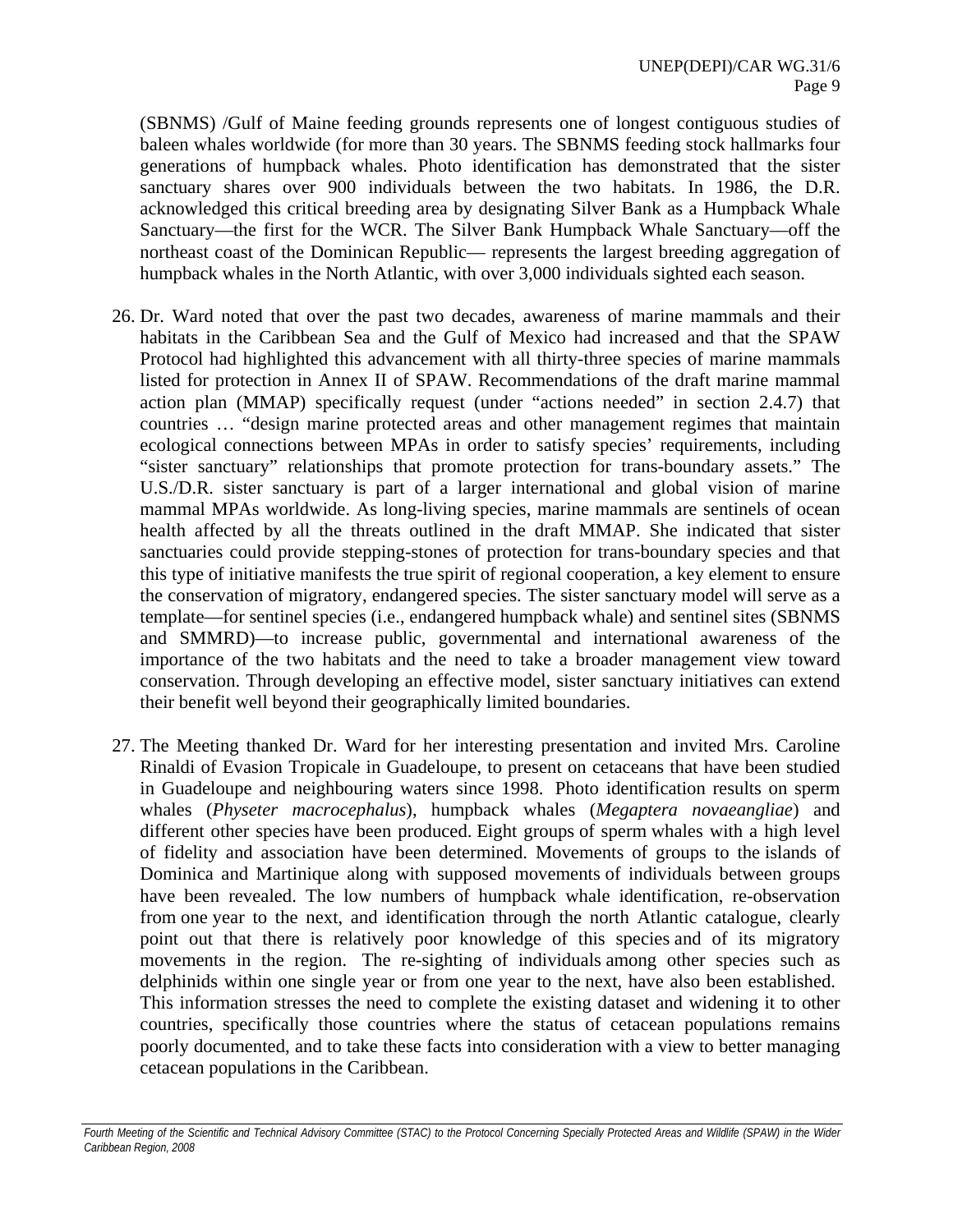(SBNMS) /Gulf of Maine feeding grounds represents one of longest contiguous studies of baleen whales worldwide (for more than 30 years. The SBNMS feeding stock hallmarks four generations of humpback whales. Photo identification has demonstrated that the sister sanctuary shares over 900 individuals between the two habitats. In 1986, the D.R. acknowledged this critical breeding area by designating Silver Bank as a Humpback Whale Sanctuary—the first for the WCR. The Silver Bank Humpback Whale Sanctuary—off the northeast coast of the Dominican Republic— represents the largest breeding aggregation of humpback whales in the North Atlantic, with over 3,000 individuals sighted each season.

26. Dr. Ward noted that over the past two decades, awareness of marine mammals and their habitats in the Caribbean Sea and the Gulf of Mexico had increased and that the SPAW Protocol had highlighted this advancement with all thirty-three species of marine mammals listed for protection in Annex II of SPAW. Recommendations of the draft marine mammal action plan (MMAP) specifically request (under "actions needed" in section 2.4.7) that countries … "design marine protected areas and other management regimes that maintain ecological connections between MPAs in order to satisfy species' requirements, including "sister sanctuary" relationships that promote protection for trans-boundary assets." The U.S./D.R. sister sanctuary is part of a larger international and global vision of marine mammal MPAs worldwide. As long-living species, marine mammals are sentinels of ocean health affected by all the threats outlined in the draft MMAP. She indicated that sister sanctuaries could provide stepping-stones of protection for trans-boundary species and that this type of initiative manifests the true spirit of regional cooperation, a key element to ensure the conservation of migratory, endangered species. The sister sanctuary model will serve as a template—for sentinel species (i.e., endangered humpback whale) and sentinel sites (SBNMS and SMMRD)—to increase public, governmental and international awareness of the importance of the two habitats and the need to take a broader management view toward conservation. Through developing an effective model, sister sanctuary initiatives can extend their benefit well beyond their geographically limited boundaries.

27. The Meeting thanked Dr. Ward for her interesting presentation and invited Mrs. Caroline Rinaldi of Evasion Tropicale in Guadeloupe, to present on cetaceans that have been studied in Guadeloupe and neighbouring waters since 1998. Photo identification results on sperm whales (*Physeter macrocephalus*), humpback whales (*Megaptera novaeangliae*) and different other species have been produced. Eight groups of sperm whales with a high level of fidelity and association have been determined. Movements of groups to the islands of Dominica and Martinique along with supposed movements of individuals between groups have been revealed. The low numbers of humpback whale identification, re-observation from one year to the next, and identification through the north Atlantic catalogue, clearly point out that there is relatively poor knowledge of this species and of its migratory movements in the region. The re-sighting of individuals among other species such as delphinids within one single year or from one year to the next, have also been established. This information stresses the need to complete the existing dataset and widening it to other countries, specifically those countries where the status of cetacean populations remains poorly documented, and to take these facts into consideration with a view to better managing cetacean populations in the Caribbean.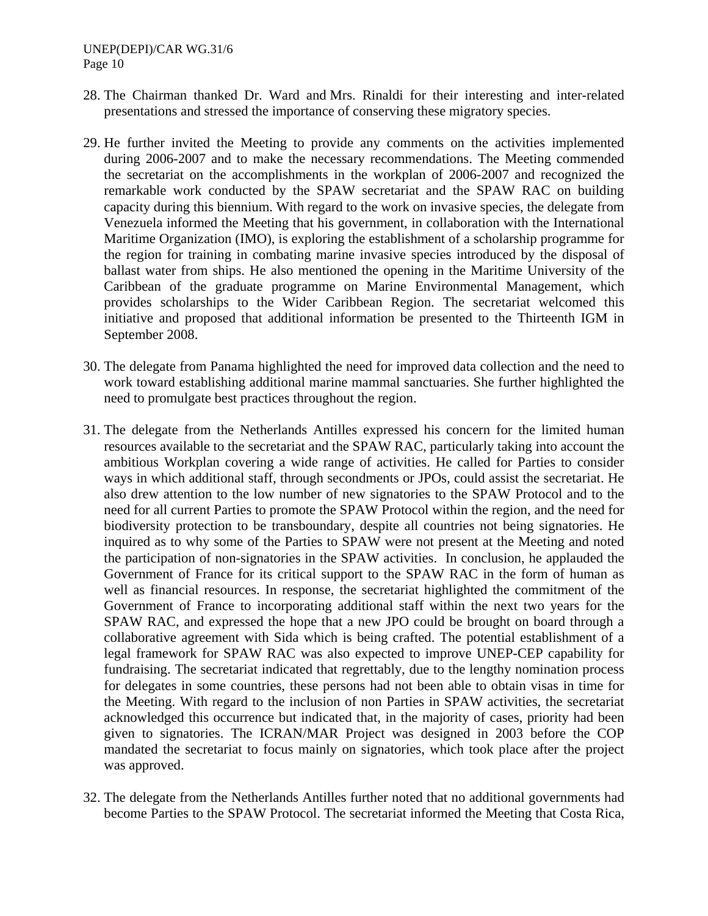28. The Chairman thanked Dr. Ward and Mrs. Rinaldi for their interesting and inter-related presentations and stressed the importance of conserving these migratory species.

29. He further invited the Meeting to provide any comments on the activities implemented during 2006-2007 and to make the necessary recommendations. The Meeting commended the secretariat on the accomplishments in the workplan of 2006-2007 and recognized the remarkable work conducted by the SPAW secretariat and the SPAW RAC on building capacity during this biennium. With regard to the work on invasive species, the delegate from Venezuela informed the Meeting that his government, in collaboration with the International Maritime Organization (IMO), is exploring the establishment of a scholarship programme for the region for training in combating marine invasive species introduced by the disposal of ballast water from ships. He also mentioned the opening in the Maritime University of the Caribbean of the graduate programme on Marine Environmental Management, which provides scholarships to the Wider Caribbean Region. The secretariat welcomed this initiative and proposed that additional information be presented to the Thirteenth IGM in September 2008.

30. The delegate from Panama highlighted the need for improved data collection and the need to work toward establishing additional marine mammal sanctuaries. She further highlighted the need to promulgate best practices throughout the region.

31. The delegate from the Netherlands Antilles expressed his concern for the limited human resources available to the secretariat and the SPAW RAC, particularly taking into account the ambitious Workplan covering a wide range of activities. He called for Parties to consider ways in which additional staff, through secondments or JPOs, could assist the secretariat. He also drew attention to the low number of new signatories to the SPAW Protocol and to the need for all current Parties to promote the SPAW Protocol within the region, and the need for biodiversity protection to be transboundary, despite all countries not being signatories. He inquired as to why some of the Parties to SPAW were not present at the Meeting and noted the participation of non-signatories in the SPAW activities. In conclusion, he applauded the Government of France for its critical support to the SPAW RAC in the form of human as well as financial resources. In response, the secretariat highlighted the commitment of the Government of France to incorporating additional staff within the next two years for the SPAW RAC, and expressed the hope that a new JPO could be brought on board through a collaborative agreement with Sida which is being crafted. The potential establishment of a legal framework for SPAW RAC was also expected to improve UNEP-CEP capability for fundraising. The secretariat indicated that regrettably, due to the lengthy nomination process for delegates in some countries, these persons had not been able to obtain visas in time for the Meeting. With regard to the inclusion of non Parties in SPAW activities, the secretariat acknowledged this occurrence but indicated that, in the majority of cases, priority had been given to signatories. The ICRAN/MAR Project was designed in 2003 before the COP mandated the secretariat to focus mainly on signatories, which took place after the project was approved.

32. The delegate from the Netherlands Antilles further noted that no additional governments had become Parties to the SPAW Protocol. The secretariat informed the Meeting that Costa Rica,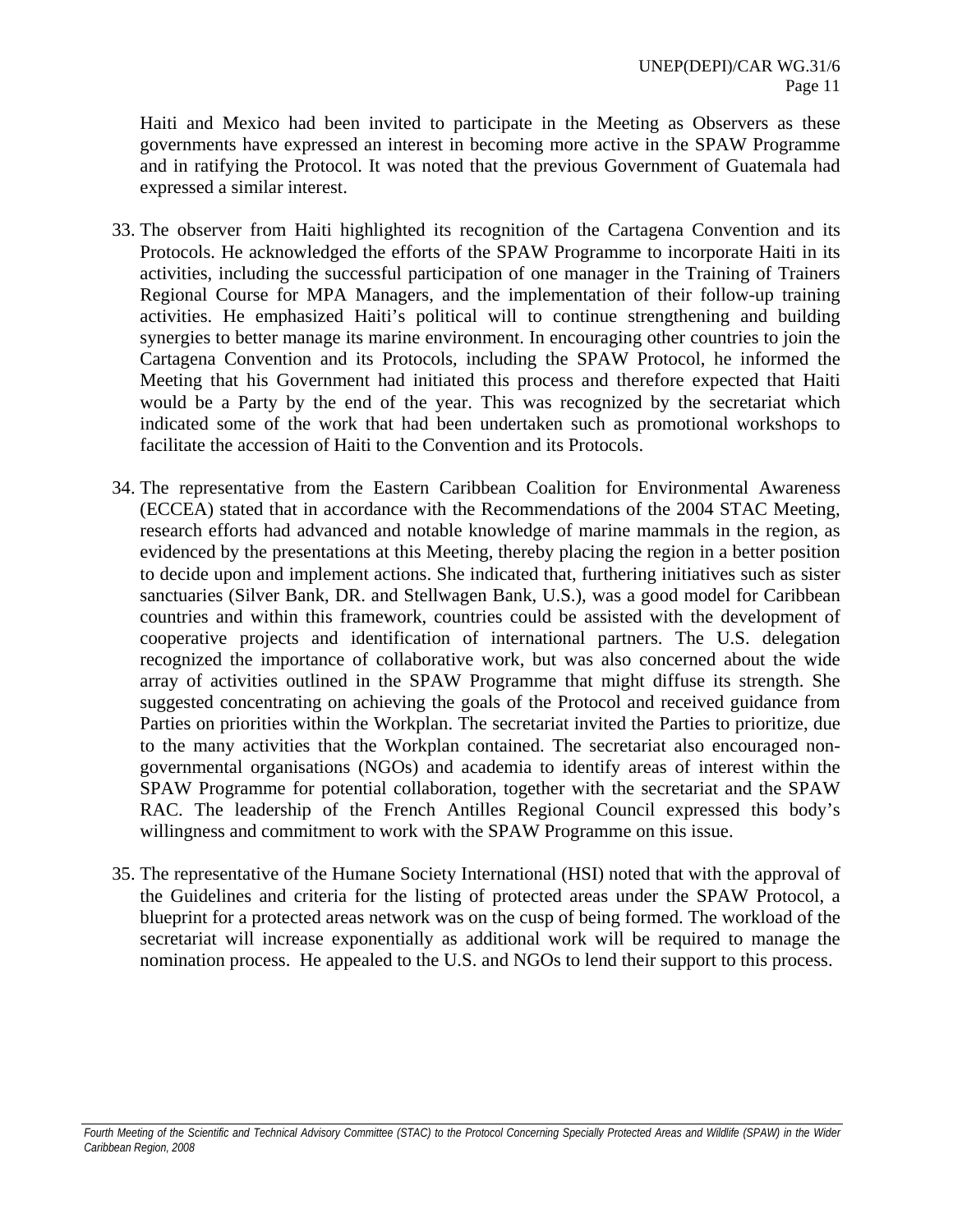Haiti and Mexico had been invited to participate in the Meeting as Observers as these governments have expressed an interest in becoming more active in the SPAW Programme and in ratifying the Protocol. It was noted that the previous Government of Guatemala had expressed a similar interest.

33. The observer from Haiti highlighted its recognition of the Cartagena Convention and its Protocols. He acknowledged the efforts of the SPAW Programme to incorporate Haiti in its activities, including the successful participation of one manager in the Training of Trainers Regional Course for MPA Managers, and the implementation of their follow-up training activities. He emphasized Haiti's political will to continue strengthening and building synergies to better manage its marine environment. In encouraging other countries to join the Cartagena Convention and its Protocols, including the SPAW Protocol, he informed the Meeting that his Government had initiated this process and therefore expected that Haiti would be a Party by the end of the year. This was recognized by the secretariat which indicated some of the work that had been undertaken such as promotional workshops to facilitate the accession of Haiti to the Convention and its Protocols.

34. The representative from the Eastern Caribbean Coalition for Environmental Awareness (ECCEA) stated that in accordance with the Recommendations of the 2004 STAC Meeting, research efforts had advanced and notable knowledge of marine mammals in the region, as evidenced by the presentations at this Meeting, thereby placing the region in a better position to decide upon and implement actions. She indicated that, furthering initiatives such as sister sanctuaries (Silver Bank, DR. and Stellwagen Bank, U.S.), was a good model for Caribbean countries and within this framework, countries could be assisted with the development of cooperative projects and identification of international partners. The U.S. delegation recognized the importance of collaborative work, but was also concerned about the wide array of activities outlined in the SPAW Programme that might diffuse its strength. She suggested concentrating on achieving the goals of the Protocol and received guidance from Parties on priorities within the Workplan. The secretariat invited the Parties to prioritize, due to the many activities that the Workplan contained. The secretariat also encouraged non-governmental organisations (NGOs) and academia to identify areas of interest within the SPAW Programme for potential collaboration, together with the secretariat and the SPAW RAC. The leadership of the French Antilles Regional Council expressed this body's willingness and commitment to work with the SPAW Programme on this issue.

35. The representative of the Humane Society International (HSI) noted that with the approval of the Guidelines and criteria for the listing of protected areas under the SPAW Protocol, a blueprint for a protected areas network was on the cusp of being formed. The workload of the secretariat will increase exponentially as additional work will be required to manage the nomination process. He appealed to the U.S. and NGOs to lend their support to this process.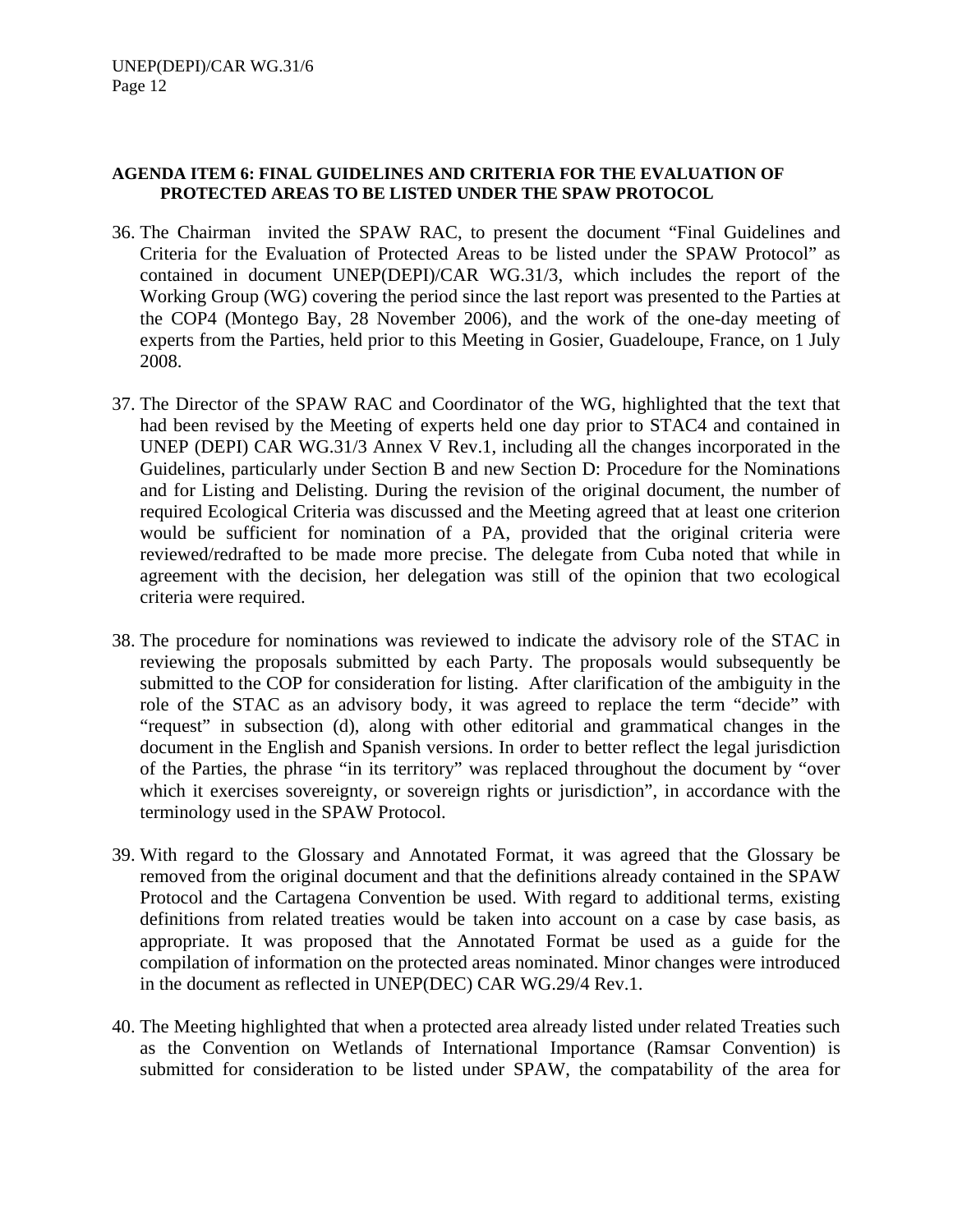**AGENDA ITEM 6: FINAL GUIDELINES AND CRITERIA FOR THE EVALUATION OF PROTECTED AREAS TO BE LISTED UNDER THE SPAW PROTOCOL**

36. The Chairman invited the SPAW RAC, to present the document "Final Guidelines and Criteria for the Evaluation of Protected Areas to be listed under the SPAW Protocol" as contained in document UNEP(DEPI)/CAR WG.31/3, which includes the report of the Working Group (WG) covering the period since the last report was presented to the Parties at the COP4 (Montego Bay, 28 November 2006), and the work of the one-day meeting of experts from the Parties, held prior to this Meeting in Gosier, Guadeloupe, France, on 1 July 2008.

37. The Director of the SPAW RAC and Coordinator of the WG, highlighted that the text that had been revised by the Meeting of experts held one day prior to STAC4 and contained in UNEP (DEPI) CAR WG.31/3 Annex V Rev.1, including all the changes incorporated in the Guidelines, particularly under Section B and new Section D: Procedure for the Nominations and for Listing and Delisting. During the revision of the original document, the number of required Ecological Criteria was discussed and the Meeting agreed that at least one criterion would be sufficient for nomination of a PA, provided that the original criteria were reviewed/redrafted to be made more precise. The delegate from Cuba noted that while in agreement with the decision, her delegation was still of the opinion that two ecological criteria were required.

38. The procedure for nominations was reviewed to indicate the advisory role of the STAC in reviewing the proposals submitted by each Party. The proposals would subsequently be submitted to the COP for consideration for listing. After clarification of the ambiguity in the role of the STAC as an advisory body, it was agreed to replace the term "decide" with "request" in subsection (d), along with other editorial and grammatical changes in the document in the English and Spanish versions. In order to better reflect the legal jurisdiction of the Parties, the phrase "in its territory" was replaced throughout the document by "over which it exercises sovereignty, or sovereign rights or jurisdiction", in accordance with the terminology used in the SPAW Protocol.

39. With regard to the Glossary and Annotated Format, it was agreed that the Glossary be removed from the original document and that the definitions already contained in the SPAW Protocol and the Cartagena Convention be used. With regard to additional terms, existing definitions from related treaties would be taken into account on a case by case basis, as appropriate. It was proposed that the Annotated Format be used as a guide for the compilation of information on the protected areas nominated. Minor changes were introduced in the document as reflected in UNEP(DEC) CAR WG.29/4 Rev.1.

40. The Meeting highlighted that when a protected area already listed under related Treaties such as the Convention on Wetlands of International Importance (Ramsar Convention) is submitted for consideration to be listed under SPAW, the compatability of the area for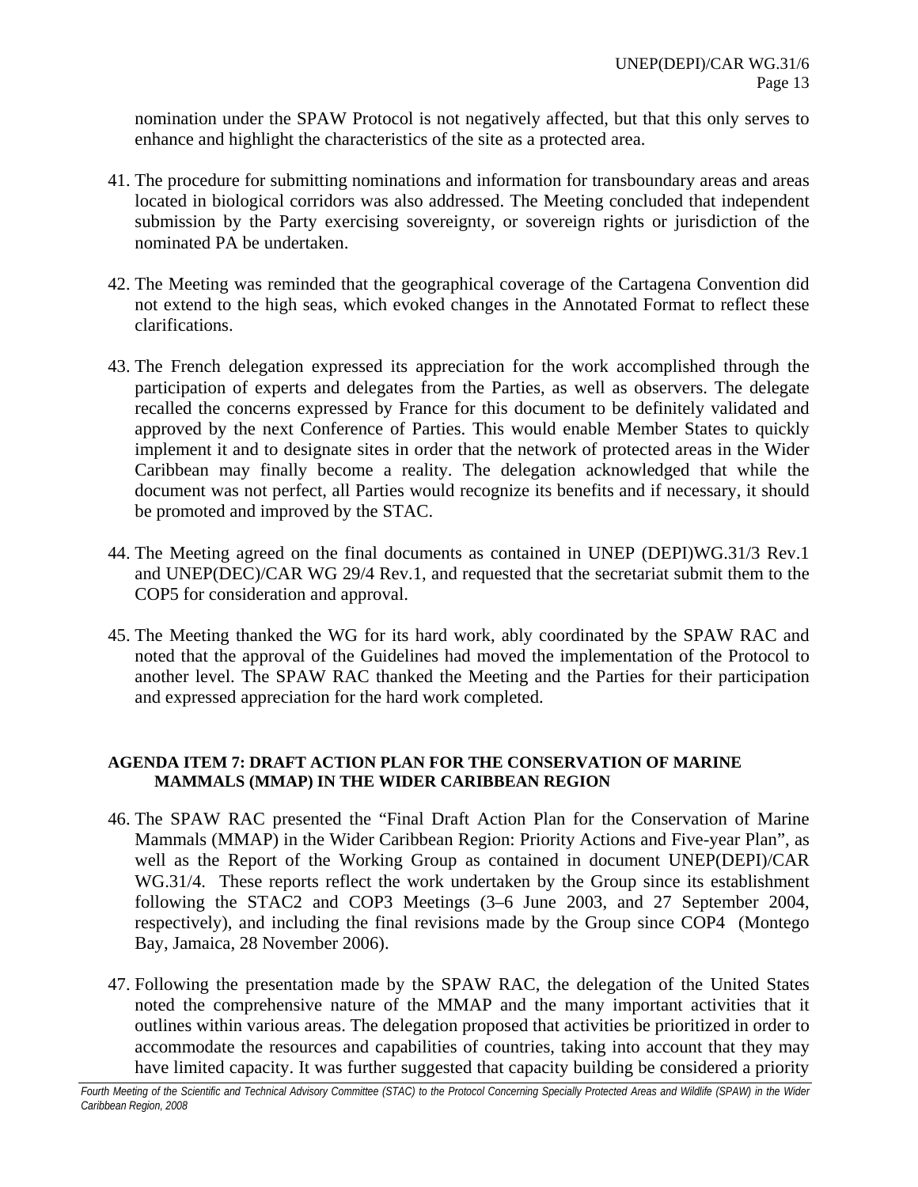nomination under the SPAW Protocol is not negatively affected, but that this only serves to enhance and highlight the characteristics of the site as a protected area.

41. The procedure for submitting nominations and information for transboundary areas and areas located in biological corridors was also addressed. The Meeting concluded that independent submission by the Party exercising sovereignty, or sovereign rights or jurisdiction of the nominated PA be undertaken.

42. The Meeting was reminded that the geographical coverage of the Cartagena Convention did not extend to the high seas, which evoked changes in the Annotated Format to reflect these clarifications.

43. The French delegation expressed its appreciation for the work accomplished through the participation of experts and delegates from the Parties, as well as observers. The delegate recalled the concerns expressed by France for this document to be definitely validated and approved by the next Conference of Parties. This would enable Member States to quickly implement it and to designate sites in order that the network of protected areas in the Wider Caribbean may finally become a reality. The delegation acknowledged that while the document was not perfect, all Parties would recognize its benefits and if necessary, it should be promoted and improved by the STAC.

44. The Meeting agreed on the final documents as contained in UNEP (DEPI)WG.31/3 Rev.1 and UNEP(DEC)/CAR WG 29/4 Rev.1, and requested that the secretariat submit them to the COP5 for consideration and approval.

45. The Meeting thanked the WG for its hard work, ably coordinated by the SPAW RAC and noted that the approval of the Guidelines had moved the implementation of the Protocol to another level. The SPAW RAC thanked the Meeting and the Parties for their participation and expressed appreciation for the hard work completed.

**AGENDA ITEM 7: DRAFT ACTION PLAN FOR THE CONSERVATION OF MARINE MAMMALS (MMAP) IN THE WIDER CARIBBEAN REGION**

46. The SPAW RAC presented the "Final Draft Action Plan for the Conservation of Marine Mammals (MMAP) in the Wider Caribbean Region: Priority Actions and Five-year Plan", as well as the Report of the Working Group as contained in document UNEP(DEPI)/CAR WG.31/4. These reports reflect the work undertaken by the Group since its establishment following the STAC2 and COP3 Meetings (3–6 June 2003, and 27 September 2004, respectively), and including the final revisions made by the Group since COP4 (Montego Bay, Jamaica, 28 November 2006).

47. Following the presentation made by the SPAW RAC, the delegation of the United States noted the comprehensive nature of the MMAP and the many important activities that it outlines within various areas. The delegation proposed that activities be prioritized in order to accommodate the resources and capabilities of countries, taking into account that they may have limited capacity. It was further suggested that capacity building be considered a priority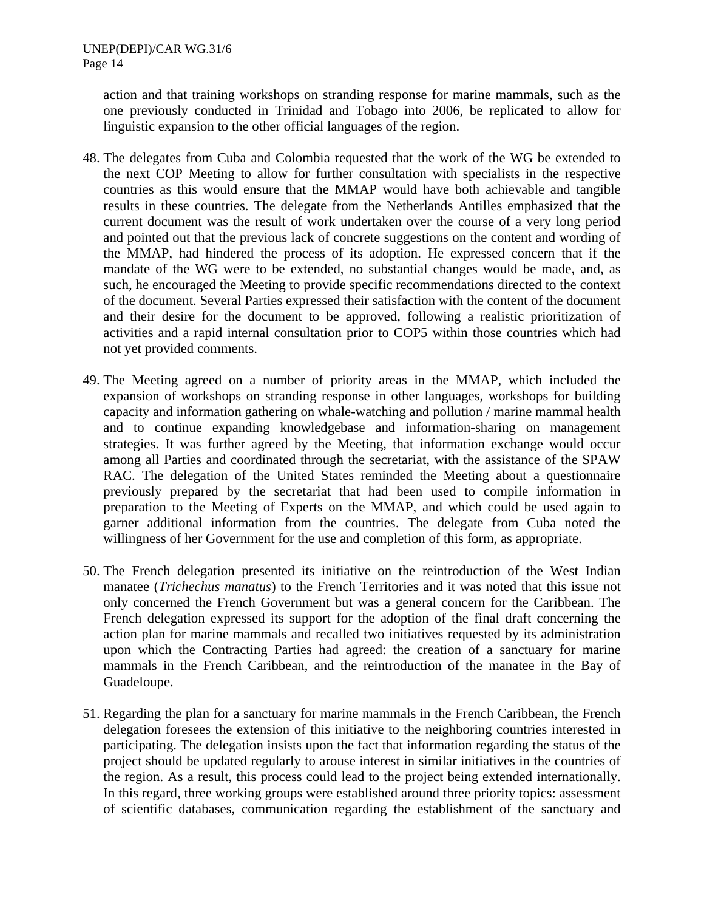action and that training workshops on stranding response for marine mammals, such as the one previously conducted in Trinidad and Tobago into 2006, be replicated to allow for linguistic expansion to the other official languages of the region.

48. The delegates from Cuba and Colombia requested that the work of the WG be extended to the next COP Meeting to allow for further consultation with specialists in the respective countries as this would ensure that the MMAP would have both achievable and tangible results in these countries. The delegate from the Netherlands Antilles emphasized that the current document was the result of work undertaken over the course of a very long period and pointed out that the previous lack of concrete suggestions on the content and wording of the MMAP, had hindered the process of its adoption. He expressed concern that if the mandate of the WG were to be extended, no substantial changes would be made, and, as such, he encouraged the Meeting to provide specific recommendations directed to the context of the document. Several Parties expressed their satisfaction with the content of the document and their desire for the document to be approved, following a realistic prioritization of activities and a rapid internal consultation prior to COP5 within those countries which had not yet provided comments.

49. The Meeting agreed on a number of priority areas in the MMAP, which included the expansion of workshops on stranding response in other languages, workshops for building capacity and information gathering on whale-watching and pollution / marine mammal health and to continue expanding knowledgebase and information-sharing on management strategies. It was further agreed by the Meeting, that information exchange would occur among all Parties and coordinated through the secretariat, with the assistance of the SPAW RAC. The delegation of the United States reminded the Meeting about a questionnaire previously prepared by the secretariat that had been used to compile information in preparation to the Meeting of Experts on the MMAP, and which could be used again to garner additional information from the countries. The delegate from Cuba noted the willingness of her Government for the use and completion of this form, as appropriate.

50. The French delegation presented its initiative on the reintroduction of the West Indian manatee (*Trichechus manatus*) to the French Territories and it was noted that this issue not only concerned the French Government but was a general concern for the Caribbean. The French delegation expressed its support for the adoption of the final draft concerning the action plan for marine mammals and recalled two initiatives requested by its administration upon which the Contracting Parties had agreed: the creation of a sanctuary for marine mammals in the French Caribbean, and the reintroduction of the manatee in the Bay of Guadeloupe.

51. Regarding the plan for a sanctuary for marine mammals in the French Caribbean, the French delegation foresees the extension of this initiative to the neighboring countries interested in participating. The delegation insists upon the fact that information regarding the status of the project should be updated regularly to arouse interest in similar initiatives in the countries of the region. As a result, this process could lead to the project being extended internationally. In this regard, three working groups were established around three priority topics: assessment of scientific databases, communication regarding the establishment of the sanctuary and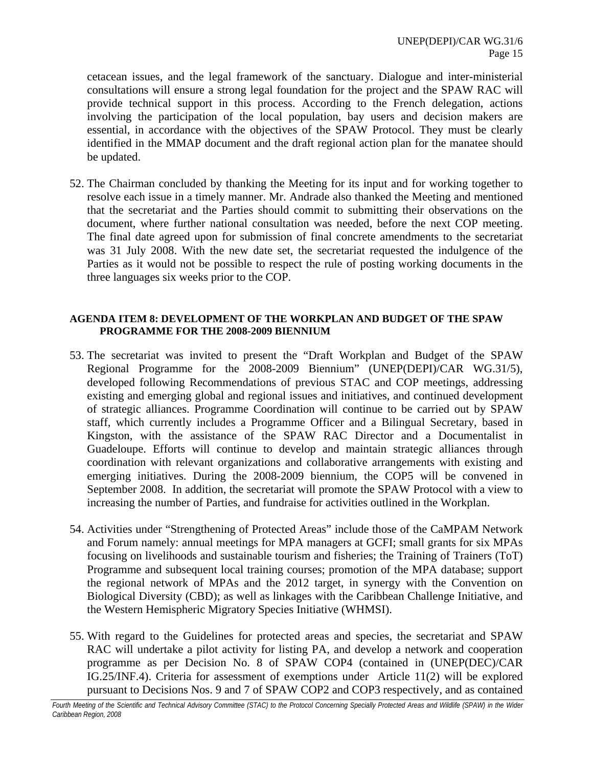cetacean issues, and the legal framework of the sanctuary. Dialogue and inter-ministerial consultations will ensure a strong legal foundation for the project and the SPAW RAC will provide technical support in this process. According to the French delegation, actions involving the participation of the local population, bay users and decision makers are essential, in accordance with the objectives of the SPAW Protocol. They must be clearly identified in the MMAP document and the draft regional action plan for the manatee should be updated.

52. The Chairman concluded by thanking the Meeting for its input and for working together to resolve each issue in a timely manner. Mr. Andrade also thanked the Meeting and mentioned that the secretariat and the Parties should commit to submitting their observations on the document, where further national consultation was needed, before the next COP meeting. The final date agreed upon for submission of final concrete amendments to the secretariat was 31 July 2008. With the new date set, the secretariat requested the indulgence of the Parties as it would not be possible to respect the rule of posting working documents in the three languages six weeks prior to the COP.

**AGENDA ITEM 8: DEVELOPMENT OF THE WORKPLAN AND BUDGET OF THE SPAW PROGRAMME FOR THE 2008-2009 BIENNIUM**

53. The secretariat was invited to present the "Draft Workplan and Budget of the SPAW Regional Programme for the 2008-2009 Biennium" (UNEP(DEPI)/CAR WG.31/5), developed following Recommendations of previous STAC and COP meetings, addressing existing and emerging global and regional issues and initiatives, and continued development of strategic alliances. Programme Coordination will continue to be carried out by SPAW staff, which currently includes a Programme Officer and a Bilingual Secretary, based in Kingston, with the assistance of the SPAW RAC Director and a Documentalist in Guadeloupe. Efforts will continue to develop and maintain strategic alliances through coordination with relevant organizations and collaborative arrangements with existing and emerging initiatives. During the 2008-2009 biennium, the COP5 will be convened in September 2008. In addition, the secretariat will promote the SPAW Protocol with a view to increasing the number of Parties, and fundraise for activities outlined in the Workplan.

54. Activities under "Strengthening of Protected Areas" include those of the CaMPAM Network and Forum namely: annual meetings for MPA managers at GCFI; small grants for six MPAs focusing on livelihoods and sustainable tourism and fisheries; the Training of Trainers (ToT) Programme and subsequent local training courses; promotion of the MPA database; support the regional network of MPAs and the 2012 target, in synergy with the Convention on Biological Diversity (CBD); as well as linkages with the Caribbean Challenge Initiative, and the Western Hemispheric Migratory Species Initiative (WHMSI).

55. With regard to the Guidelines for protected areas and species, the secretariat and SPAW RAC will undertake a pilot activity for listing PA, and develop a network and cooperation programme as per Decision No. 8 of SPAW COP4 (contained in (UNEP(DEC)/CAR IG.25/INF.4). Criteria for assessment of exemptions under Article 11(2) will be explored pursuant to Decisions Nos. 9 and 7 of SPAW COP2 and COP3 respectively, and as contained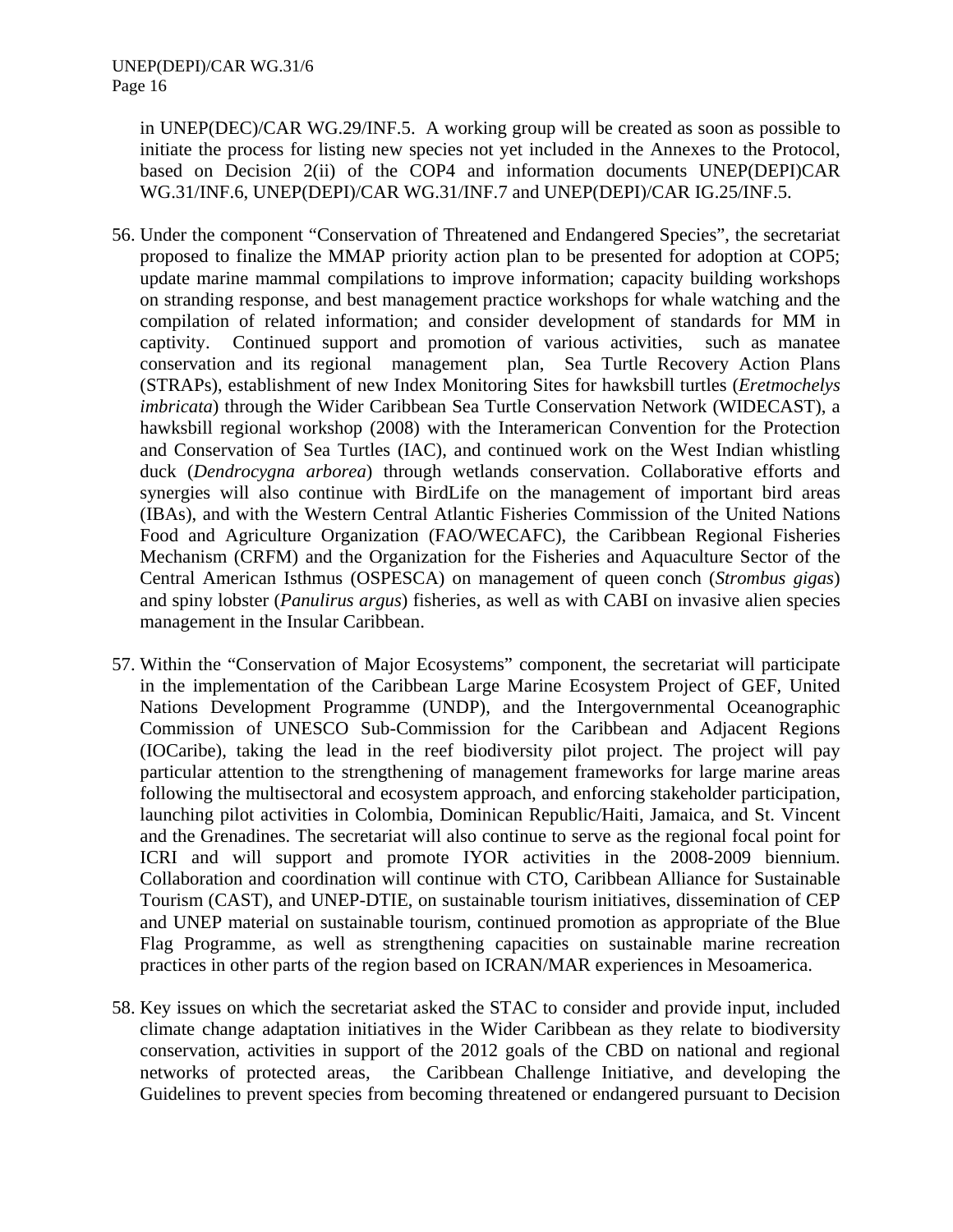in UNEP(DEC)/CAR WG.29/INF.5. A working group will be created as soon as possible to initiate the process for listing new species not yet included in the Annexes to the Protocol, based on Decision 2(ii) of the COP4 and information documents UNEP(DEPI)CAR WG.31/INF.6, UNEP(DEPI)/CAR WG.31/INF.7 and UNEP(DEPI)/CAR IG.25/INF.5.

56. Under the component "Conservation of Threatened and Endangered Species", the secretariat proposed to finalize the MMAP priority action plan to be presented for adoption at COP5; update marine mammal compilations to improve information; capacity building workshops on stranding response, and best management practice workshops for whale watching and the compilation of related information; and consider development of standards for MM in captivity. Continued support and promotion of various activities, such as manatee conservation and its regional management plan, Sea Turtle Recovery Action Plans (STRAPs), establishment of new Index Monitoring Sites for hawksbill turtles (*Eretmochelys imbricata*) through the Wider Caribbean Sea Turtle Conservation Network (WIDECAST), a hawksbill regional workshop (2008) with the Interamerican Convention for the Protection and Conservation of Sea Turtles (IAC), and continued work on the West Indian whistling duck (*Dendrocygna arborea*) through wetlands conservation. Collaborative efforts and synergies will also continue with BirdLife on the management of important bird areas (IBAs), and with the Western Central Atlantic Fisheries Commission of the United Nations Food and Agriculture Organization (FAO/WECAFC), the Caribbean Regional Fisheries Mechanism (CRFM) and the Organization for the Fisheries and Aquaculture Sector of the Central American Isthmus (OSPESCA) on management of queen conch (*Strombus gigas*) and spiny lobster (*Panulirus argus*) fisheries, as well as with CABI on invasive alien species management in the Insular Caribbean.

57. Within the "Conservation of Major Ecosystems" component, the secretariat will participate in the implementation of the Caribbean Large Marine Ecosystem Project of GEF, United Nations Development Programme (UNDP), and the Intergovernmental Oceanographic Commission of UNESCO Sub-Commission for the Caribbean and Adjacent Regions (IOCaribe), taking the lead in the reef biodiversity pilot project. The project will pay particular attention to the strengthening of management frameworks for large marine areas following the multisectoral and ecosystem approach, and enforcing stakeholder participation, launching pilot activities in Colombia, Dominican Republic/Haiti, Jamaica, and St. Vincent and the Grenadines. The secretariat will also continue to serve as the regional focal point for ICRI and will support and promote IYOR activities in the 2008-2009 biennium. Collaboration and coordination will continue with CTO, Caribbean Alliance for Sustainable Tourism (CAST), and UNEP-DTIE, on sustainable tourism initiatives, dissemination of CEP and UNEP material on sustainable tourism, continued promotion as appropriate of the Blue Flag Programme, as well as strengthening capacities on sustainable marine recreation practices in other parts of the region based on ICRAN/MAR experiences in Mesoamerica.

58. Key issues on which the secretariat asked the STAC to consider and provide input, included climate change adaptation initiatives in the Wider Caribbean as they relate to biodiversity conservation, activities in support of the 2012 goals of the CBD on national and regional networks of protected areas, the Caribbean Challenge Initiative, and developing the Guidelines to prevent species from becoming threatened or endangered pursuant to Decision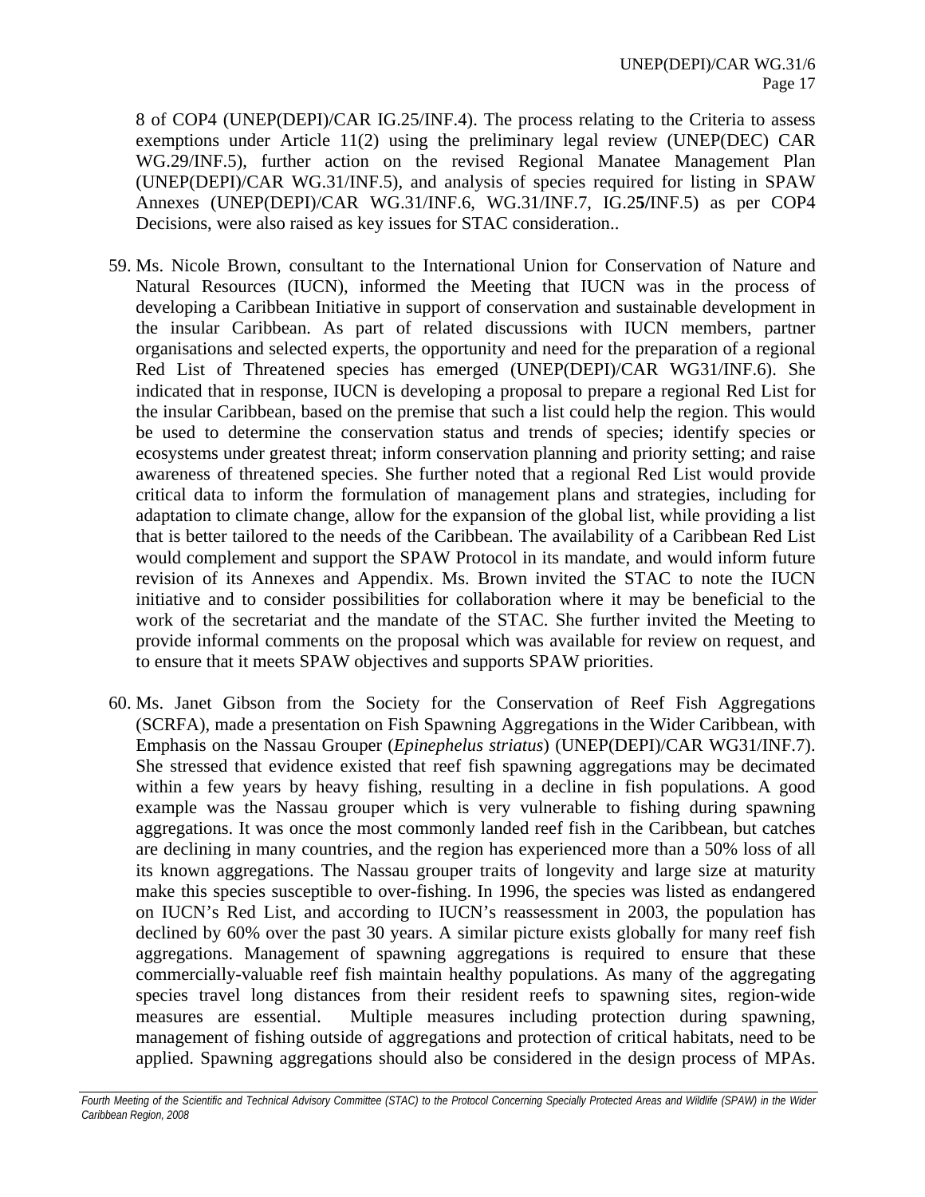8 of COP4 (UNEP(DEPI)/CAR IG.25/INF.4). The process relating to the Criteria to assess exemptions under Article 11(2) using the preliminary legal review (UNEP(DEC) CAR WG.29/INF.5), further action on the revised Regional Manatee Management Plan (UNEP(DEPI)/CAR WG.31/INF.5), and analysis of species required for listing in SPAW Annexes (UNEP(DEPI)/CAR WG.31/INF.6, WG.31/INF.7, IG.2**5**/INF.5) as per COP4 Decisions, were also raised as key issues for STAC consideration..

59. Ms. Nicole Brown, consultant to the International Union for Conservation of Nature and Natural Resources (IUCN), informed the Meeting that IUCN was in the process of developing a Caribbean Initiative in support of conservation and sustainable development in the insular Caribbean. As part of related discussions with IUCN members, partner organisations and selected experts, the opportunity and need for the preparation of a regional Red List of Threatened species has emerged (UNEP(DEPI)/CAR WG31/INF.6). She indicated that in response, IUCN is developing a proposal to prepare a regional Red List for the insular Caribbean, based on the premise that such a list could help the region. This would be used to determine the conservation status and trends of species; identify species or ecosystems under greatest threat; inform conservation planning and priority setting; and raise awareness of threatened species. She further noted that a regional Red List would provide critical data to inform the formulation of management plans and strategies, including for adaptation to climate change, allow for the expansion of the global list, while providing a list that is better tailored to the needs of the Caribbean. The availability of a Caribbean Red List would complement and support the SPAW Protocol in its mandate, and would inform future revision of its Annexes and Appendix. Ms. Brown invited the STAC to note the IUCN initiative and to consider possibilities for collaboration where it may be beneficial to the work of the secretariat and the mandate of the STAC. She further invited the Meeting to provide informal comments on the proposal which was available for review on request, and to ensure that it meets SPAW objectives and supports SPAW priorities.

60. Ms. Janet Gibson from the Society for the Conservation of Reef Fish Aggregations (SCRFA), made a presentation on Fish Spawning Aggregations in the Wider Caribbean, with Emphasis on the Nassau Grouper (*Epinephelus striatus*) (UNEP(DEPI)/CAR WG31/INF.7). She stressed that evidence existed that reef fish spawning aggregations may be decimated within a few years by heavy fishing, resulting in a decline in fish populations. A good example was the Nassau grouper which is very vulnerable to fishing during spawning aggregations. It was once the most commonly landed reef fish in the Caribbean, but catches are declining in many countries, and the region has experienced more than a 50% loss of all its known aggregations. The Nassau grouper traits of longevity and large size at maturity make this species susceptible to over-fishing. In 1996, the species was listed as endangered on IUCN's Red List, and according to IUCN's reassessment in 2003, the population has declined by 60% over the past 30 years. A similar picture exists globally for many reef fish aggregations. Management of spawning aggregations is required to ensure that these commercially-valuable reef fish maintain healthy populations. As many of the aggregating species travel long distances from their resident reefs to spawning sites, region-wide measures are essential. Multiple measures including protection during spawning, management of fishing outside of aggregations and protection of critical habitats, need to be applied. Spawning aggregations should also be considered in the design process of MPAs.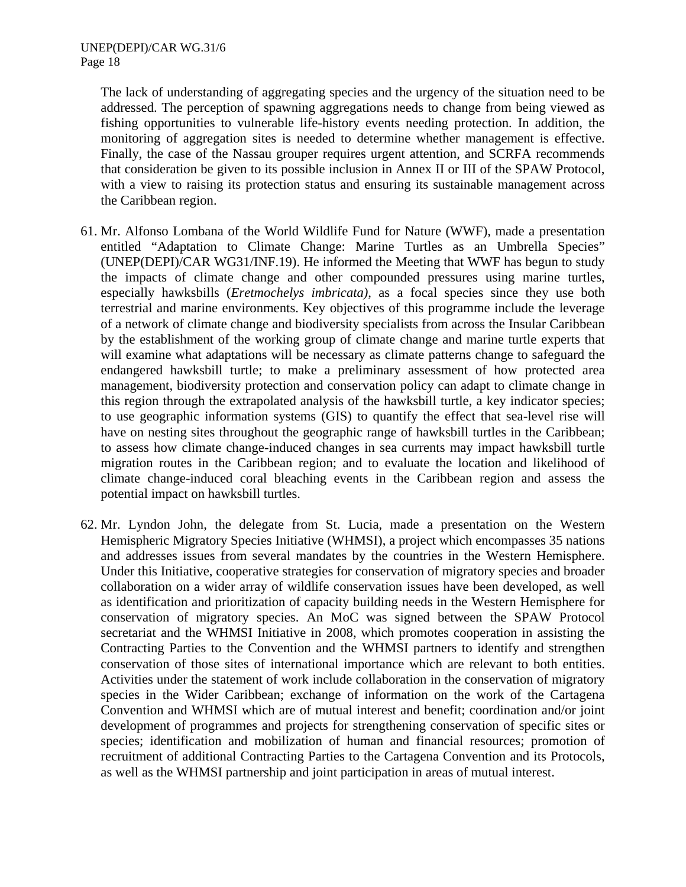The lack of understanding of aggregating species and the urgency of the situation need to be addressed. The perception of spawning aggregations needs to change from being viewed as fishing opportunities to vulnerable life-history events needing protection. In addition, the monitoring of aggregation sites is needed to determine whether management is effective. Finally, the case of the Nassau grouper requires urgent attention, and SCRFA recommends that consideration be given to its possible inclusion in Annex II or III of the SPAW Protocol, with a view to raising its protection status and ensuring its sustainable management across the Caribbean region.

61. Mr. Alfonso Lombana of the World Wildlife Fund for Nature (WWF), made a presentation entitled "Adaptation to Climate Change: Marine Turtles as an Umbrella Species" (UNEP(DEPI)/CAR WG31/INF.19). He informed the Meeting that WWF has begun to study the impacts of climate change and other compounded pressures using marine turtles, especially hawksbills (*Eretmochelys imbricata),* as a focal species since they use both terrestrial and marine environments. Key objectives of this programme include the leverage of a network of climate change and biodiversity specialists from across the Insular Caribbean by the establishment of the working group of climate change and marine turtle experts that will examine what adaptations will be necessary as climate patterns change to safeguard the endangered hawksbill turtle; to make a preliminary assessment of how protected area management, biodiversity protection and conservation policy can adapt to climate change in this region through the extrapolated analysis of the hawksbill turtle, a key indicator species; to use geographic information systems (GIS) to quantify the effect that sea-level rise will have on nesting sites throughout the geographic range of hawksbill turtles in the Caribbean; to assess how climate change-induced changes in sea currents may impact hawksbill turtle migration routes in the Caribbean region; and to evaluate the location and likelihood of climate change-induced coral bleaching events in the Caribbean region and assess the potential impact on hawksbill turtles.

62. Mr. Lyndon John, the delegate from St. Lucia, made a presentation on the Western Hemispheric Migratory Species Initiative (WHMSI), a project which encompasses 35 nations and addresses issues from several mandates by the countries in the Western Hemisphere. Under this Initiative, cooperative strategies for conservation of migratory species and broader collaboration on a wider array of wildlife conservation issues have been developed, as well as identification and prioritization of capacity building needs in the Western Hemisphere for conservation of migratory species. An MoC was signed between the SPAW Protocol secretariat and the WHMSI Initiative in 2008, which promotes cooperation in assisting the Contracting Parties to the Convention and the WHMSI partners to identify and strengthen conservation of those sites of international importance which are relevant to both entities. Activities under the statement of work include collaboration in the conservation of migratory species in the Wider Caribbean; exchange of information on the work of the Cartagena Convention and WHMSI which are of mutual interest and benefit; coordination and/or joint development of programmes and projects for strengthening conservation of specific sites or species; identification and mobilization of human and financial resources; promotion of recruitment of additional Contracting Parties to the Cartagena Convention and its Protocols, as well as the WHMSI partnership and joint participation in areas of mutual interest.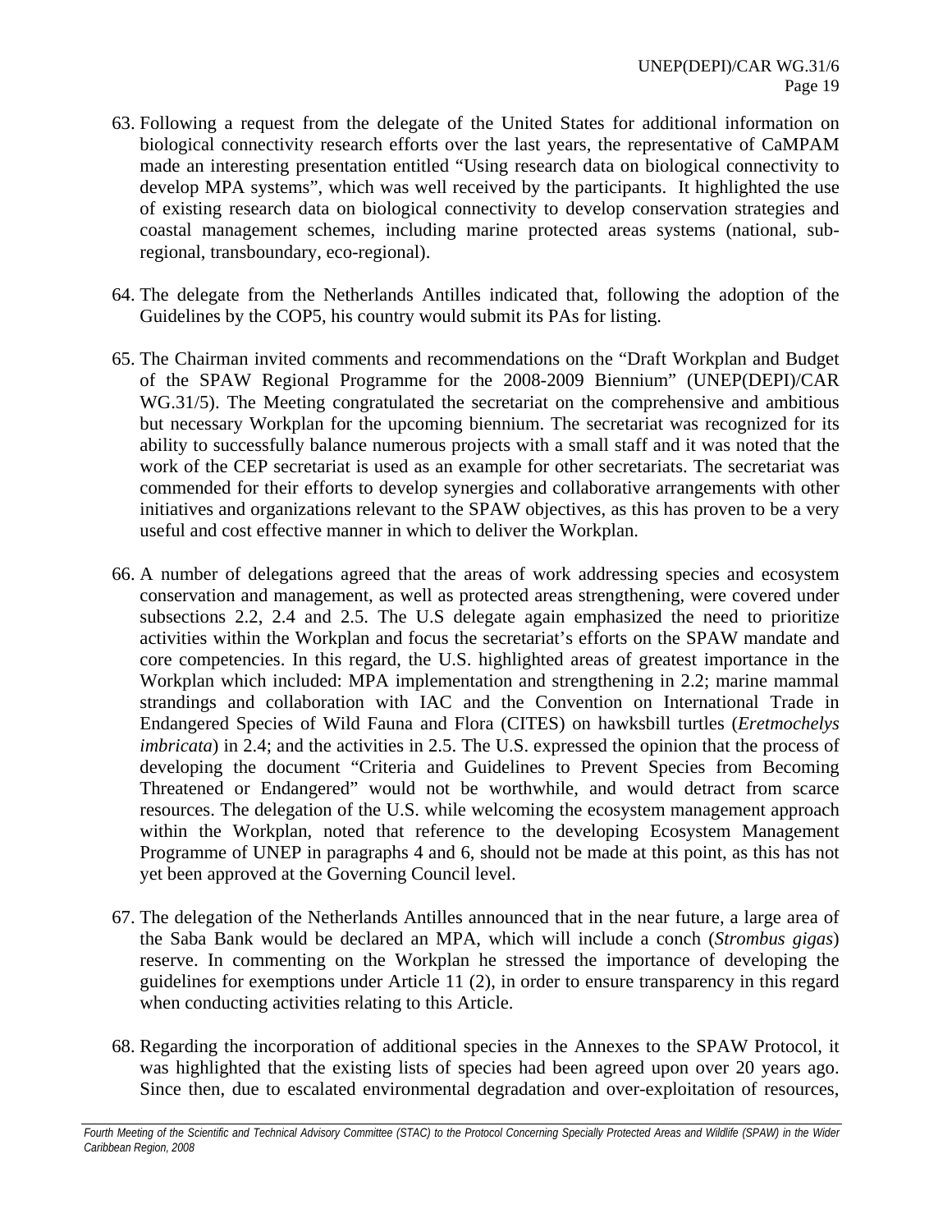63. Following a request from the delegate of the United States for additional information on biological connectivity research efforts over the last years, the representative of CaMPAM made an interesting presentation entitled "Using research data on biological connectivity to develop MPA systems", which was well received by the participants. It highlighted the use of existing research data on biological connectivity to develop conservation strategies and coastal management schemes, including marine protected areas systems (national, sub-regional, transboundary, eco-regional).

64. The delegate from the Netherlands Antilles indicated that, following the adoption of the Guidelines by the COP5, his country would submit its PAs for listing.

65. The Chairman invited comments and recommendations on the "Draft Workplan and Budget of the SPAW Regional Programme for the 2008-2009 Biennium" (UNEP(DEPI)/CAR WG.31/5). The Meeting congratulated the secretariat on the comprehensive and ambitious but necessary Workplan for the upcoming biennium. The secretariat was recognized for its ability to successfully balance numerous projects with a small staff and it was noted that the work of the CEP secretariat is used as an example for other secretariats. The secretariat was commended for their efforts to develop synergies and collaborative arrangements with other initiatives and organizations relevant to the SPAW objectives, as this has proven to be a very useful and cost effective manner in which to deliver the Workplan.

66. A number of delegations agreed that the areas of work addressing species and ecosystem conservation and management, as well as protected areas strengthening, were covered under subsections 2.2, 2.4 and 2.5. The U.S delegate again emphasized the need to prioritize activities within the Workplan and focus the secretariat's efforts on the SPAW mandate and core competencies. In this regard, the U.S. highlighted areas of greatest importance in the Workplan which included: MPA implementation and strengthening in 2.2; marine mammal strandings and collaboration with IAC and the Convention on International Trade in Endangered Species of Wild Fauna and Flora (CITES) on hawksbill turtles (*Eretmochelys imbricata*) in 2.4; and the activities in 2.5. The U.S. expressed the opinion that the process of developing the document "Criteria and Guidelines to Prevent Species from Becoming Threatened or Endangered" would not be worthwhile, and would detract from scarce resources. The delegation of the U.S. while welcoming the ecosystem management approach within the Workplan, noted that reference to the developing Ecosystem Management Programme of UNEP in paragraphs 4 and 6, should not be made at this point, as this has not yet been approved at the Governing Council level.

67. The delegation of the Netherlands Antilles announced that in the near future, a large area of the Saba Bank would be declared an MPA, which will include a conch (*Strombus gigas*) reserve. In commenting on the Workplan he stressed the importance of developing the guidelines for exemptions under Article 11 (2), in order to ensure transparency in this regard when conducting activities relating to this Article.

68. Regarding the incorporation of additional species in the Annexes to the SPAW Protocol, it was highlighted that the existing lists of species had been agreed upon over 20 years ago. Since then, due to escalated environmental degradation and over-exploitation of resources,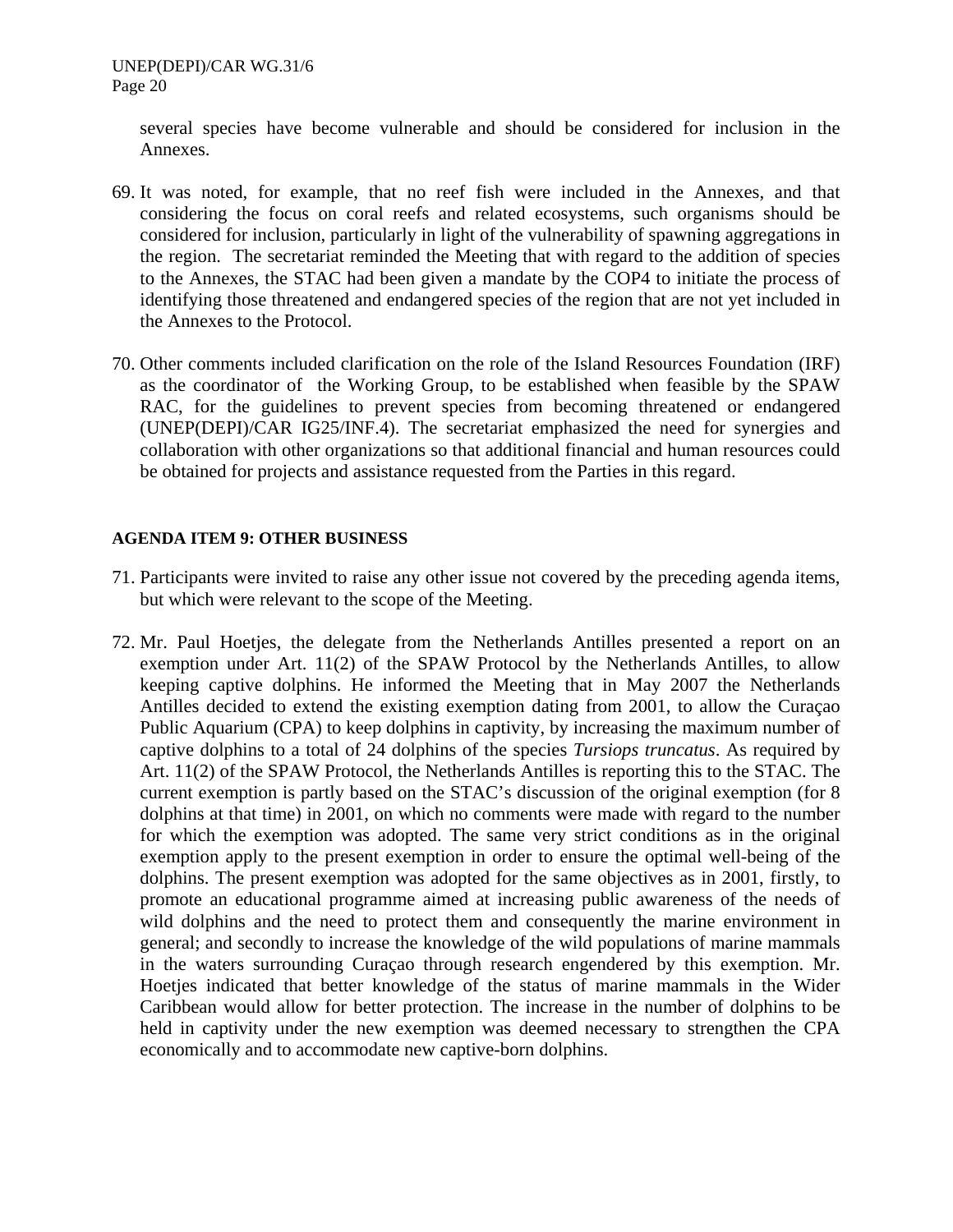several species have become vulnerable and should be considered for inclusion in the Annexes.

69. It was noted, for example, that no reef fish were included in the Annexes, and that considering the focus on coral reefs and related ecosystems, such organisms should be considered for inclusion, particularly in light of the vulnerability of spawning aggregations in the region. The secretariat reminded the Meeting that with regard to the addition of species to the Annexes, the STAC had been given a mandate by the COP4 to initiate the process of identifying those threatened and endangered species of the region that are not yet included in the Annexes to the Protocol.

70. Other comments included clarification on the role of the Island Resources Foundation (IRF) as the coordinator of the Working Group, to be established when feasible by the SPAW RAC, for the guidelines to prevent species from becoming threatened or endangered (UNEP(DEPI)/CAR IG25/INF.4). The secretariat emphasized the need for synergies and collaboration with other organizations so that additional financial and human resources could be obtained for projects and assistance requested from the Parties in this regard.

**AGENDA ITEM 9: OTHER BUSINESS**

71. Participants were invited to raise any other issue not covered by the preceding agenda items, but which were relevant to the scope of the Meeting.

72. Mr. Paul Hoetjes, the delegate from the Netherlands Antilles presented a report on an exemption under Art. 11(2) of the SPAW Protocol by the Netherlands Antilles, to allow keeping captive dolphins. He informed the Meeting that in May 2007 the Netherlands Antilles decided to extend the existing exemption dating from 2001, to allow the Curaçao Public Aquarium (CPA) to keep dolphins in captivity, by increasing the maximum number of captive dolphins to a total of 24 dolphins of the species *Tursiops truncatus*. As required by Art. 11(2) of the SPAW Protocol, the Netherlands Antilles is reporting this to the STAC. The current exemption is partly based on the STAC's discussion of the original exemption (for 8 dolphins at that time) in 2001, on which no comments were made with regard to the number for which the exemption was adopted. The same very strict conditions as in the original exemption apply to the present exemption in order to ensure the optimal well-being of the dolphins. The present exemption was adopted for the same objectives as in 2001, firstly, to promote an educational programme aimed at increasing public awareness of the needs of wild dolphins and the need to protect them and consequently the marine environment in general; and secondly to increase the knowledge of the wild populations of marine mammals in the waters surrounding Curaçao through research engendered by this exemption. Mr. Hoetjes indicated that better knowledge of the status of marine mammals in the Wider Caribbean would allow for better protection. The increase in the number of dolphins to be held in captivity under the new exemption was deemed necessary to strengthen the CPA economically and to accommodate new captive-born dolphins.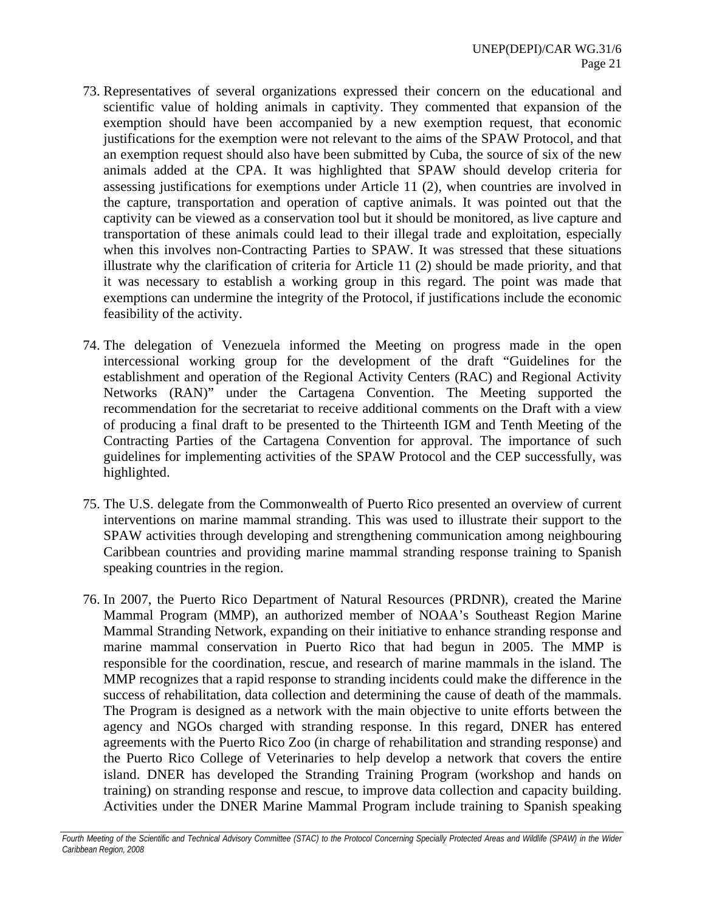73. Representatives of several organizations expressed their concern on the educational and scientific value of holding animals in captivity. They commented that expansion of the exemption should have been accompanied by a new exemption request, that economic justifications for the exemption were not relevant to the aims of the SPAW Protocol, and that an exemption request should also have been submitted by Cuba, the source of six of the new animals added at the CPA. It was highlighted that SPAW should develop criteria for assessing justifications for exemptions under Article 11 (2), when countries are involved in the capture, transportation and operation of captive animals. It was pointed out that the captivity can be viewed as a conservation tool but it should be monitored, as live capture and transportation of these animals could lead to their illegal trade and exploitation, especially when this involves non-Contracting Parties to SPAW. It was stressed that these situations illustrate why the clarification of criteria for Article 11 (2) should be made priority, and that it was necessary to establish a working group in this regard. The point was made that exemptions can undermine the integrity of the Protocol, if justifications include the economic feasibility of the activity.

74. The delegation of Venezuela informed the Meeting on progress made in the open intercessional working group for the development of the draft "Guidelines for the establishment and operation of the Regional Activity Centers (RAC) and Regional Activity Networks (RAN)" under the Cartagena Convention. The Meeting supported the recommendation for the secretariat to receive additional comments on the Draft with a view of producing a final draft to be presented to the Thirteenth IGM and Tenth Meeting of the Contracting Parties of the Cartagena Convention for approval. The importance of such guidelines for implementing activities of the SPAW Protocol and the CEP successfully, was highlighted.

75. The U.S. delegate from the Commonwealth of Puerto Rico presented an overview of current interventions on marine mammal stranding. This was used to illustrate their support to the SPAW activities through developing and strengthening communication among neighbouring Caribbean countries and providing marine mammal stranding response training to Spanish speaking countries in the region.

76. In 2007, the Puerto Rico Department of Natural Resources (PRDNR), created the Marine Mammal Program (MMP), an authorized member of NOAA's Southeast Region Marine Mammal Stranding Network, expanding on their initiative to enhance stranding response and marine mammal conservation in Puerto Rico that had begun in 2005. The MMP is responsible for the coordination, rescue, and research of marine mammals in the island. The MMP recognizes that a rapid response to stranding incidents could make the difference in the success of rehabilitation, data collection and determining the cause of death of the mammals. The Program is designed as a network with the main objective to unite efforts between the agency and NGOs charged with stranding response. In this regard, DNER has entered agreements with the Puerto Rico Zoo (in charge of rehabilitation and stranding response) and the Puerto Rico College of Veterinaries to help develop a network that covers the entire island. DNER has developed the Stranding Training Program (workshop and hands on training) on stranding response and rescue, to improve data collection and capacity building. Activities under the DNER Marine Mammal Program include training to Spanish speaking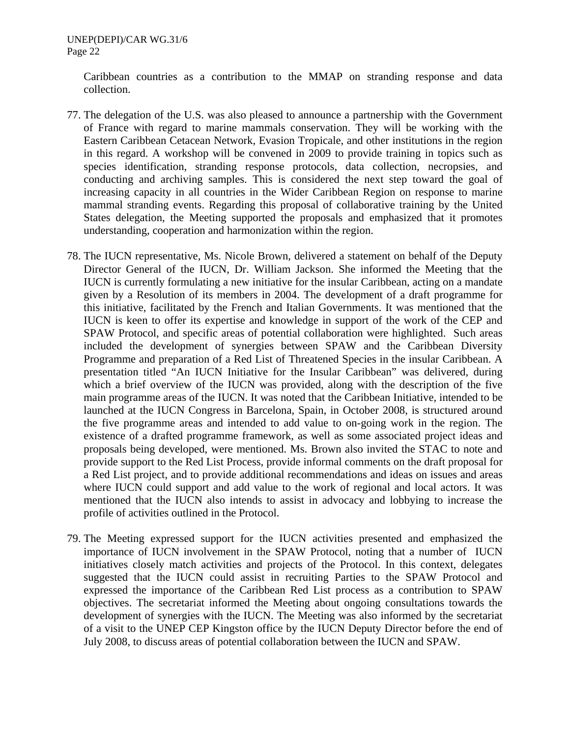Caribbean countries as a contribution to the MMAP on stranding response and data collection.

77. The delegation of the U.S. was also pleased to announce a partnership with the Government of France with regard to marine mammals conservation. They will be working with the Eastern Caribbean Cetacean Network, Evasion Tropicale, and other institutions in the region in this regard. A workshop will be convened in 2009 to provide training in topics such as species identification, stranding response protocols, data collection, necropsies, and conducting and archiving samples. This is considered the next step toward the goal of increasing capacity in all countries in the Wider Caribbean Region on response to marine mammal stranding events. Regarding this proposal of collaborative training by the United States delegation, the Meeting supported the proposals and emphasized that it promotes understanding, cooperation and harmonization within the region.

78. The IUCN representative, Ms. Nicole Brown, delivered a statement on behalf of the Deputy Director General of the IUCN, Dr. William Jackson. She informed the Meeting that the IUCN is currently formulating a new initiative for the insular Caribbean, acting on a mandate given by a Resolution of its members in 2004. The development of a draft programme for this initiative, facilitated by the French and Italian Governments. It was mentioned that the IUCN is keen to offer its expertise and knowledge in support of the work of the CEP and SPAW Protocol, and specific areas of potential collaboration were highlighted. Such areas included the development of synergies between SPAW and the Caribbean Diversity Programme and preparation of a Red List of Threatened Species in the insular Caribbean. A presentation titled "An IUCN Initiative for the Insular Caribbean" was delivered, during which a brief overview of the IUCN was provided, along with the description of the five main programme areas of the IUCN. It was noted that the Caribbean Initiative, intended to be launched at the IUCN Congress in Barcelona, Spain, in October 2008, is structured around the five programme areas and intended to add value to on-going work in the region. The existence of a drafted programme framework, as well as some associated project ideas and proposals being developed, were mentioned. Ms. Brown also invited the STAC to note and provide support to the Red List Process, provide informal comments on the draft proposal for a Red List project, and to provide additional recommendations and ideas on issues and areas where IUCN could support and add value to the work of regional and local actors. It was mentioned that the IUCN also intends to assist in advocacy and lobbying to increase the profile of activities outlined in the Protocol.

79. The Meeting expressed support for the IUCN activities presented and emphasized the importance of IUCN involvement in the SPAW Protocol, noting that a number of IUCN initiatives closely match activities and projects of the Protocol. In this context, delegates suggested that the IUCN could assist in recruiting Parties to the SPAW Protocol and expressed the importance of the Caribbean Red List process as a contribution to SPAW objectives. The secretariat informed the Meeting about ongoing consultations towards the development of synergies with the IUCN. The Meeting was also informed by the secretariat of a visit to the UNEP CEP Kingston office by the IUCN Deputy Director before the end of July 2008, to discuss areas of potential collaboration between the IUCN and SPAW.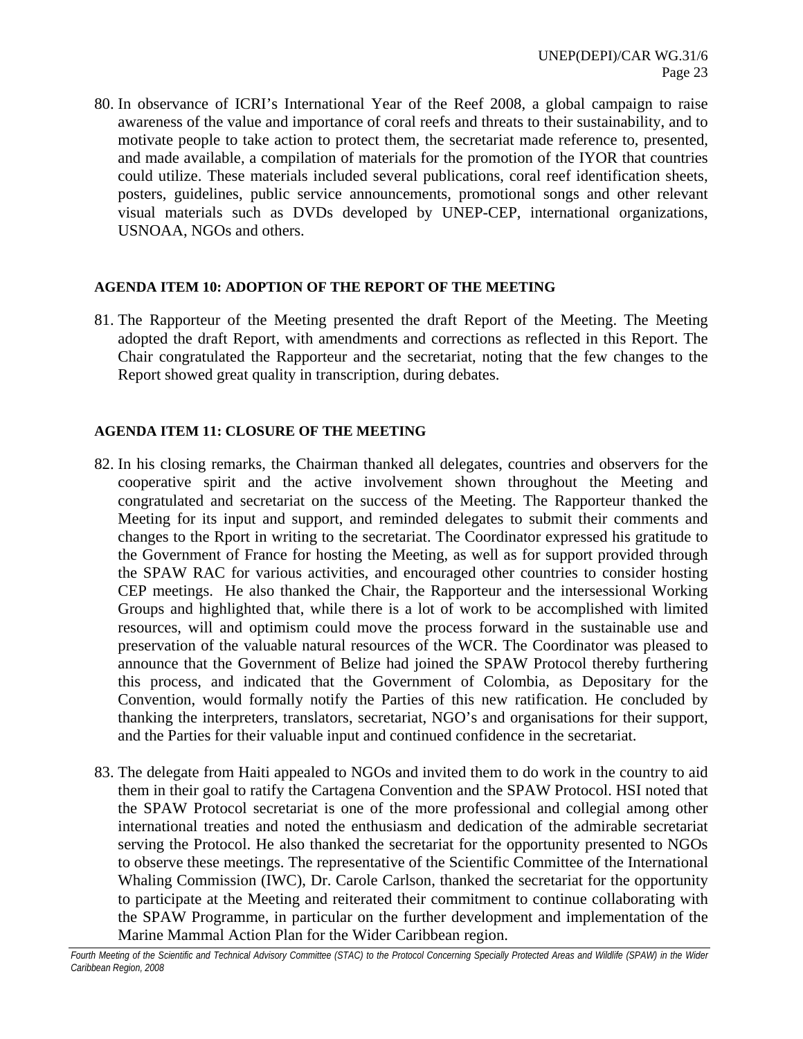80. In observance of ICRI's International Year of the Reef 2008, a global campaign to raise awareness of the value and importance of coral reefs and threats to their sustainability, and to motivate people to take action to protect them, the secretariat made reference to, presented, and made available, a compilation of materials for the promotion of the IYOR that countries could utilize. These materials included several publications, coral reef identification sheets, posters, guidelines, public service announcements, promotional songs and other relevant visual materials such as DVDs developed by UNEP-CEP, international organizations, USNOAA, NGOs and others.

## AGENDA ITEM 10: ADOPTION OF THE REPORT OF THE MEETING

81. The Rapporteur of the Meeting presented the draft Report of the Meeting. The Meeting adopted the draft Report, with amendments and corrections as reflected in this Report. The Chair congratulated the Rapporteur and the secretariat, noting that the few changes to the Report showed great quality in transcription, during debates.

## AGENDA ITEM 11: CLOSURE OF THE MEETING

82. In his closing remarks, the Chairman thanked all delegates, countries and observers for the cooperative spirit and the active involvement shown throughout the Meeting and congratulated and secretariat on the success of the Meeting. The Rapporteur thanked the Meeting for its input and support, and reminded delegates to submit their comments and changes to the Rport in writing to the secretariat. The Coordinator expressed his gratitude to the Government of France for hosting the Meeting, as well as for support provided through the SPAW RAC for various activities, and encouraged other countries to consider hosting CEP meetings. He also thanked the Chair, the Rapporteur and the intersessional Working Groups and highlighted that, while there is a lot of work to be accomplished with limited resources, will and optimism could move the process forward in the sustainable use and preservation of the valuable natural resources of the WCR. The Coordinator was pleased to announce that the Government of Belize had joined the SPAW Protocol thereby furthering this process, and indicated that the Government of Colombia, as Depositary for the Convention, would formally notify the Parties of this new ratification. He concluded by thanking the interpreters, translators, secretariat, NGO's and organisations for their support, and the Parties for their valuable input and continued confidence in the secretariat.

83. The delegate from Haiti appealed to NGOs and invited them to do work in the country to aid them in their goal to ratify the Cartagena Convention and the SPAW Protocol. HSI noted that the SPAW Protocol secretariat is one of the more professional and collegial among other international treaties and noted the enthusiasm and dedication of the admirable secretariat serving the Protocol. He also thanked the secretariat for the opportunity presented to NGOs to observe these meetings. The representative of the Scientific Committee of the International Whaling Commission (IWC), Dr. Carole Carlson, thanked the secretariat for the opportunity to participate at the Meeting and reiterated their commitment to continue collaborating with the SPAW Programme, in particular on the further development and implementation of the Marine Mammal Action Plan for the Wider Caribbean region.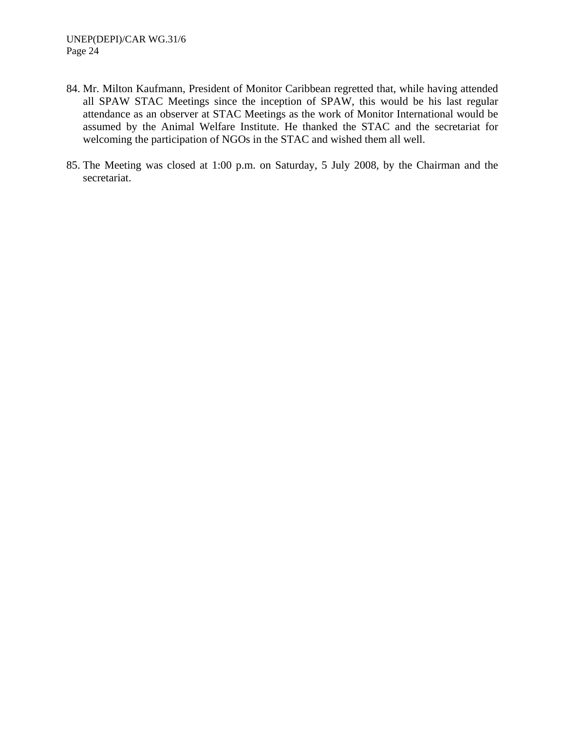84. Mr. Milton Kaufmann, President of Monitor Caribbean regretted that, while having attended all SPAW STAC Meetings since the inception of SPAW, this would be his last regular attendance as an observer at STAC Meetings as the work of Monitor International would be assumed by the Animal Welfare Institute. He thanked the STAC and the secretariat for welcoming the participation of NGOs in the STAC and wished them all well.

85. The Meeting was closed at 1:00 p.m. on Saturday, 5 July 2008, by the Chairman and the secretariat.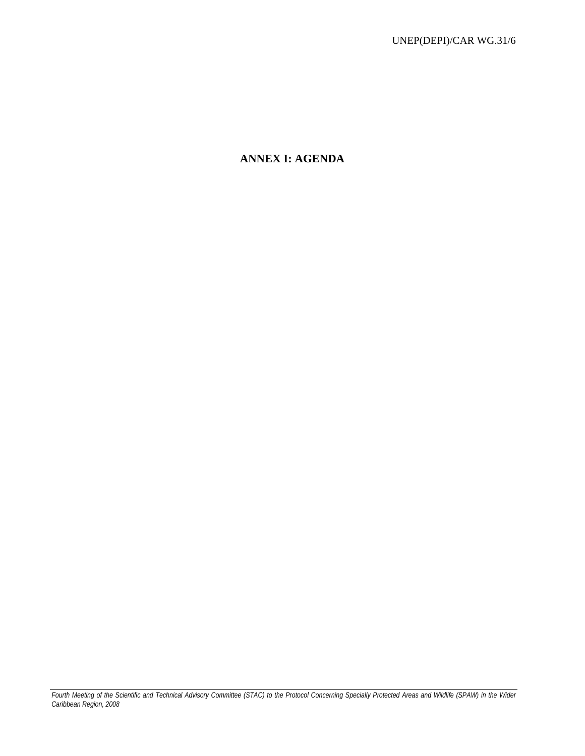# ANNEX I: AGENDA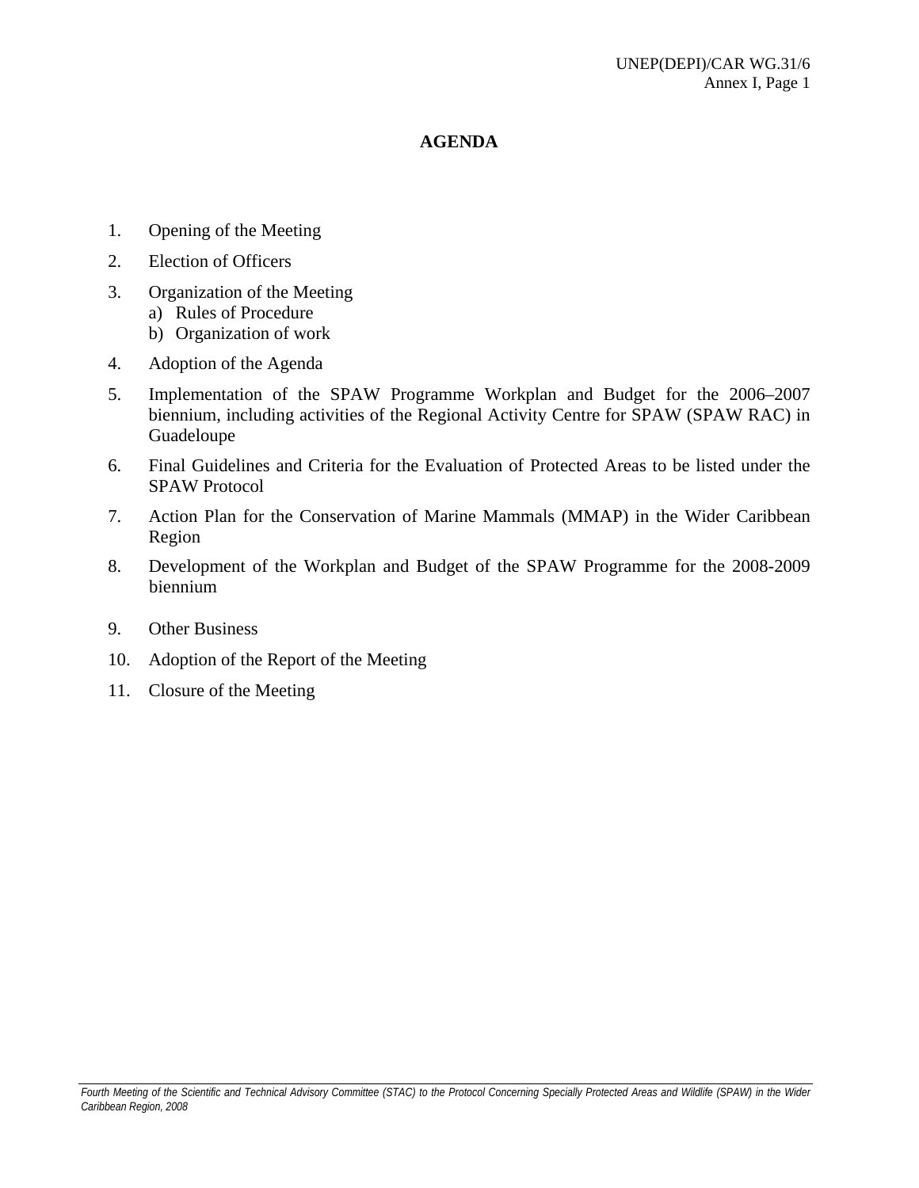# AGENDA

1. Opening of the Meeting
2. Election of Officers
3. Organization of the Meeting
   a) Rules of Procedure
   b) Organization of work
4. Adoption of the Agenda
5. Implementation of the SPAW Programme Workplan and Budget for the 2006–2007 biennium, including activities of the Regional Activity Centre for SPAW (SPAW RAC) in Guadeloupe
6. Final Guidelines and Criteria for the Evaluation of Protected Areas to be listed under the SPAW Protocol
7. Action Plan for the Conservation of Marine Mammals (MMAP) in the Wider Caribbean Region
8. Development of the Workplan and Budget of the SPAW Programme for the 2008-2009 biennium
9. Other Business
10. Adoption of the Report of the Meeting
11. Closure of the Meeting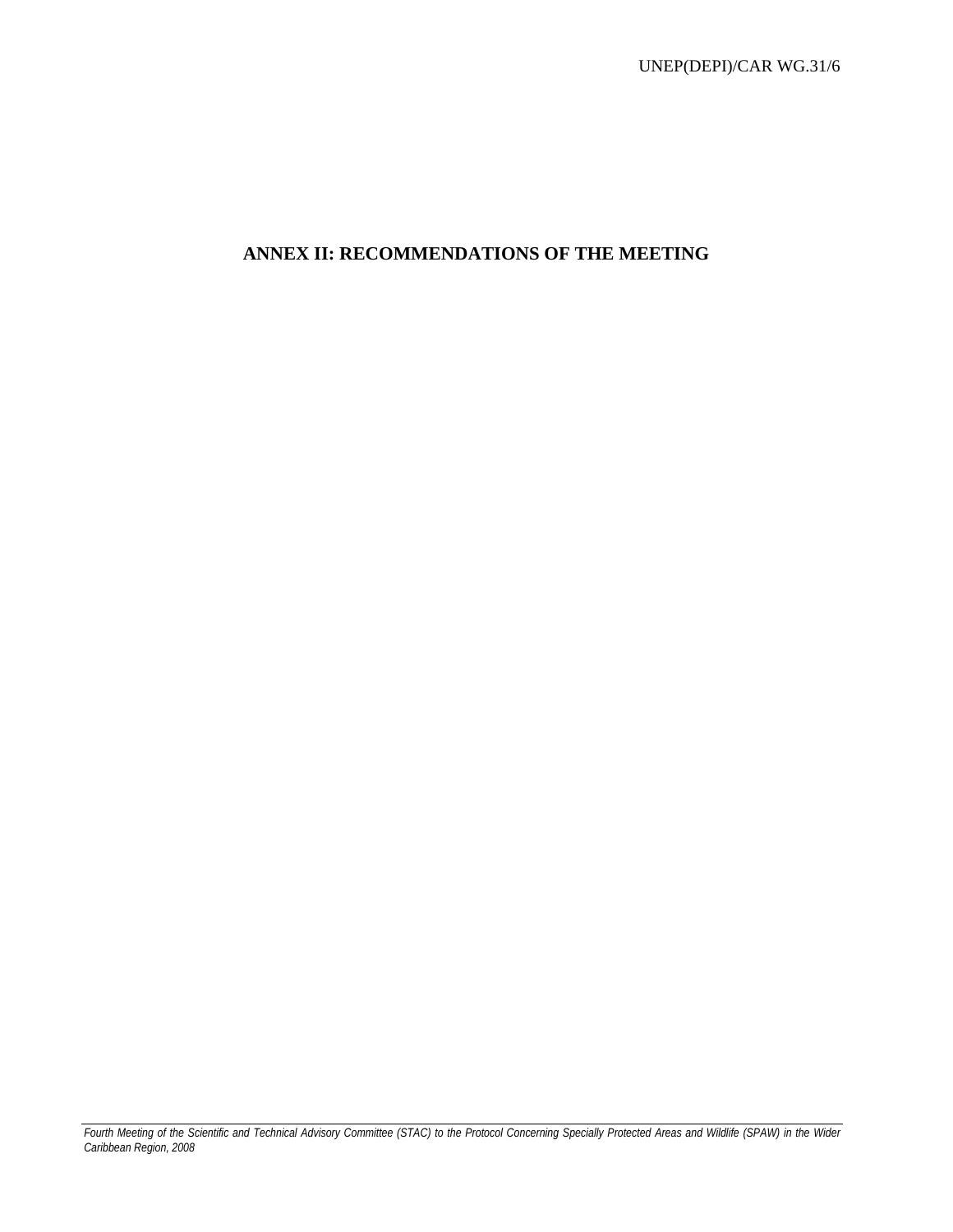# ANNEX II: RECOMMENDATIONS OF THE MEETING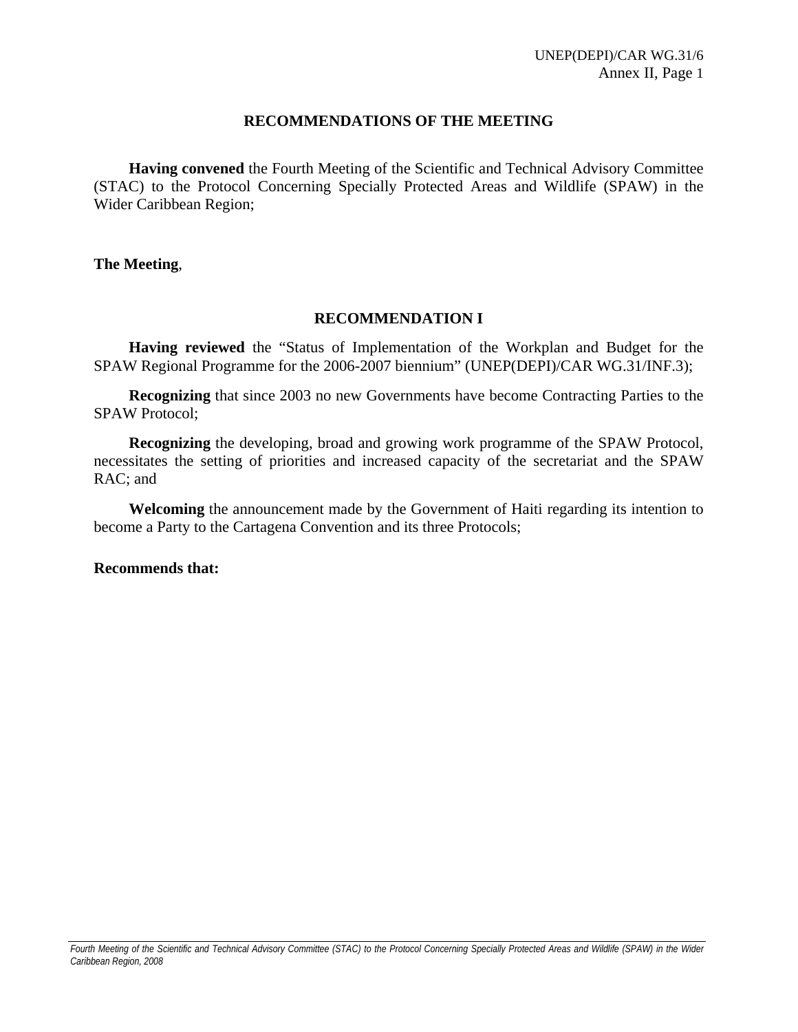## RECOMMENDATIONS OF THE MEETING

**Having convened** the Fourth Meeting of the Scientific and Technical Advisory Committee (STAC) to the Protocol Concerning Specially Protected Areas and Wildlife (SPAW) in the Wider Caribbean Region;

**The Meeting**,

### RECOMMENDATION I

**Having reviewed** the "Status of Implementation of the Workplan and Budget for the SPAW Regional Programme for the 2006-2007 biennium" (UNEP(DEPI)/CAR WG.31/INF.3);

**Recognizing** that since 2003 no new Governments have become Contracting Parties to the SPAW Protocol;

**Recognizing** the developing, broad and growing work programme of the SPAW Protocol, necessitates the setting of priorities and increased capacity of the secretariat and the SPAW RAC; and

**Welcoming** the announcement made by the Government of Haiti regarding its intention to become a Party to the Cartagena Convention and its three Protocols;

**Recommends that:**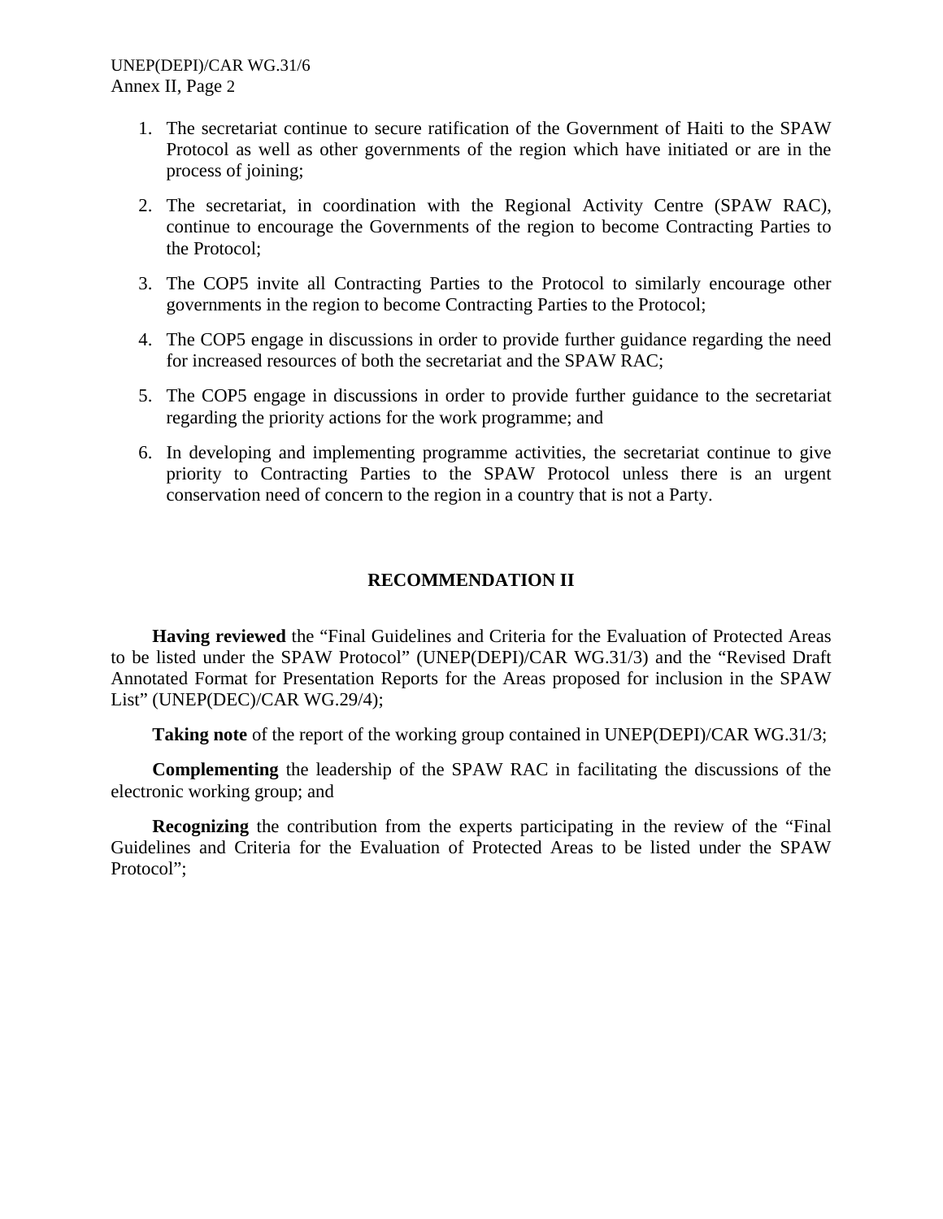1. The secretariat continue to secure ratification of the Government of Haiti to the SPAW Protocol as well as other governments of the region which have initiated or are in the process of joining;
2. The secretariat, in coordination with the Regional Activity Centre (SPAW RAC), continue to encourage the Governments of the region to become Contracting Parties to the Protocol;
3. The COP5 invite all Contracting Parties to the Protocol to similarly encourage other governments in the region to become Contracting Parties to the Protocol;
4. The COP5 engage in discussions in order to provide further guidance regarding the need for increased resources of both the secretariat and the SPAW RAC;
5. The COP5 engage in discussions in order to provide further guidance to the secretariat regarding the priority actions for the work programme; and
6. In developing and implementing programme activities, the secretariat continue to give priority to Contracting Parties to the SPAW Protocol unless there is an urgent conservation need of concern to the region in a country that is not a Party.

## RECOMMENDATION II

**Having reviewed** the "Final Guidelines and Criteria for the Evaluation of Protected Areas to be listed under the SPAW Protocol" (UNEP(DEPI)/CAR WG.31/3) and the "Revised Draft Annotated Format for Presentation Reports for the Areas proposed for inclusion in the SPAW List" (UNEP(DEC)/CAR WG.29/4);

**Taking note** of the report of the working group contained in UNEP(DEPI)/CAR WG.31/3;

**Complementing** the leadership of the SPAW RAC in facilitating the discussions of the electronic working group; and

**Recognizing** the contribution from the experts participating in the review of the "Final Guidelines and Criteria for the Evaluation of Protected Areas to be listed under the SPAW Protocol";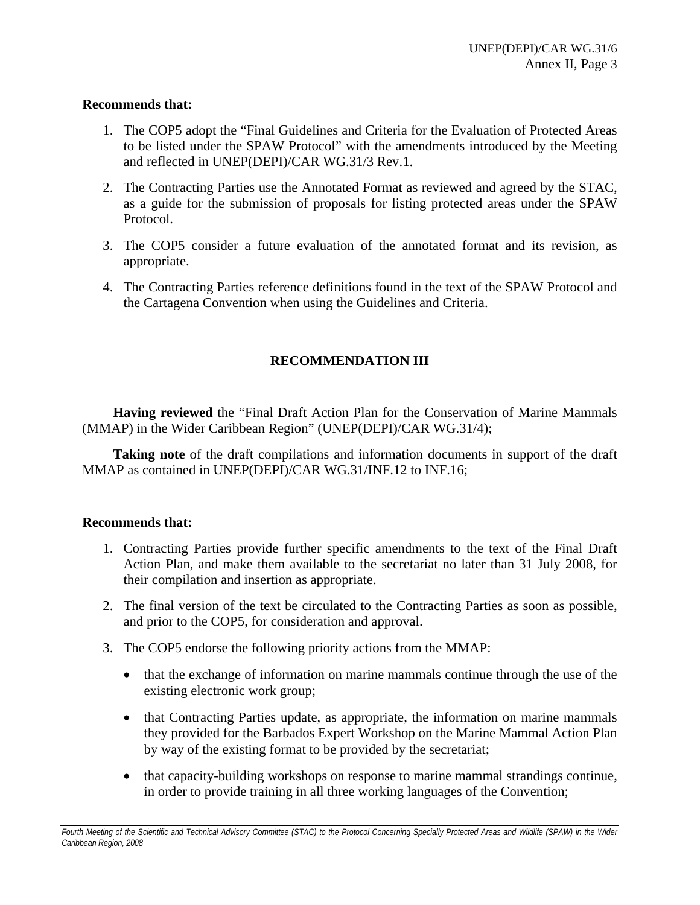**Recommends that:**

1. The COP5 adopt the "Final Guidelines and Criteria for the Evaluation of Protected Areas to be listed under the SPAW Protocol" with the amendments introduced by the Meeting and reflected in UNEP(DEPI)/CAR WG.31/3 Rev.1.
2. The Contracting Parties use the Annotated Format as reviewed and agreed by the STAC, as a guide for the submission of proposals for listing protected areas under the SPAW Protocol.
3. The COP5 consider a future evaluation of the annotated format and its revision, as appropriate.
4. The Contracting Parties reference definitions found in the text of the SPAW Protocol and the Cartagena Convention when using the Guidelines and Criteria.

## RECOMMENDATION III

**Having reviewed** the "Final Draft Action Plan for the Conservation of Marine Mammals (MMAP) in the Wider Caribbean Region" (UNEP(DEPI)/CAR WG.31/4);

**Taking note** of the draft compilations and information documents in support of the draft MMAP as contained in UNEP(DEPI)/CAR WG.31/INF.12 to INF.16;

**Recommends that:**

1. Contracting Parties provide further specific amendments to the text of the Final Draft Action Plan, and make them available to the secretariat no later than 31 July 2008, for their compilation and insertion as appropriate.
2. The final version of the text be circulated to the Contracting Parties as soon as possible, and prior to the COP5, for consideration and approval.
3. The COP5 endorse the following priority actions from the MMAP:
   - that the exchange of information on marine mammals continue through the use of the existing electronic work group;
   - that Contracting Parties update, as appropriate, the information on marine mammals they provided for the Barbados Expert Workshop on the Marine Mammal Action Plan by way of the existing format to be provided by the secretariat;
   - that capacity-building workshops on response to marine mammal strandings continue, in order to provide training in all three working languages of the Convention;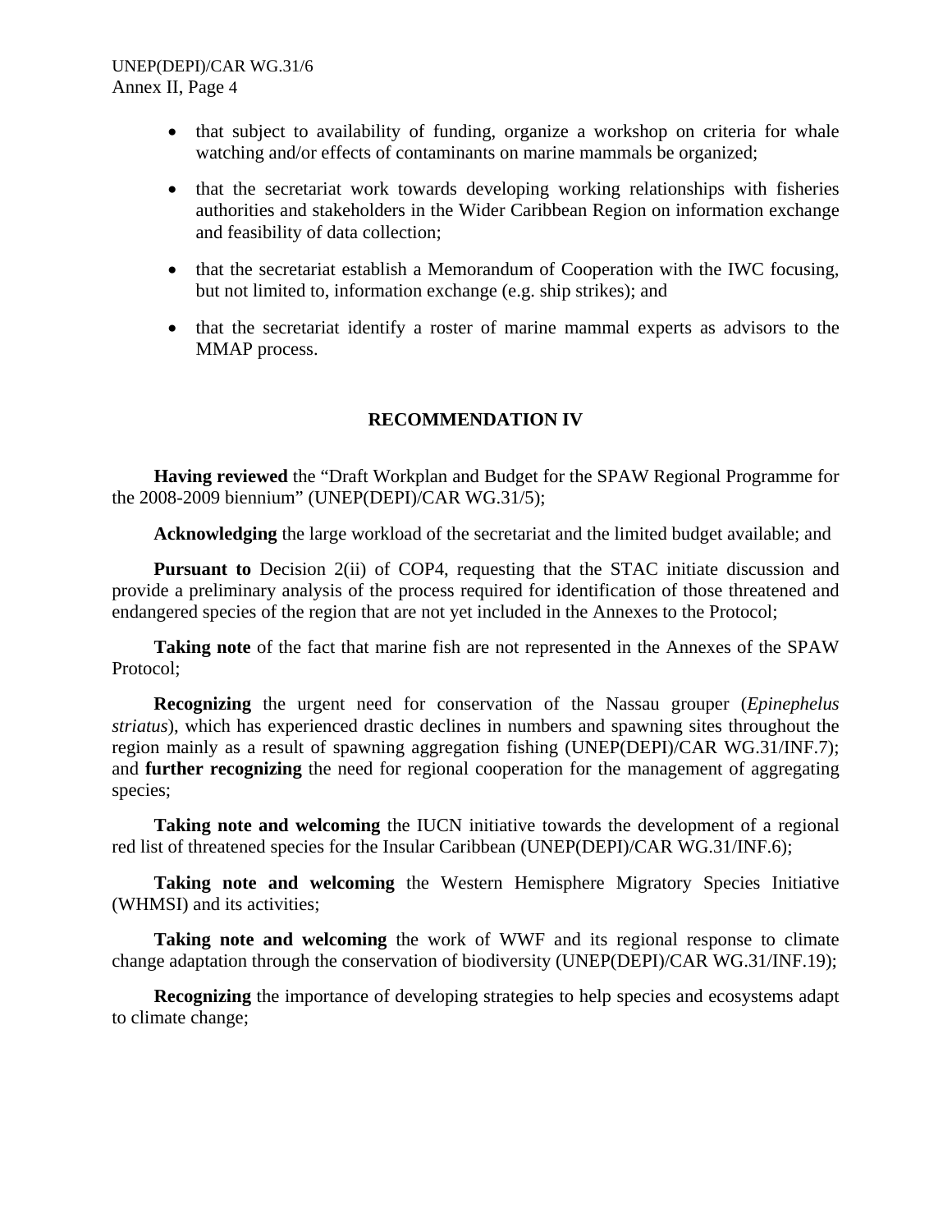- that subject to availability of funding, organize a workshop on criteria for whale watching and/or effects of contaminants on marine mammals be organized;
- that the secretariat work towards developing working relationships with fisheries authorities and stakeholders in the Wider Caribbean Region on information exchange and feasibility of data collection;
- that the secretariat establish a Memorandum of Cooperation with the IWC focusing, but not limited to, information exchange (e.g. ship strikes); and
- that the secretariat identify a roster of marine mammal experts as advisors to the MMAP process.

## RECOMMENDATION IV

**Having reviewed** the "Draft Workplan and Budget for the SPAW Regional Programme for the 2008-2009 biennium" (UNEP(DEPI)/CAR WG.31/5);

**Acknowledging** the large workload of the secretariat and the limited budget available; and

**Pursuant to** Decision 2(ii) of COP4, requesting that the STAC initiate discussion and provide a preliminary analysis of the process required for identification of those threatened and endangered species of the region that are not yet included in the Annexes to the Protocol;

**Taking note** of the fact that marine fish are not represented in the Annexes of the SPAW Protocol;

**Recognizing** the urgent need for conservation of the Nassau grouper (*Epinephelus striatus*), which has experienced drastic declines in numbers and spawning sites throughout the region mainly as a result of spawning aggregation fishing (UNEP(DEPI)/CAR WG.31/INF.7); and **further recognizing** the need for regional cooperation for the management of aggregating species;

**Taking note and welcoming** the IUCN initiative towards the development of a regional red list of threatened species for the Insular Caribbean (UNEP(DEPI)/CAR WG.31/INF.6);

**Taking note and welcoming** the Western Hemisphere Migratory Species Initiative (WHMSI) and its activities;

**Taking note and welcoming** the work of WWF and its regional response to climate change adaptation through the conservation of biodiversity (UNEP(DEPI)/CAR WG.31/INF.19);

**Recognizing** the importance of developing strategies to help species and ecosystems adapt to climate change;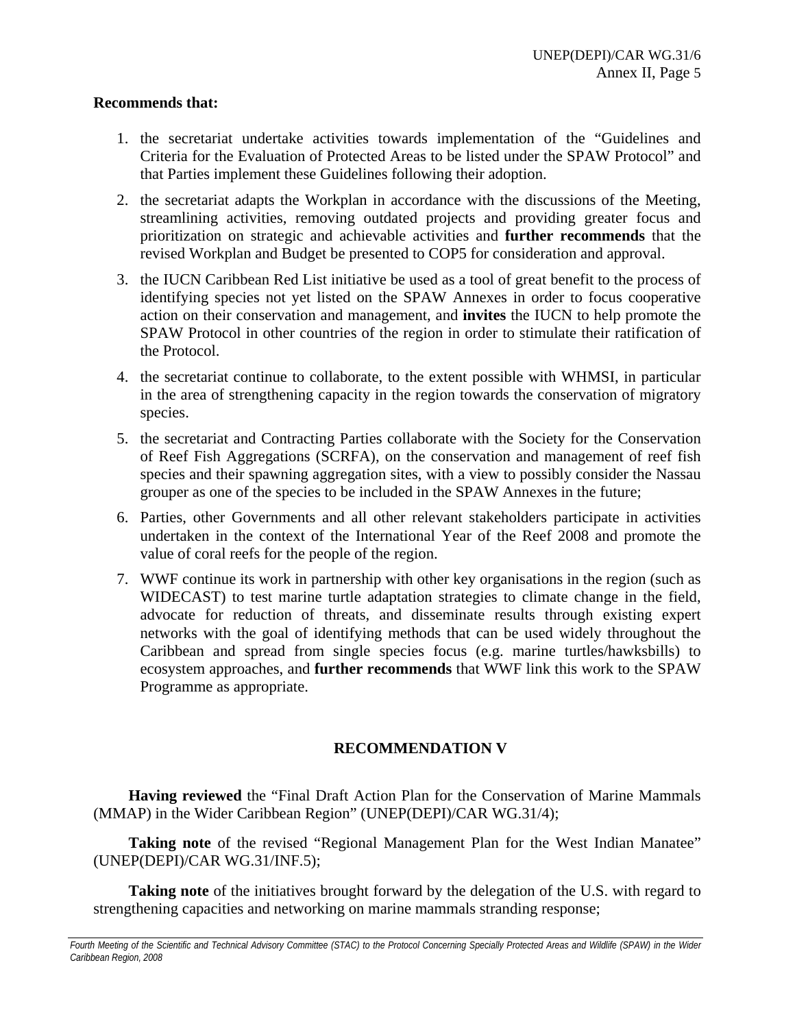**Recommends that:**

1. the secretariat undertake activities towards implementation of the "Guidelines and Criteria for the Evaluation of Protected Areas to be listed under the SPAW Protocol" and that Parties implement these Guidelines following their adoption.
2. the secretariat adapts the Workplan in accordance with the discussions of the Meeting, streamlining activities, removing outdated projects and providing greater focus and prioritization on strategic and achievable activities and **further recommends** that the revised Workplan and Budget be presented to COP5 for consideration and approval.
3. the IUCN Caribbean Red List initiative be used as a tool of great benefit to the process of identifying species not yet listed on the SPAW Annexes in order to focus cooperative action on their conservation and management, and **invites** the IUCN to help promote the SPAW Protocol in other countries of the region in order to stimulate their ratification of the Protocol.
4. the secretariat continue to collaborate, to the extent possible with WHMSI, in particular in the area of strengthening capacity in the region towards the conservation of migratory species.
5. the secretariat and Contracting Parties collaborate with the Society for the Conservation of Reef Fish Aggregations (SCRFA), on the conservation and management of reef fish species and their spawning aggregation sites, with a view to possibly consider the Nassau grouper as one of the species to be included in the SPAW Annexes in the future;
6. Parties, other Governments and all other relevant stakeholders participate in activities undertaken in the context of the International Year of the Reef 2008 and promote the value of coral reefs for the people of the region.
7. WWF continue its work in partnership with other key organisations in the region (such as WIDECAST) to test marine turtle adaptation strategies to climate change in the field, advocate for reduction of threats, and disseminate results through existing expert networks with the goal of identifying methods that can be used widely throughout the Caribbean and spread from single species focus (e.g. marine turtles/hawksbills) to ecosystem approaches, and **further recommends** that WWF link this work to the SPAW Programme as appropriate.

## RECOMMENDATION V

**Having reviewed** the "Final Draft Action Plan for the Conservation of Marine Mammals (MMAP) in the Wider Caribbean Region" (UNEP(DEPI)/CAR WG.31/4);

**Taking note** of the revised "Regional Management Plan for the West Indian Manatee" (UNEP(DEPI)/CAR WG.31/INF.5);

**Taking note** of the initiatives brought forward by the delegation of the U.S. with regard to strengthening capacities and networking on marine mammals stranding response;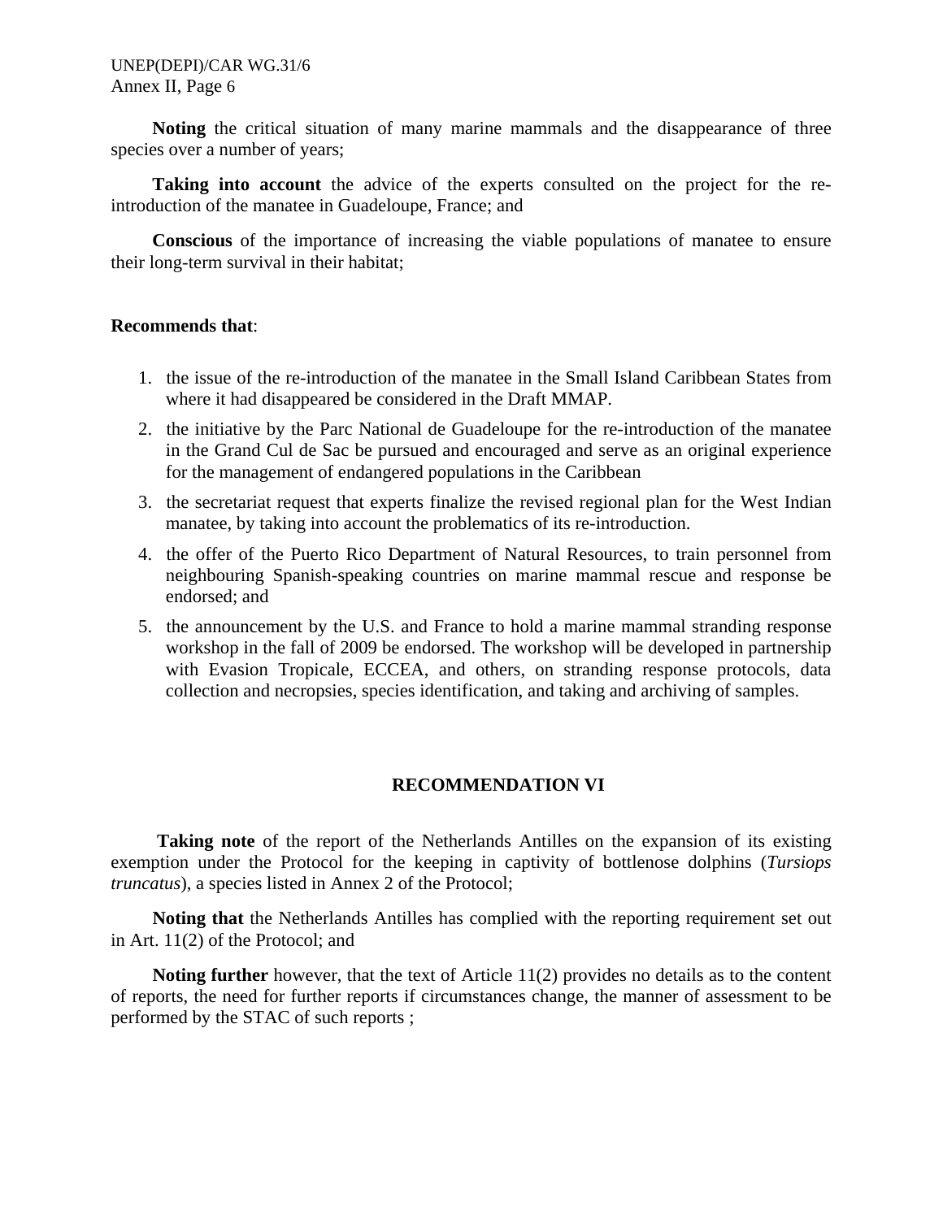**Noting** the critical situation of many marine mammals and the disappearance of three species over a number of years;

**Taking into account** the advice of the experts consulted on the project for the re-introduction of the manatee in Guadeloupe, France; and

**Conscious** of the importance of increasing the viable populations of manatee to ensure their long-term survival in their habitat;

**Recommends that**:

1. the issue of the re-introduction of the manatee in the Small Island Caribbean States from where it had disappeared be considered in the Draft MMAP.
2. the initiative by the Parc National de Guadeloupe for the re-introduction of the manatee in the Grand Cul de Sac be pursued and encouraged and serve as an original experience for the management of endangered populations in the Caribbean
3. the secretariat request that experts finalize the revised regional plan for the West Indian manatee, by taking into account the problematics of its re-introduction.
4. the offer of the Puerto Rico Department of Natural Resources, to train personnel from neighbouring Spanish-speaking countries on marine mammal rescue and response be endorsed; and
5. the announcement by the U.S. and France to hold a marine mammal stranding response workshop in the fall of 2009 be endorsed. The workshop will be developed in partnership with Evasion Tropicale, ECCEA, and others, on stranding response protocols, data collection and necropsies, species identification, and taking and archiving of samples.

## RECOMMENDATION VI

**Taking note** of the report of the Netherlands Antilles on the expansion of its existing exemption under the Protocol for the keeping in captivity of bottlenose dolphins (*Tursiops truncatus*), a species listed in Annex 2 of the Protocol;

**Noting that** the Netherlands Antilles has complied with the reporting requirement set out in Art. 11(2) of the Protocol; and

**Noting further** however, that the text of Article 11(2) provides no details as to the content of reports, the need for further reports if circumstances change, the manner of assessment to be performed by the STAC of such reports ;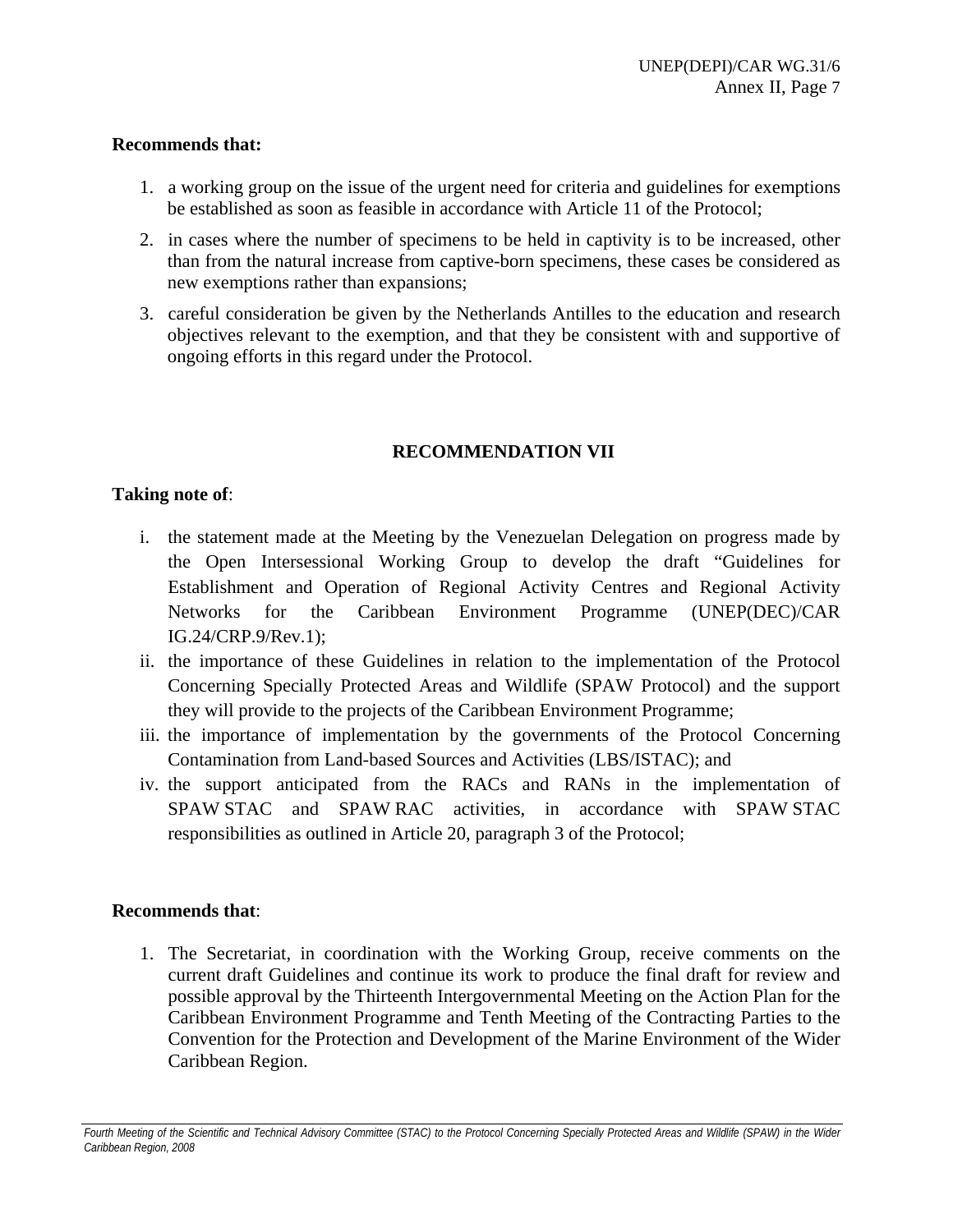**Recommends that:**

1. a working group on the issue of the urgent need for criteria and guidelines for exemptions be established as soon as feasible in accordance with Article 11 of the Protocol;
2. in cases where the number of specimens to be held in captivity is to be increased, other than from the natural increase from captive-born specimens, these cases be considered as new exemptions rather than expansions;
3. careful consideration be given by the Netherlands Antilles to the education and research objectives relevant to the exemption, and that they be consistent with and supportive of ongoing efforts in this regard under the Protocol.

## RECOMMENDATION VII

**Taking note of**:

i. the statement made at the Meeting by the Venezuelan Delegation on progress made by the Open Intersessional Working Group to develop the draft "Guidelines for Establishment and Operation of Regional Activity Centres and Regional Activity Networks for the Caribbean Environment Programme (UNEP(DEC)/CAR IG.24/CRP.9/Rev.1);

ii. the importance of these Guidelines in relation to the implementation of the Protocol Concerning Specially Protected Areas and Wildlife (SPAW Protocol) and the support they will provide to the projects of the Caribbean Environment Programme;

iii. the importance of implementation by the governments of the Protocol Concerning Contamination from Land-based Sources and Activities (LBS/ISTAC); and

iv. the support anticipated from the RACs and RANs in the implementation of SPAW STAC and SPAW RAC activities, in accordance with SPAW STAC responsibilities as outlined in Article 20, paragraph 3 of the Protocol;

**Recommends that**:

1. The Secretariat, in coordination with the Working Group, receive comments on the current draft Guidelines and continue its work to produce the final draft for review and possible approval by the Thirteenth Intergovernmental Meeting on the Action Plan for the Caribbean Environment Programme and Tenth Meeting of the Contracting Parties to the Convention for the Protection and Development of the Marine Environment of the Wider Caribbean Region.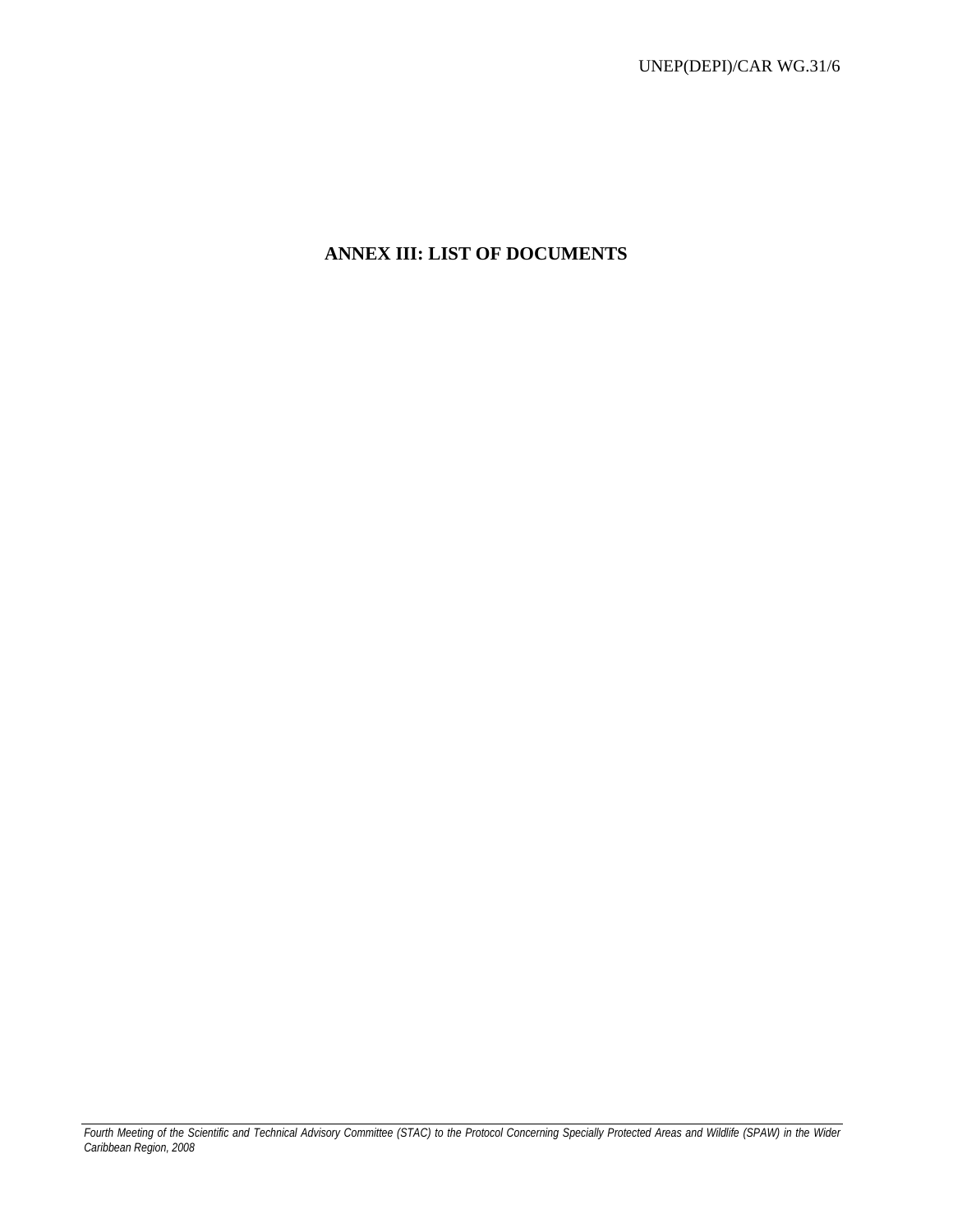# ANNEX III: LIST OF DOCUMENTS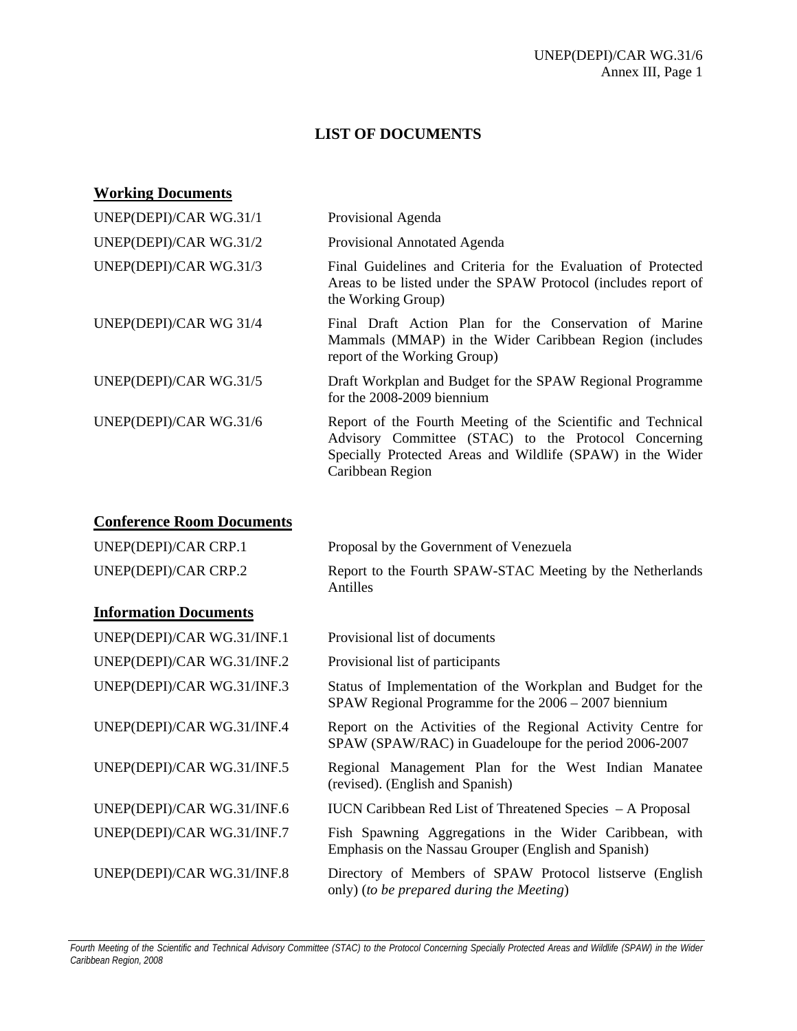# LIST OF DOCUMENTS

## Working Documents

| | |
|---|---|
| UNEP(DEPI)/CAR WG.31/1 | Provisional Agenda |
| UNEP(DEPI)/CAR WG.31/2 | Provisional Annotated Agenda |
| UNEP(DEPI)/CAR WG.31/3 | Final Guidelines and Criteria for the Evaluation of Protected Areas to be listed under the SPAW Protocol (includes report of the Working Group) |
| UNEP(DEPI)/CAR WG 31/4 | Final Draft Action Plan for the Conservation of Marine Mammals (MMAP) in the Wider Caribbean Region (includes report of the Working Group) |
| UNEP(DEPI)/CAR WG.31/5 | Draft Workplan and Budget for the SPAW Regional Programme for the 2008-2009 biennium |
| UNEP(DEPI)/CAR WG.31/6 | Report of the Fourth Meeting of the Scientific and Technical Advisory Committee (STAC) to the Protocol Concerning Specially Protected Areas and Wildlife (SPAW) in the Wider Caribbean Region |

## Conference Room Documents

| | |
|---|---|
| UNEP(DEPI)/CAR CRP.1 | Proposal by the Government of Venezuela |
| UNEP(DEPI)/CAR CRP.2 | Report to the Fourth SPAW-STAC Meeting by the Netherlands Antilles |

## Information Documents

| | |
|---|---|
| UNEP(DEPI)/CAR WG.31/INF.1 | Provisional list of documents |
| UNEP(DEPI)/CAR WG.31/INF.2 | Provisional list of participants |
| UNEP(DEPI)/CAR WG.31/INF.3 | Status of Implementation of the Workplan and Budget for the SPAW Regional Programme for the 2006 – 2007 biennium |
| UNEP(DEPI)/CAR WG.31/INF.4 | Report on the Activities of the Regional Activity Centre for SPAW (SPAW/RAC) in Guadeloupe for the period 2006-2007 |
| UNEP(DEPI)/CAR WG.31/INF.5 | Regional Management Plan for the West Indian Manatee (revised). (English and Spanish) |
| UNEP(DEPI)/CAR WG.31/INF.6 | IUCN Caribbean Red List of Threatened Species – A Proposal |
| UNEP(DEPI)/CAR WG.31/INF.7 | Fish Spawning Aggregations in the Wider Caribbean, with Emphasis on the Nassau Grouper (English and Spanish) |
| UNEP(DEPI)/CAR WG.31/INF.8 | Directory of Members of SPAW Protocol listserve (English only) (*to be prepared during the Meeting*) |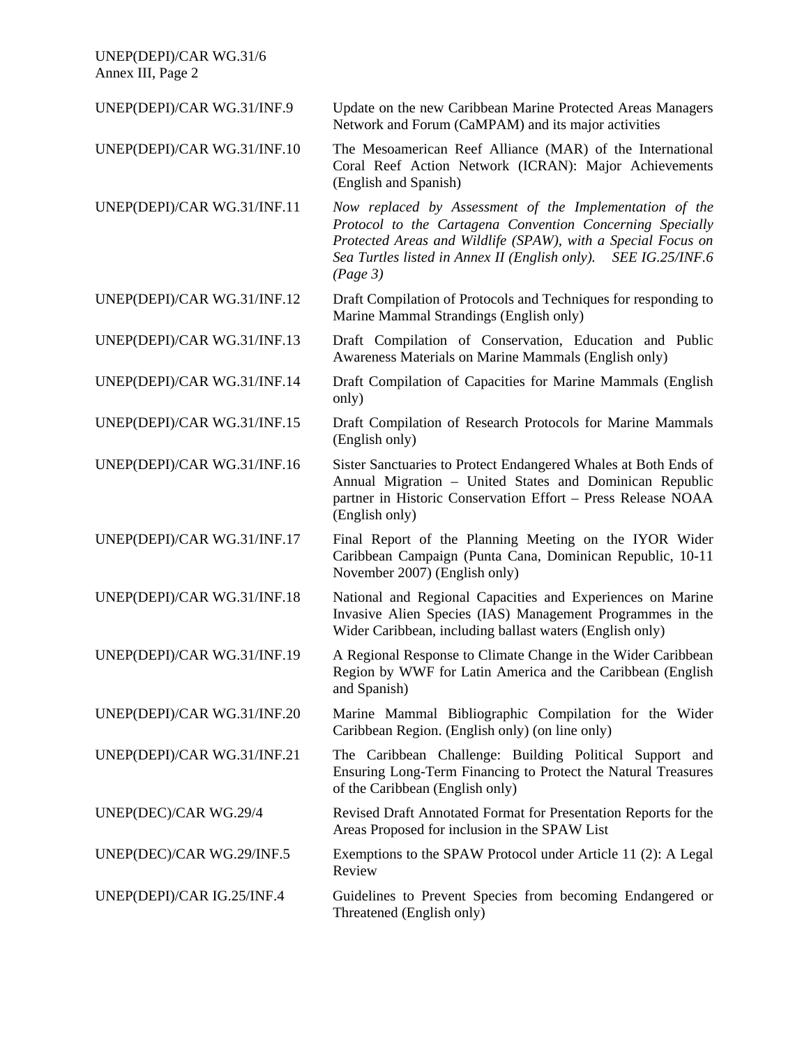| | |
|---|---|
| UNEP(DEPI)/CAR WG.31/INF.9 | Update on the new Caribbean Marine Protected Areas Managers Network and Forum (CaMPAM) and its major activities |
| UNEP(DEPI)/CAR WG.31/INF.10 | The Mesoamerican Reef Alliance (MAR) of the International Coral Reef Action Network (ICRAN): Major Achievements (English and Spanish) |
| UNEP(DEPI)/CAR WG.31/INF.11 | *Now replaced by Assessment of the Implementation of the Protocol to the Cartagena Convention Concerning Specially Protected Areas and Wildlife (SPAW), with a Special Focus on Sea Turtles listed in Annex II (English only). SEE IG.25/INF.6 (Page 3)* |
| UNEP(DEPI)/CAR WG.31/INF.12 | Draft Compilation of Protocols and Techniques for responding to Marine Mammal Strandings (English only) |
| UNEP(DEPI)/CAR WG.31/INF.13 | Draft Compilation of Conservation, Education and Public Awareness Materials on Marine Mammals (English only) |
| UNEP(DEPI)/CAR WG.31/INF.14 | Draft Compilation of Capacities for Marine Mammals (English only) |
| UNEP(DEPI)/CAR WG.31/INF.15 | Draft Compilation of Research Protocols for Marine Mammals (English only) |
| UNEP(DEPI)/CAR WG.31/INF.16 | Sister Sanctuaries to Protect Endangered Whales at Both Ends of Annual Migration – United States and Dominican Republic partner in Historic Conservation Effort – Press Release NOAA (English only) |
| UNEP(DEPI)/CAR WG.31/INF.17 | Final Report of the Planning Meeting on the IYOR Wider Caribbean Campaign (Punta Cana, Dominican Republic, 10-11 November 2007) (English only) |
| UNEP(DEPI)/CAR WG.31/INF.18 | National and Regional Capacities and Experiences on Marine Invasive Alien Species (IAS) Management Programmes in the Wider Caribbean, including ballast waters (English only) |
| UNEP(DEPI)/CAR WG.31/INF.19 | A Regional Response to Climate Change in the Wider Caribbean Region by WWF for Latin America and the Caribbean (English and Spanish) |
| UNEP(DEPI)/CAR WG.31/INF.20 | Marine Mammal Bibliographic Compilation for the Wider Caribbean Region. (English only) (on line only) |
| UNEP(DEPI)/CAR WG.31/INF.21 | The Caribbean Challenge: Building Political Support and Ensuring Long-Term Financing to Protect the Natural Treasures of the Caribbean (English only) |
| UNEP(DEC)/CAR WG.29/4 | Revised Draft Annotated Format for Presentation Reports for the Areas Proposed for inclusion in the SPAW List |
| UNEP(DEC)/CAR WG.29/INF.5 | Exemptions to the SPAW Protocol under Article 11 (2): A Legal Review |
| UNEP(DEPI)/CAR IG.25/INF.4 | Guidelines to Prevent Species from becoming Endangered or Threatened (English only) |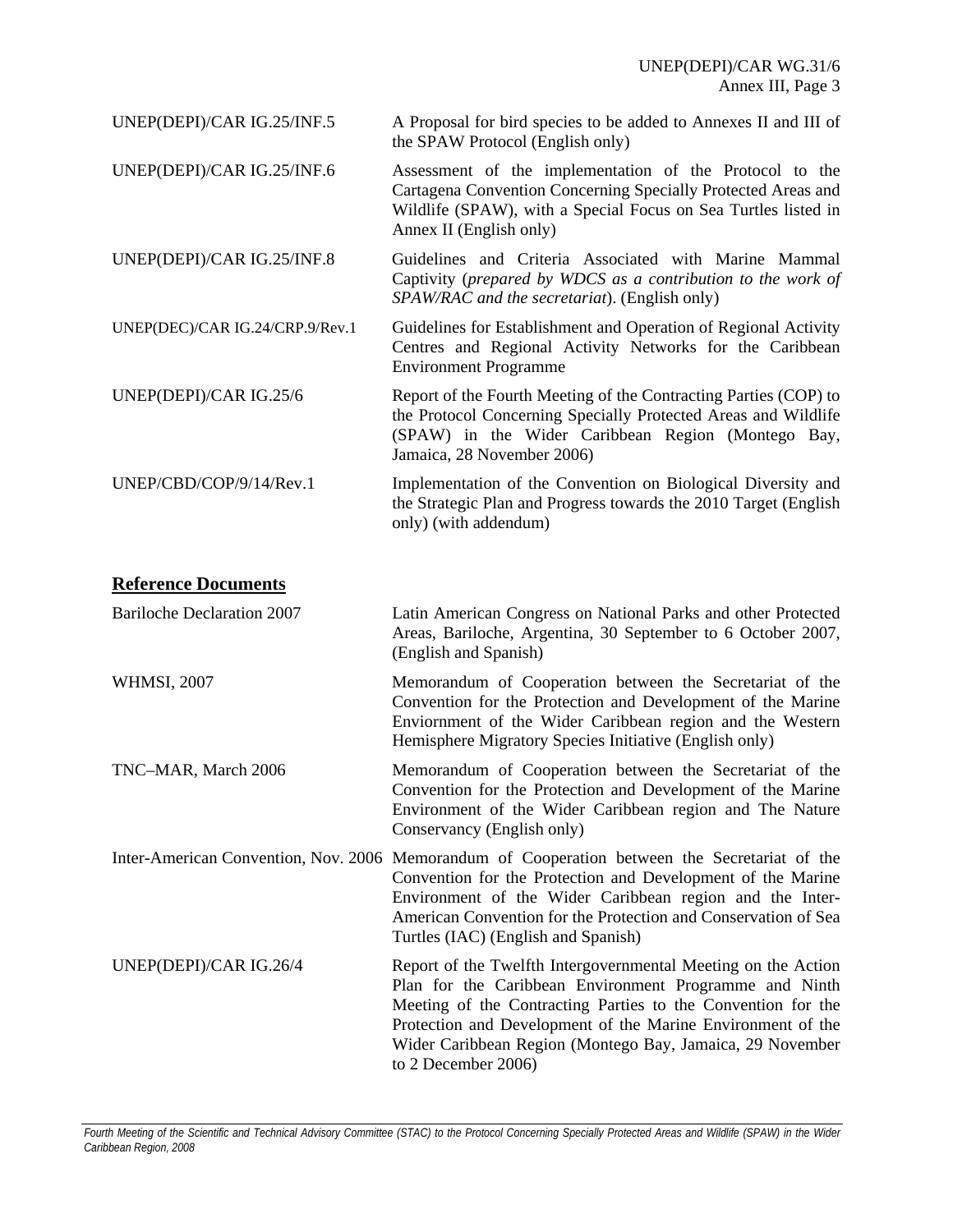| | |
|---|---|
| UNEP(DEPI)/CAR IG.25/INF.5 | A Proposal for bird species to be added to Annexes II and III of the SPAW Protocol (English only) |
| UNEP(DEPI)/CAR IG.25/INF.6 | Assessment of the implementation of the Protocol to the Cartagena Convention Concerning Specially Protected Areas and Wildlife (SPAW), with a Special Focus on Sea Turtles listed in Annex II (English only) |
| UNEP(DEPI)/CAR IG.25/INF.8 | Guidelines and Criteria Associated with Marine Mammal Captivity (*prepared by WDCS as a contribution to the work of SPAW/RAC and the secretariat*). (English only) |
| UNEP(DEC)/CAR IG.24/CRP.9/Rev.1 | Guidelines for Establishment and Operation of Regional Activity Centres and Regional Activity Networks for the Caribbean Environment Programme |
| UNEP(DEPI)/CAR IG.25/6 | Report of the Fourth Meeting of the Contracting Parties (COP) to the Protocol Concerning Specially Protected Areas and Wildlife (SPAW) in the Wider Caribbean Region (Montego Bay, Jamaica, 28 November 2006) |
| UNEP/CBD/COP/9/14/Rev.1 | Implementation of the Convention on Biological Diversity and the Strategic Plan and Progress towards the 2010 Target (English only) (with addendum) |

**Reference Documents**

| | |
|---|---|
| Bariloche Declaration 2007 | Latin American Congress on National Parks and other Protected Areas, Bariloche, Argentina, 30 September to 6 October 2007, (English and Spanish) |
| WHMSI, 2007 | Memorandum of Cooperation between the Secretariat of the Convention for the Protection and Development of the Marine Enviornment of the Wider Caribbean region and the Western Hemisphere Migratory Species Initiative (English only) |
| TNC–MAR, March 2006 | Memorandum of Cooperation between the Secretariat of the Convention for the Protection and Development of the Marine Environment of the Wider Caribbean region and The Nature Conservancy (English only) |
| Inter-American Convention, Nov. 2006 | Memorandum of Cooperation between the Secretariat of the Convention for the Protection and Development of the Marine Environment of the Wider Caribbean region and the Inter-American Convention for the Protection and Conservation of Sea Turtles (IAC) (English and Spanish) |
| UNEP(DEPI)/CAR IG.26/4 | Report of the Twelfth Intergovernmental Meeting on the Action Plan for the Caribbean Environment Programme and Ninth Meeting of the Contracting Parties to the Convention for the Protection and Development of the Marine Environment of the Wider Caribbean Region (Montego Bay, Jamaica, 29 November to 2 December 2006) |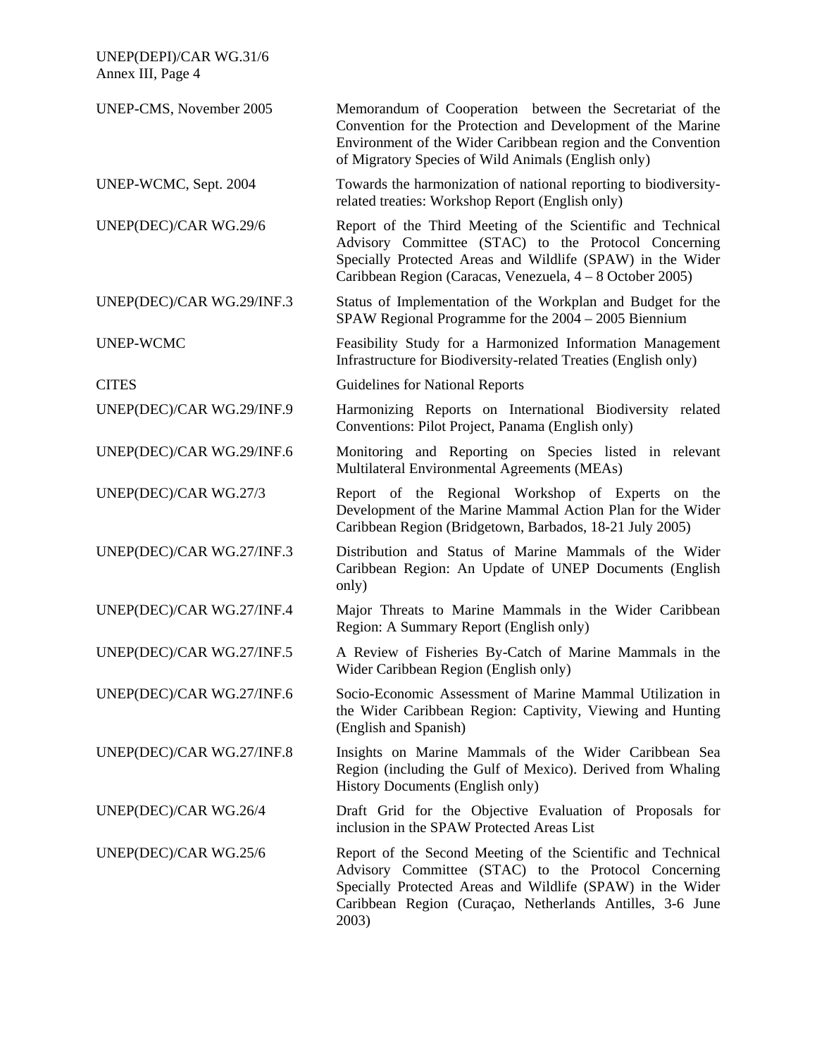| | |
|---|---|
| UNEP-CMS, November 2005 | Memorandum of Cooperation between the Secretariat of the Convention for the Protection and Development of the Marine Environment of the Wider Caribbean region and the Convention of Migratory Species of Wild Animals (English only) |
| UNEP-WCMC, Sept. 2004 | Towards the harmonization of national reporting to biodiversity-related treaties: Workshop Report (English only) |
| UNEP(DEC)/CAR WG.29/6 | Report of the Third Meeting of the Scientific and Technical Advisory Committee (STAC) to the Protocol Concerning Specially Protected Areas and Wildlife (SPAW) in the Wider Caribbean Region (Caracas, Venezuela, 4 – 8 October 2005) |
| UNEP(DEC)/CAR WG.29/INF.3 | Status of Implementation of the Workplan and Budget for the SPAW Regional Programme for the 2004 – 2005 Biennium |
| UNEP-WCMC | Feasibility Study for a Harmonized Information Management Infrastructure for Biodiversity-related Treaties (English only) |
| CITES | Guidelines for National Reports |
| UNEP(DEC)/CAR WG.29/INF.9 | Harmonizing Reports on International Biodiversity related Conventions: Pilot Project, Panama (English only) |
| UNEP(DEC)/CAR WG.29/INF.6 | Monitoring and Reporting on Species listed in relevant Multilateral Environmental Agreements (MEAs) |
| UNEP(DEC)/CAR WG.27/3 | Report of the Regional Workshop of Experts on the Development of the Marine Mammal Action Plan for the Wider Caribbean Region (Bridgetown, Barbados, 18-21 July 2005) |
| UNEP(DEC)/CAR WG.27/INF.3 | Distribution and Status of Marine Mammals of the Wider Caribbean Region: An Update of UNEP Documents (English only) |
| UNEP(DEC)/CAR WG.27/INF.4 | Major Threats to Marine Mammals in the Wider Caribbean Region: A Summary Report (English only) |
| UNEP(DEC)/CAR WG.27/INF.5 | A Review of Fisheries By-Catch of Marine Mammals in the Wider Caribbean Region (English only) |
| UNEP(DEC)/CAR WG.27/INF.6 | Socio-Economic Assessment of Marine Mammal Utilization in the Wider Caribbean Region: Captivity, Viewing and Hunting (English and Spanish) |
| UNEP(DEC)/CAR WG.27/INF.8 | Insights on Marine Mammals of the Wider Caribbean Sea Region (including the Gulf of Mexico). Derived from Whaling History Documents (English only) |
| UNEP(DEC)/CAR WG.26/4 | Draft Grid for the Objective Evaluation of Proposals for inclusion in the SPAW Protected Areas List |
| UNEP(DEC)/CAR WG.25/6 | Report of the Second Meeting of the Scientific and Technical Advisory Committee (STAC) to the Protocol Concerning Specially Protected Areas and Wildlife (SPAW) in the Wider Caribbean Region (Curaçao, Netherlands Antilles, 3-6 June 2003) |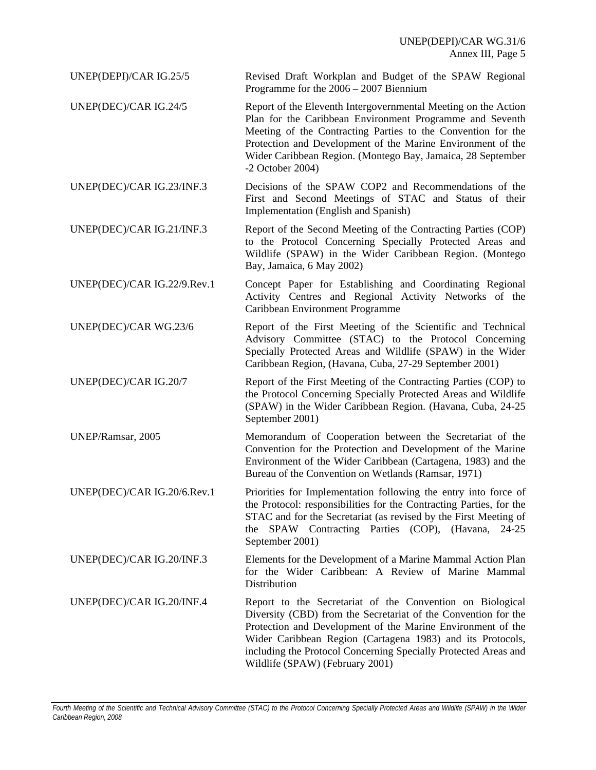| | |
|---|---|
| UNEP(DEPI)/CAR IG.25/5 | Revised Draft Workplan and Budget of the SPAW Regional Programme for the 2006 – 2007 Biennium |
| UNEP(DEC)/CAR IG.24/5 | Report of the Eleventh Intergovernmental Meeting on the Action Plan for the Caribbean Environment Programme and Seventh Meeting of the Contracting Parties to the Convention for the Protection and Development of the Marine Environment of the Wider Caribbean Region. (Montego Bay, Jamaica, 28 September -2 October 2004) |
| UNEP(DEC)/CAR IG.23/INF.3 | Decisions of the SPAW COP2 and Recommendations of the First and Second Meetings of STAC and Status of their Implementation (English and Spanish) |
| UNEP(DEC)/CAR IG.21/INF.3 | Report of the Second Meeting of the Contracting Parties (COP) to the Protocol Concerning Specially Protected Areas and Wildlife (SPAW) in the Wider Caribbean Region. (Montego Bay, Jamaica, 6 May 2002) |
| UNEP(DEC)/CAR IG.22/9.Rev.1 | Concept Paper for Establishing and Coordinating Regional Activity Centres and Regional Activity Networks of the Caribbean Environment Programme |
| UNEP(DEC)/CAR WG.23/6 | Report of the First Meeting of the Scientific and Technical Advisory Committee (STAC) to the Protocol Concerning Specially Protected Areas and Wildlife (SPAW) in the Wider Caribbean Region, (Havana, Cuba, 27-29 September 2001) |
| UNEP(DEC)/CAR IG.20/7 | Report of the First Meeting of the Contracting Parties (COP) to the Protocol Concerning Specially Protected Areas and Wildlife (SPAW) in the Wider Caribbean Region. (Havana, Cuba, 24-25 September 2001) |
| UNEP/Ramsar, 2005 | Memorandum of Cooperation between the Secretariat of the Convention for the Protection and Development of the Marine Environment of the Wider Caribbean (Cartagena, 1983) and the Bureau of the Convention on Wetlands (Ramsar, 1971) |
| UNEP(DEC)/CAR IG.20/6.Rev.1 | Priorities for Implementation following the entry into force of the Protocol: responsibilities for the Contracting Parties, for the STAC and for the Secretariat (as revised by the First Meeting of the SPAW Contracting Parties (COP), (Havana, 24-25 September 2001) |
| UNEP(DEC)/CAR IG.20/INF.3 | Elements for the Development of a Marine Mammal Action Plan for the Wider Caribbean: A Review of Marine Mammal Distribution |
| UNEP(DEC)/CAR IG.20/INF.4 | Report to the Secretariat of the Convention on Biological Diversity (CBD) from the Secretariat of the Convention for the Protection and Development of the Marine Environment of the Wider Caribbean Region (Cartagena 1983) and its Protocols, including the Protocol Concerning Specially Protected Areas and Wildlife (SPAW) (February 2001) |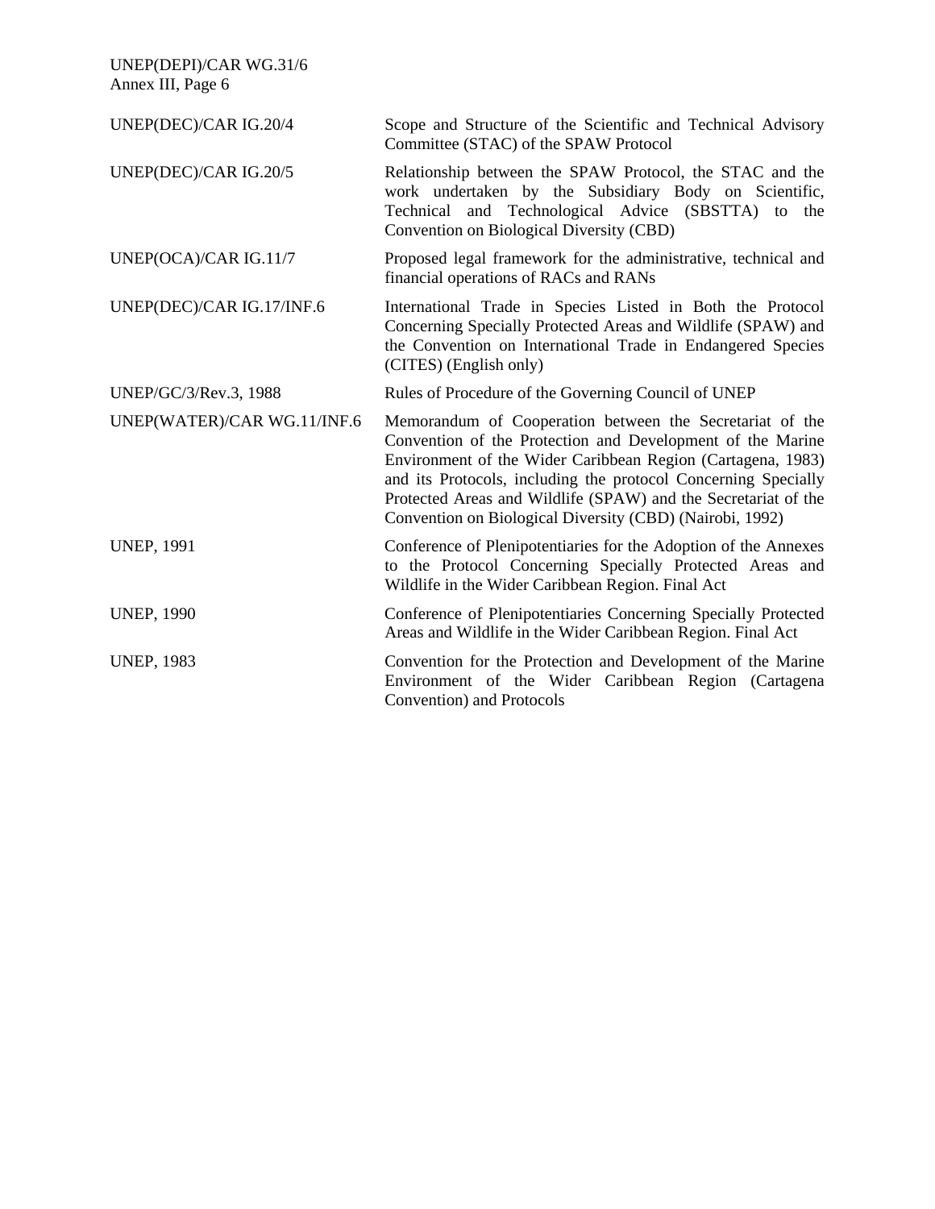| | |
|---|---|
| UNEP(DEC)/CAR IG.20/4 | Scope and Structure of the Scientific and Technical Advisory Committee (STAC) of the SPAW Protocol |
| UNEP(DEC)/CAR IG.20/5 | Relationship between the SPAW Protocol, the STAC and the work undertaken by the Subsidiary Body on Scientific, Technical and Technological Advice (SBSTTA) to the Convention on Biological Diversity (CBD) |
| UNEP(OCA)/CAR IG.11/7 | Proposed legal framework for the administrative, technical and financial operations of RACs and RANs |
| UNEP(DEC)/CAR IG.17/INF.6 | International Trade in Species Listed in Both the Protocol Concerning Specially Protected Areas and Wildlife (SPAW) and the Convention on International Trade in Endangered Species (CITES) (English only) |
| UNEP/GC/3/Rev.3, 1988 | Rules of Procedure of the Governing Council of UNEP |
| UNEP(WATER)/CAR WG.11/INF.6 | Memorandum of Cooperation between the Secretariat of the Convention of the Protection and Development of the Marine Environment of the Wider Caribbean Region (Cartagena, 1983) and its Protocols, including the protocol Concerning Specially Protected Areas and Wildlife (SPAW) and the Secretariat of the Convention on Biological Diversity (CBD) (Nairobi, 1992) |
| UNEP, 1991 | Conference of Plenipotentiaries for the Adoption of the Annexes to the Protocol Concerning Specially Protected Areas and Wildlife in the Wider Caribbean Region. Final Act |
| UNEP, 1990 | Conference of Plenipotentiaries Concerning Specially Protected Areas and Wildlife in the Wider Caribbean Region. Final Act |
| UNEP, 1983 | Convention for the Protection and Development of the Marine Environment of the Wider Caribbean Region (Cartagena Convention) and Protocols |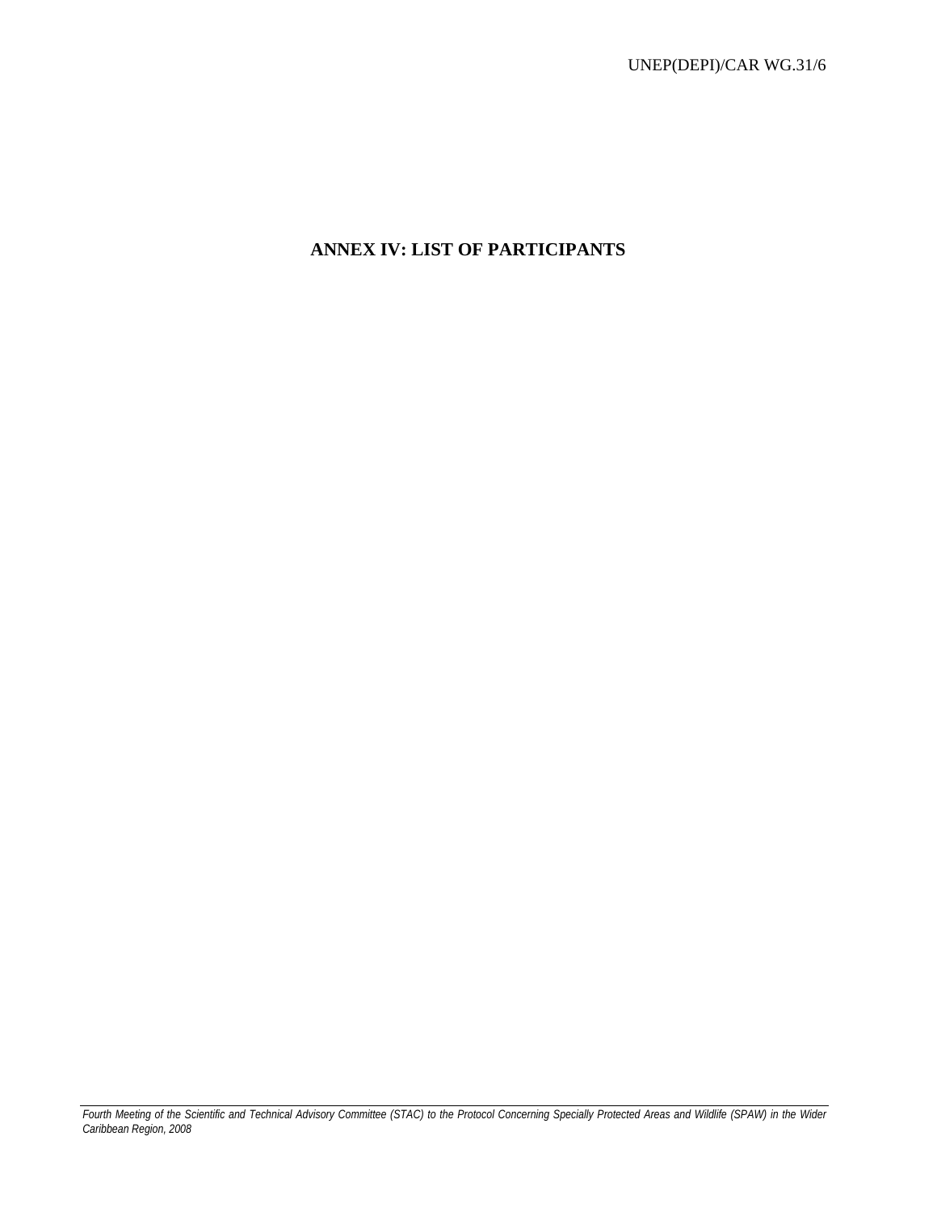# ANNEX IV: LIST OF PARTICIPANTS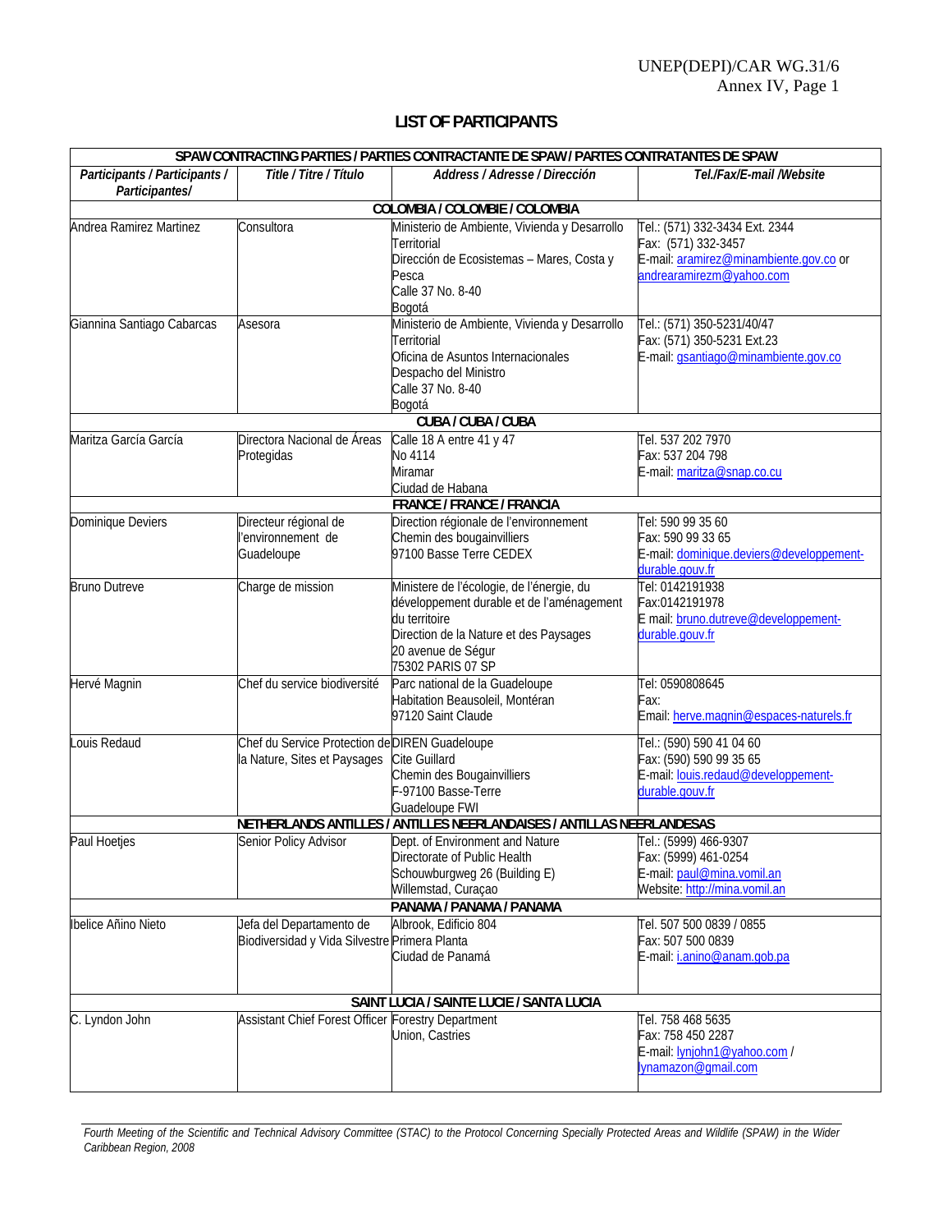## LIST OF PARTICIPANTS

| SPAW CONTRACTING PARTIES / PARTIES CONTRACTANTE DE SPAW / PARTES CONTRATANTES DE SPAW | | | |
|---|---|---|---|
| *Participants / Participants / Participantes/* | *Title / Titre / Título* | *Address / Adresse / Dirección* | *Tel./Fax/E-mail /Website* |
| **COLOMBIA / COLOMBIE / COLOMBIA** | | | |
| Andrea Ramirez Martinez | Consultora | Ministerio de Ambiente, Vivienda y Desarrollo Territorial<br>Dirección de Ecosistemas – Mares, Costa y Pesca<br>Calle 37 No. 8-40<br>Bogotá | Tel.: (571) 332-3434 Ext. 2344<br>Fax: (571) 332-3457<br>E-mail: aramirez@minambiente.gov.co or andrearamirezm@yahoo.com |
| Giannina Santiago Cabarcas | Asesora | Ministerio de Ambiente, Vivienda y Desarrollo Territorial<br>Oficina de Asuntos Internacionales<br>Despacho del Ministro<br>Calle 37 No. 8-40<br>Bogotá | Tel.: (571) 350-5231/40/47<br>Fax: (571) 350-5231 Ext.23<br>E-mail: gsantiago@minambiente.gov.co |
| **CUBA / CUBA / CUBA** | | | |
| Maritza García García | Directora Nacional de Áreas Protegidas | Calle 18 A entre 41 y 47<br>No 4114<br>Miramar<br>Ciudad de Habana | Tel. 537 202 7970<br>Fax: 537 204 798<br>E-mail: maritza@snap.co.cu |
| **FRANCE / FRANCE / FRANCIA** | | | |
| Dominique Deviers | Directeur régional de l'environnement de Guadeloupe | Direction régionale de l'environnement<br>Chemin des bougainvilliers<br>97100 Basse Terre CEDEX | Tel: 590 99 35 60<br>Fax: 590 99 33 65<br>E-mail: dominique.deviers@developpement-durable.gouv.fr |
| Bruno Dutreve | Charge de mission | Ministere de l'écologie, de l'énergie, du développement durable et de l'aménagement du territoire<br>Direction de la Nature et des Paysages<br>20 avenue de Ségur<br>75302 PARIS 07 SP | Tel: 0142191938<br>Fax:0142191978<br>E mail: bruno.dutreve@developpement-durable.gouv.fr |
| Hervé Magnin | Chef du service biodiversité | Parc national de la Guadeloupe<br>Habitation Beausoleil, Montéran<br>97120 Saint Claude | Tel: 0590808645<br>Fax:<br>Email: herve.magnin@espaces-naturels.fr |
| Louis Redaud | Chef du Service Protection de la Nature, Sites et Paysages | DIREN Guadeloupe<br>Cite Guillard<br>Chemin des Bougainvilliers<br>F-97100 Basse-Terre<br>Guadeloupe FWI | Tel.: (590) 590 41 04 60<br>Fax: (590) 590 99 35 65<br>E-mail: louis.redaud@developpement-durable.gouv.fr |
| **NETHERLANDS ANTILLES / ANTILLES NEERLANDAISES / ANTILLAS NEERLANDESAS** | | | |
| Paul Hoetjes | Senior Policy Advisor | Dept. of Environment and Nature<br>Directorate of Public Health<br>Schouwburgweg 26 (Building E)<br>Willemstad, Curaçao | Tel.: (5999) 466-9307<br>Fax: (5999) 461-0254<br>E-mail: paul@mina.vomil.an<br>Website: http://mina.vomil.an |
| **PANAMA / PANAMA / PANAMA** | | | |
| Ibelice Añino Nieto | Jefa del Departamento de Biodiversidad y Vida Silvestre | Albrook, Edificio 804<br>Primera Planta<br>Ciudad de Panamá | Tel. 507 500 0839 / 0855<br>Fax: 507 500 0839<br>E-mail: i.anino@anam.gob.pa |
| **SAINT LUCIA / SAINTE LUCIE / SANTA LUCIA** | | | |
| C. Lyndon John | Assistant Chief Forest Officer | Forestry Department<br>Union, Castries | Tel. 758 468 5635<br>Fax: 758 450 2287<br>E-mail: lynjohn1@yahoo.com / lynamazon@gmail.com |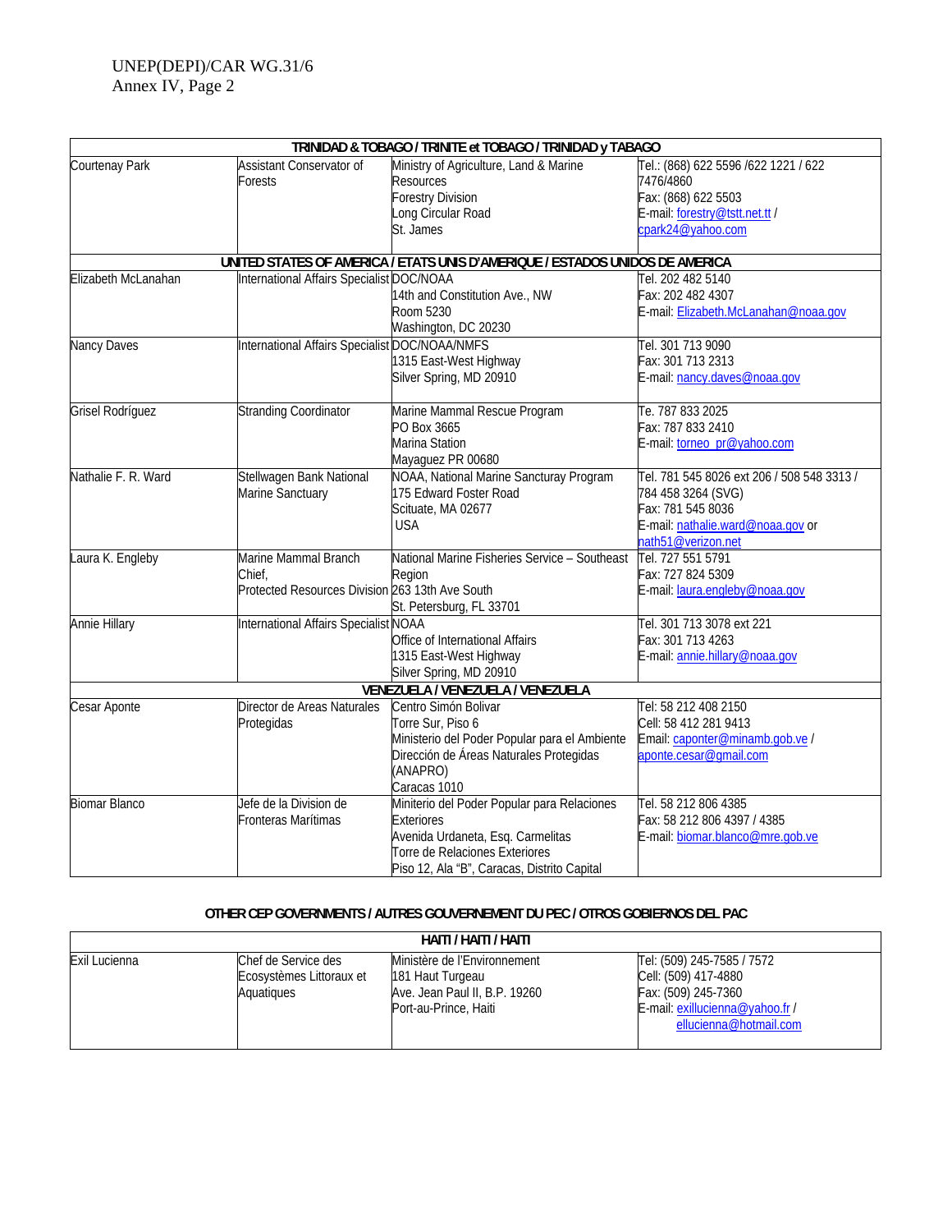| TRINIDAD & TOBAGO / TRINITE et TOBAGO / TRINIDAD y TABAGO | | | |
|---|---|---|---|
| Courtenay Park | Assistant Conservator of Forests | Ministry of Agriculture, Land & Marine Resources<br>Forestry Division<br>Long Circular Road<br>St. James | Tel.: (868) 622 5596 /622 1221 / 622 7476/4860<br>Fax: (868) 622 5503<br>E-mail: forestry@tstt.net.tt / cpark24@yahoo.com |
| **UNITED STATES OF AMERICA / ETATS UNIS D'AMERIQUE / ESTADOS UNIDOS DE AMERICA** | | | |
| Elizabeth McLanahan | International Affairs Specialist | DOC/NOAA<br>14th and Constitution Ave., NW<br>Room 5230<br>Washington, DC 20230 | Tel. 202 482 5140<br>Fax: 202 482 4307<br>E-mail: Elizabeth.McLanahan@noaa.gov |
| Nancy Daves | International Affairs Specialist | DOC/NOAA/NMFS<br>1315 East-West Highway<br>Silver Spring, MD 20910 | Tel. 301 713 9090<br>Fax: 301 713 2313<br>E-mail: nancy.daves@noaa.gov |
| Grisel Rodríguez | Stranding Coordinator | Marine Mammal Rescue Program<br>PO Box 3665<br>Marina Station<br>Mayaguez PR 00680 | Te. 787 833 2025<br>Fax: 787 833 2410<br>E-mail: torneo_pr@yahoo.com |
| Nathalie F. R. Ward | Stellwagen Bank National Marine Sanctuary | NOAA, National Marine Sancturay Program<br>175 Edward Foster Road<br>Scituate, MA 02677<br>USA | Tel. 781 545 8026 ext 206 / 508 548 3313 / 784 458 3264 (SVG)<br>Fax: 781 545 8036<br>E-mail: nathalie.ward@noaa.gov or nath51@verizon.net |
| Laura K. Engleby | Marine Mammal Branch Chief,<br>Protected Resources Division | National Marine Fisheries Service – Southeast Region<br>263 13th Ave South<br>St. Petersburg, FL 33701 | Tel. 727 551 5791<br>Fax: 727 824 5309<br>E-mail: laura.engleby@noaa.gov |
| Annie Hillary | International Affairs Specialist | NOAA<br>Office of International Affairs<br>1315 East-West Highway<br>Silver Spring, MD 20910 | Tel. 301 713 3078 ext 221<br>Fax: 301 713 4263<br>E-mail: annie.hillary@noaa.gov |
| **VENEZUELA / VENEZUELA / VENEZUELA** | | | |
| Cesar Aponte | Director de Areas Naturales Protegidas | Centro Simón Bolivar<br>Torre Sur, Piso 6<br>Ministerio del Poder Popular para el Ambiente<br>Dirección de Áreas Naturales Protegidas (ANAPRO)<br>Caracas 1010 | Tel: 58 212 408 2150<br>Cell: 58 412 281 9413<br>Email: caponter@minamb.gob.ve / aponte.cesar@gmail.com |
| Biomar Blanco | Jefe de la Division de Fronteras Marítimas | Miniterio del Poder Popular para Relaciones Exteriores<br>Avenida Urdaneta, Esq. Carmelitas<br>Torre de Relaciones Exteriores<br>Piso 12, Ala "B", Caracas, Distrito Capital | Tel. 58 212 806 4385<br>Fax: 58 212 806 4397 / 4385<br>E-mail: biomar.blanco@mre.gob.ve |

**OTHER CEP GOVERNMENTS / AUTRES GOUVERNEMENT DU PEC / OTROS GOBIERNOS DEL PAC**

| HAITI / HAITI / HAITI | | | |
|---|---|---|---|
| Exil Lucienna | Chef de Service des Ecosystèmes Littoraux et Aquatiques | Ministère de l'Environnement<br>181 Haut Turgeau<br>Ave. Jean Paul II, B.P. 19260<br>Port-au-Prince, Haiti | Tel: (509) 245-7585 / 7572<br>Cell: (509) 417-4880<br>Fax: (509) 245-7360<br>E-mail: exillucienna@yahoo.fr / ellucienna@hotmail.com |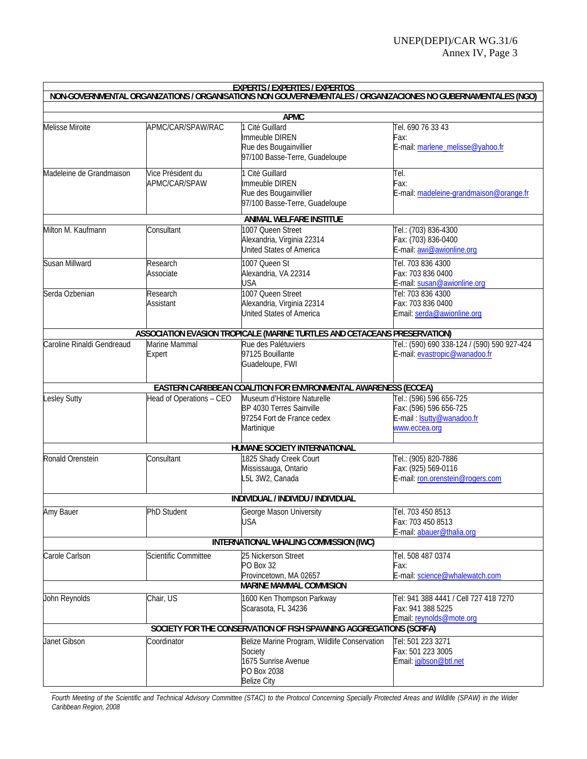| EXPERTS / EXPERTES / EXPERTOS | | | |
|---|---|---|---|
| **NON-GOVERNMENTAL ORGANIZATIONS / ORGANISATIONS NON GOUVERNEMENTALES / ORGANIZACIONES NO GUBERNAMENTALES (NGO)** | | | |
| **APMC** | | | |
| Melisse Miroite | APMC/CAR/SPAW/RAC | 1 Cité Guillard<br>Immeuble DIREN<br>Rue des Bougainvillier<br>97/100 Basse-Terre, Guadeloupe | Tel. 690 76 33 43<br>Fax:<br>E-mail: marlene_melisse@yahoo.fr |
| Madeleine de Grandmaison | Vice Président du APMC/CAR/SPAW | 1 Cité Guillard<br>Immeuble DIREN<br>Rue des Bougainvillier<br>97/100 Basse-Terre, Guadeloupe | Tel.<br>Fax:<br>E-mail: madeleine-grandmaison@orange.fr |
| **ANIMAL WELFARE INSTITUE** | | | |
| Milton M. Kaufmann | Consultant | 1007 Queen Street<br>Alexandria, Virginia 22314<br>United States of America | Tel.: (703) 836-4300<br>Fax: (703) 836-0400<br>E-mail: awi@awionline.org |
| Susan Millward | Research Associate | 1007 Queen St<br>Alexandria, VA 22314<br>USA | Tel. 703 836 4300<br>Fax: 703 836 0400<br>E-mail: susan@awionline.org |
| Serda Ozbenian | Research Assistant | 1007 Queen Street<br>Alexandria, Virginia 22314<br>United States of America | Tel: 703 836 4300<br>Fax: 703 836 0400<br>Email: serda@awionline.org |
| **ASSOCIATION EVASION TROPICALE (MARINE TURTLES AND CETACEANS PRESERVATION)** | | | |
| Caroline Rinaldi Gendreaud | Marine Mammal Expert | Rue des Palétuviers<br>97125 Bouillante<br>Guadeloupe, FWI | Tel.: (590) 690 338-124 / (590) 590 927-424<br>E-mail: evastropic@wanadoo.fr |
| **EASTERN CARIBBEAN COALITION FOR ENVIRONMENTAL AWARENESS (ECCEA)** | | | |
| Lesley Sutty | Head of Operations – CEO | Museum d'Histoire Naturelle<br>BP 4030 Terres Sainville<br>97254 Fort de France cedex<br>Martinique | Tel.: (596) 596 656-725<br>Fax: (596) 596 656-725<br>E-mail : lsutty@wanadoo.fr<br>www.eccea.org |
| **HUMANE SOCIETY INTERNATIONAL** | | | |
| Ronald Orenstein | Consultant | 1825 Shady Creek Court<br>Mississauga, Ontario<br>L5L 3W2, Canada | Tel.: (905) 820-7886<br>Fax: (925) 569-0116<br>E-mail: ron.orenstein@rogers.com |
| **INDIVIDUAL / INDIVIDU / INDIVIDUAL** | | | |
| Amy Bauer | PhD Student | George Mason University<br>USA | Tel. 703 450 8513<br>Fax: 703 450 8513<br>E-mail: abauer@thalia.org |
| **INTERNATIONAL WHALING COMMISSION (IWC)** | | | |
| Carole Carlson | Scientific Committee | 25 Nickerson Street<br>PO Box 32<br>Provincetown, MA 02657 | Tel. 508 487 0374<br>Fax:<br>E-mail: science@whalewatch.com |
| **MARINE MAMMAL COMMISION** | | | |
| John Reynolds | Chair, US | 1600 Ken Thompson Parkway<br>Scarasota, FL 34236 | Tel: 941 388 4441 / Cell 727 418 7270<br>Fax: 941 388 5225<br>Email: reynolds@mote.org |
| **SOCIETY FOR THE CONSERVATION OF FISH SPAWNING AGGREGATIONS (SCRFA)** | | | |
| Janet Gibson | Coordinator | Belize Marine Program, Wildlife Conservation Society<br>1675 Sunrise Avenue<br>PO Box 2038<br>Belize City | Tel: 501 223 3271<br>Fax: 501 223 3005<br>Email: jgibson@btl.net |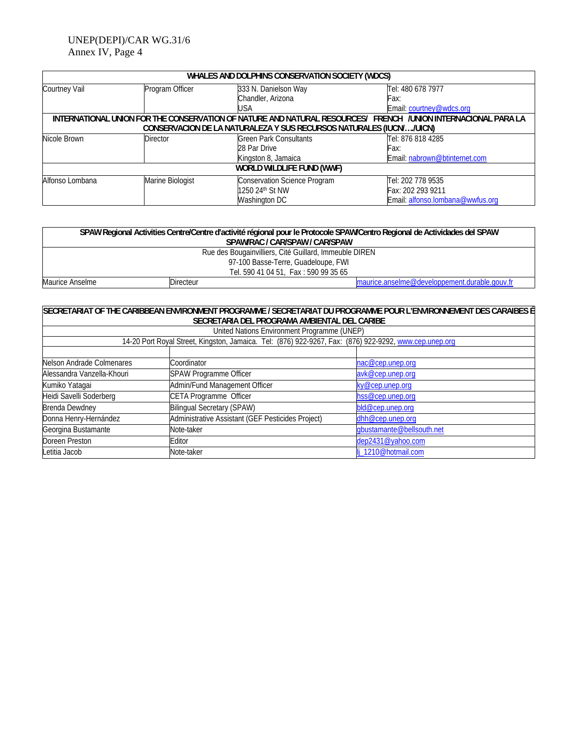| WHALES AND DOLPHINS CONSERVATION SOCIETY (WDCS) | | | |
|---|---|---|---|
| Courtney Vail | Program Officer | 333 N. Danielson Way<br>Chandler, Arizona<br>USA | Tel: 480 678 7977<br>Fax:<br>Email: courtney@wdcs.org |
| **INTERNATIONAL UNION FOR THE CONSERVATION OF NATURE AND NATURAL RESOURCES/ FRENCH /UNION INTERNACIONAL PARA LA CONSERVACION DE LA NATURALEZA Y SUS RECURSOS NATURALES (IUCN/…/UICN)** | | | |
| Nicole Brown | Director | Green Park Consultants<br>28 Par Drive<br>Kingston 8, Jamaica | Tel: 876 818 4285<br>Fax:<br>Email: nabrown@btinternet.com |
| **WORLD WILDLIFE FUND (WWF)** | | | |
| Alfonso Lombana | Marine Biologist | Conservation Science Program<br>1250 24th St NW<br>Washington DC | Tel: 202 778 9535<br>Fax: 202 293 9211<br>Email: alfonso.lombana@wwfus.org |

| SPAW Regional Activities Centre/Centre d'activité régional pour le Protocole SPAW/Centro Regional de Actividades del SPAW SPAW/RAC / CAR/SPAW / CAR/SPAW | | |
|---|---|---|
| Rue des Bougainvilliers, Cité Guillard, Immeuble DIREN<br>97-100 Basse-Terre, Guadeloupe, FWI<br>Tel. 590 41 04 51, Fax : 590 99 35 65 | | |
| Maurice Anselme | Directeur | maurice.anselme@developpement.durable.gouv.fr |

| SECRETARIAT OF THE CARIBBEAN ENVIRONMENT PROGRAMME / SECRETARIAT DU PROGRAMME POUR L'ENVIRONNEMENT DES CARAIBES É SECRETARIA DEL PROGRAMA AMBIENTAL DEL CARIBE | | |
|---|---|---|
| United Nations Environment Programme (UNEP) | | |
| 14-20 Port Royal Street, Kingston, Jamaica. Tel: (876) 922-9267, Fax: (876) 922-9292, www.cep.unep.org | | |
| | | |
| Nelson Andrade Colmenares | Coordinator | nac@cep.unep.org |
| Alessandra Vanzella-Khouri | SPAW Programme Officer | avk@cep.unep.org |
| Kumiko Yatagai | Admin/Fund Management Officer | ky@cep.unep.org |
| Heidi Savelli Soderberg | CETA Programme Officer | hss@cep.unep.org |
| Brenda Dewdney | Bilingual Secretary (SPAW) | bld@cep.unep.org |
| Donna Henry-Hernández | Administrative Assistant (GEF Pesticides Project) | dhh@cep.unep.org |
| Georgina Bustamante | Note-taker | gbustamante@bellsouth.net |
| Doreen Preston | Editor | dep2431@yahoo.com |
| Letitia Jacob | Note-taker | lj_1210@hotmail.com |